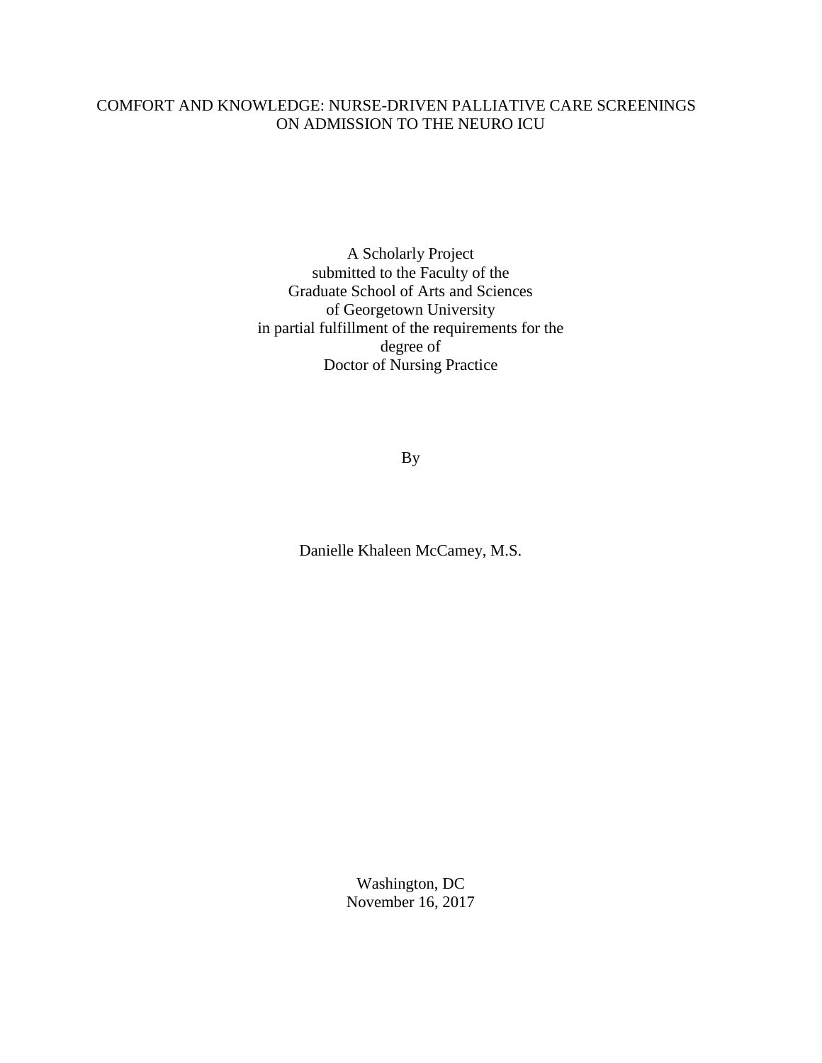# COMFORT AND KNOWLEDGE: NURSE-DRIVEN PALLIATIVE CARE SCREENINGS ON ADMISSION TO THE NEURO ICU

A Scholarly Project
submitted to the Faculty of the
Graduate School of Arts and Sciences
of Georgetown University
in partial fulfillment of the requirements for the
degree of
Doctor of Nursing Practice

By

Danielle Khaleen McCamey, M.S.

Washington, DC
November 16, 2017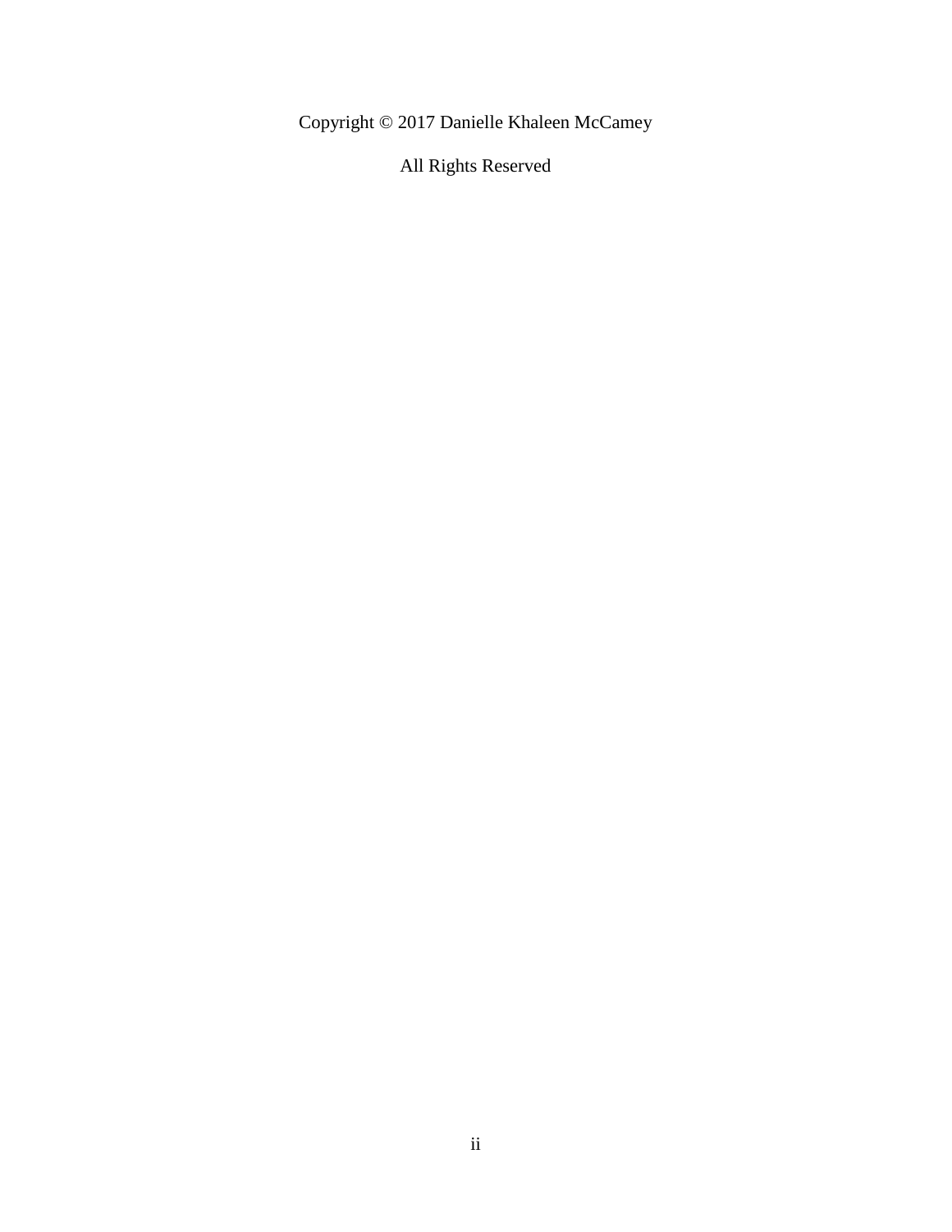Copyright © 2017 Danielle Khaleen McCamey

All Rights Reserved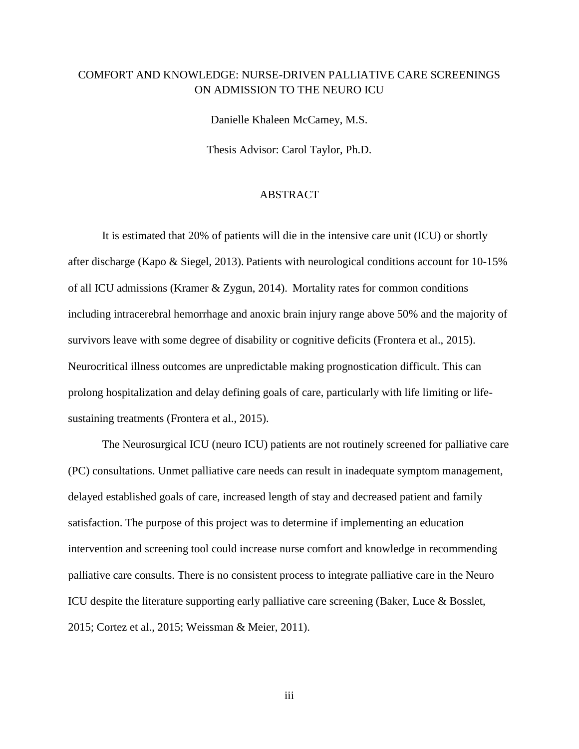# COMFORT AND KNOWLEDGE: NURSE-DRIVEN PALLIATIVE CARE SCREENINGS ON ADMISSION TO THE NEURO ICU

Danielle Khaleen McCamey, M.S.

Thesis Advisor: Carol Taylor, Ph.D.

## ABSTRACT

It is estimated that 20% of patients will die in the intensive care unit (ICU) or shortly after discharge (Kapo & Siegel, 2013). Patients with neurological conditions account for 10-15% of all ICU admissions (Kramer & Zygun, 2014). Mortality rates for common conditions including intracerebral hemorrhage and anoxic brain injury range above 50% and the majority of survivors leave with some degree of disability or cognitive deficits (Frontera et al., 2015). Neurocritical illness outcomes are unpredictable making prognostication difficult. This can prolong hospitalization and delay defining goals of care, particularly with life limiting or life-sustaining treatments (Frontera et al., 2015).

The Neurosurgical ICU (neuro ICU) patients are not routinely screened for palliative care (PC) consultations. Unmet palliative care needs can result in inadequate symptom management, delayed established goals of care, increased length of stay and decreased patient and family satisfaction. The purpose of this project was to determine if implementing an education intervention and screening tool could increase nurse comfort and knowledge in recommending palliative care consults. There is no consistent process to integrate palliative care in the Neuro ICU despite the literature supporting early palliative care screening (Baker, Luce & Bosslet, 2015; Cortez et al., 2015; Weissman & Meier, 2011).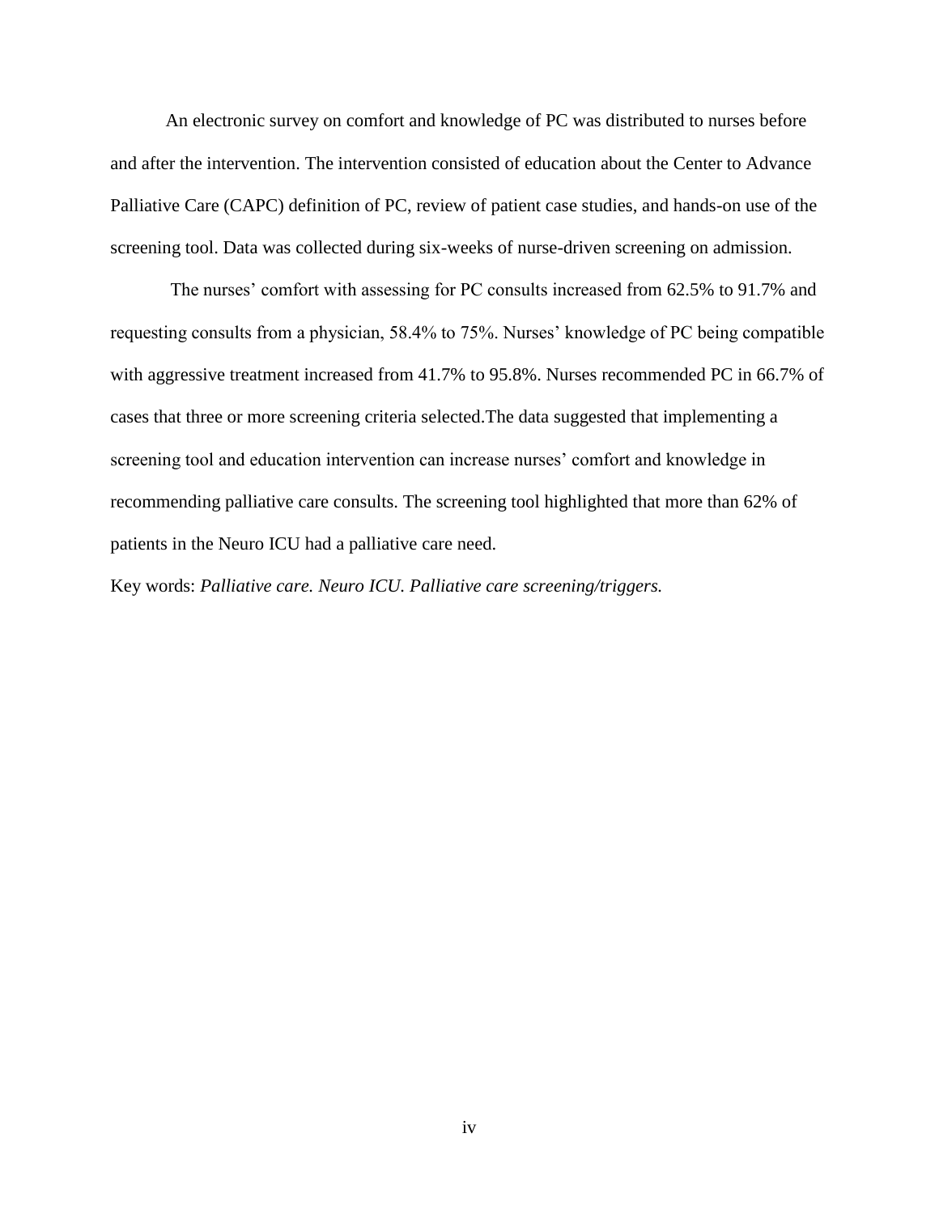An electronic survey on comfort and knowledge of PC was distributed to nurses before and after the intervention. The intervention consisted of education about the Center to Advance Palliative Care (CAPC) definition of PC, review of patient case studies, and hands-on use of the screening tool. Data was collected during six-weeks of nurse-driven screening on admission.

The nurses' comfort with assessing for PC consults increased from 62.5% to 91.7% and requesting consults from a physician, 58.4% to 75%. Nurses' knowledge of PC being compatible with aggressive treatment increased from 41.7% to 95.8%. Nurses recommended PC in 66.7% of cases that three or more screening criteria selected.The data suggested that implementing a screening tool and education intervention can increase nurses' comfort and knowledge in recommending palliative care consults. The screening tool highlighted that more than 62% of patients in the Neuro ICU had a palliative care need.

Key words: *Palliative care. Neuro ICU. Palliative care screening/triggers.*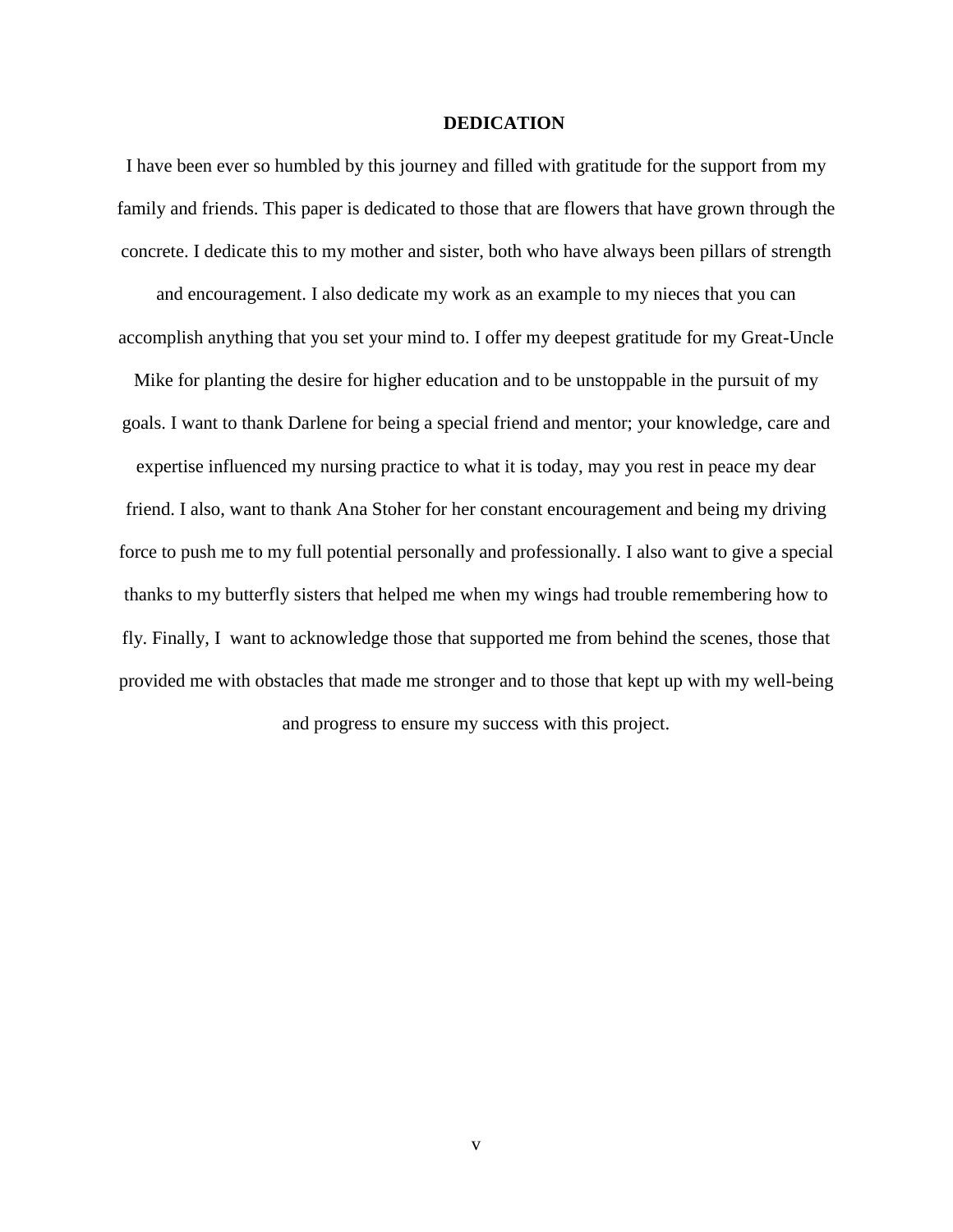# DEDICATION

I have been ever so humbled by this journey and filled with gratitude for the support from my family and friends. This paper is dedicated to those that are flowers that have grown through the concrete. I dedicate this to my mother and sister, both who have always been pillars of strength and encouragement. I also dedicate my work as an example to my nieces that you can accomplish anything that you set your mind to. I offer my deepest gratitude for my Great-Uncle Mike for planting the desire for higher education and to be unstoppable in the pursuit of my goals. I want to thank Darlene for being a special friend and mentor; your knowledge, care and expertise influenced my nursing practice to what it is today, may you rest in peace my dear friend. I also, want to thank Ana Stoher for her constant encouragement and being my driving force to push me to my full potential personally and professionally. I also want to give a special thanks to my butterfly sisters that helped me when my wings had trouble remembering how to fly. Finally, I want to acknowledge those that supported me from behind the scenes, those that provided me with obstacles that made me stronger and to those that kept up with my well-being and progress to ensure my success with this project.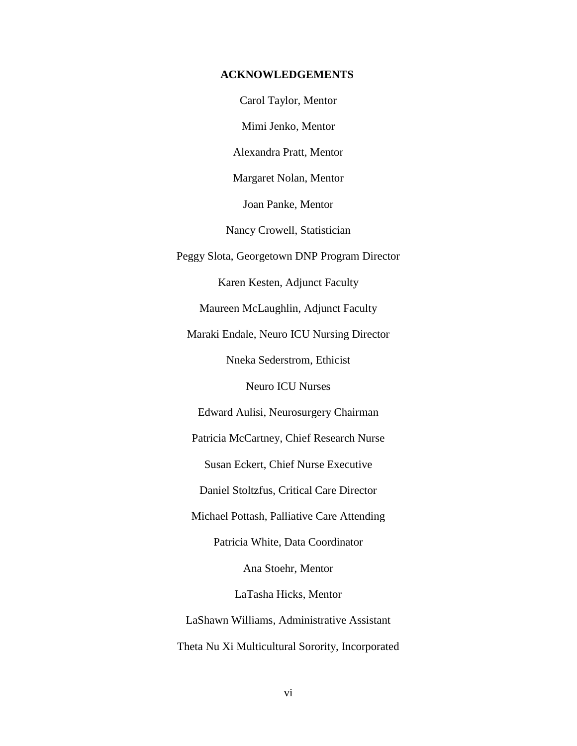## ACKNOWLEDGEMENTS

Carol Taylor, Mentor

Mimi Jenko, Mentor

Alexandra Pratt, Mentor

Margaret Nolan, Mentor

Joan Panke, Mentor

Nancy Crowell, Statistician

Peggy Slota, Georgetown DNP Program Director

Karen Kesten, Adjunct Faculty

Maureen McLaughlin, Adjunct Faculty

Maraki Endale, Neuro ICU Nursing Director

Nneka Sederstrom, Ethicist

Neuro ICU Nurses

Edward Aulisi, Neurosurgery Chairman

Patricia McCartney, Chief Research Nurse

Susan Eckert, Chief Nurse Executive

Daniel Stoltzfus, Critical Care Director

Michael Pottash, Palliative Care Attending

Patricia White, Data Coordinator

Ana Stoehr, Mentor

LaTasha Hicks, Mentor

LaShawn Williams, Administrative Assistant

Theta Nu Xi Multicultural Sorority, Incorporated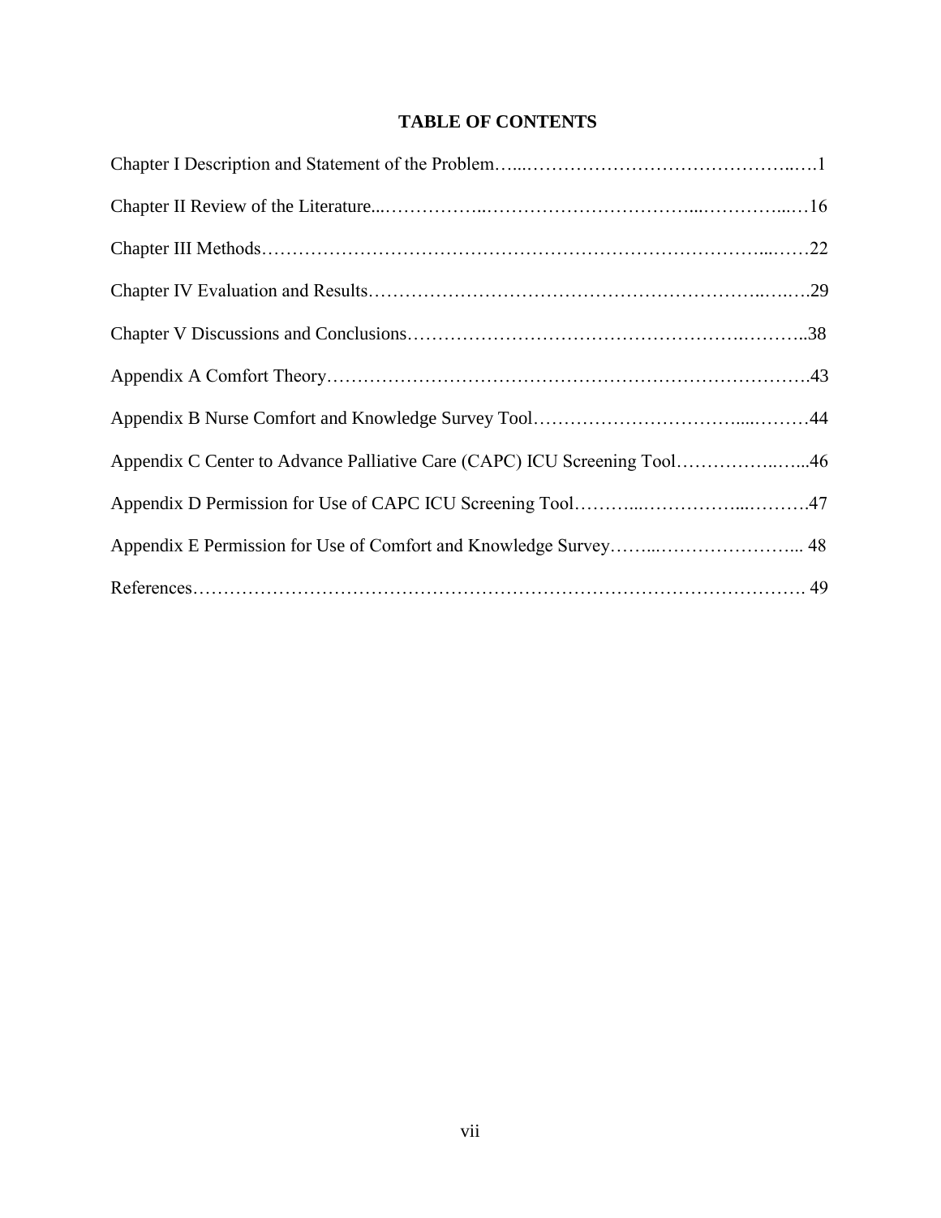# TABLE OF CONTENTS

Chapter I Description and Statement of the Problem……………………………………………………1

Chapter II Review of the Literature……………………………………………………………………16

Chapter III Methods……………………………………………………………………………………22

Chapter IV Evaluation and Results……………………………………………………………………29

Chapter V Discussions and Conclusions………………………………………………………………38

Appendix A Comfort Theory…………………………………………………………………………43

Appendix B Nurse Comfort and Knowledge Survey Tool……………………………………………44

Appendix C Center to Advance Palliative Care (CAPC) ICU Screening Tool………………………46

Appendix D Permission for Use of CAPC ICU Screening Tool………………………………………47

Appendix E Permission for Use of Comfort and Knowledge Survey…………………………………48

References………………………………………………………………………………………………49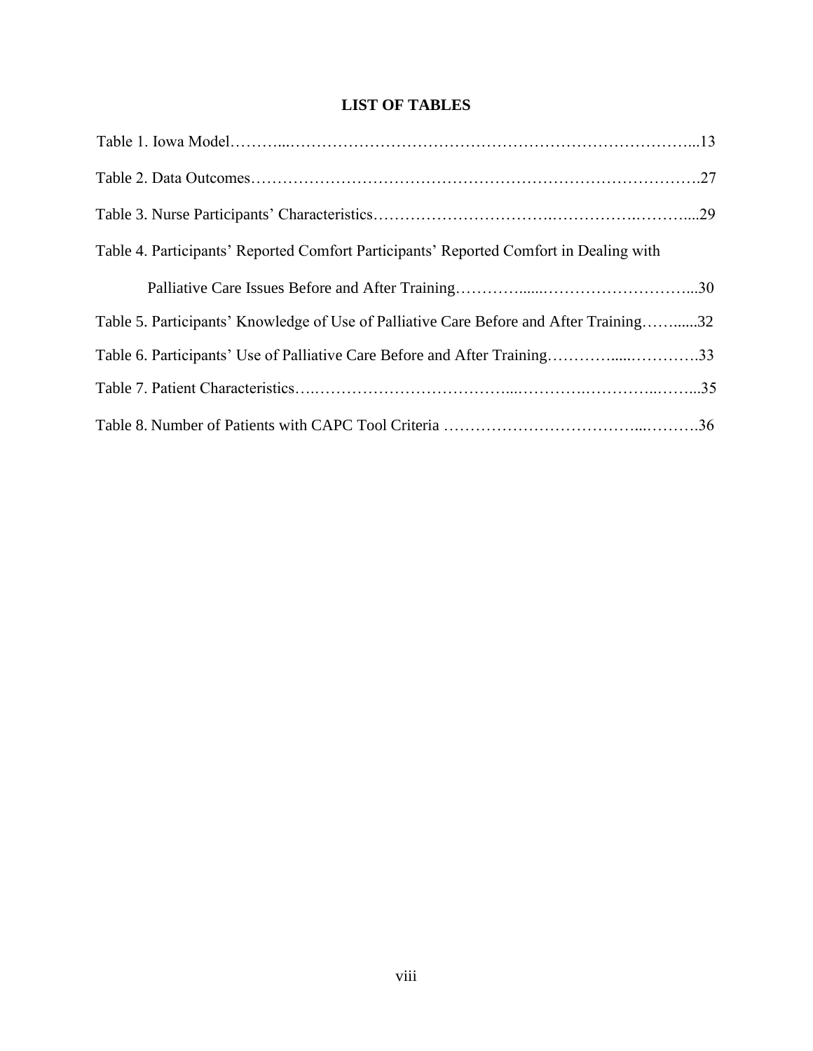## LIST OF TABLES

Table 1. Iowa Model………...……………………………………………………………………...13

Table 2. Data Outcomes………………………………………………………………………….27

Table 3. Nurse Participants' Characteristics……………………………….…………….……....29

Table 4. Participants' Reported Comfort Participants' Reported Comfort in Dealing with Palliative Care Issues Before and After Training…………......………………………...30

Table 5. Participants' Knowledge of Use of Palliative Care Before and After Training……......32

Table 6. Participants' Use of Palliative Care Before and After Training…………......………….33

Table 7. Patient Characteristics….……………………………...……….…………..……...35

Table 8. Number of Patients with CAPC Tool Criteria ……………………………...……….36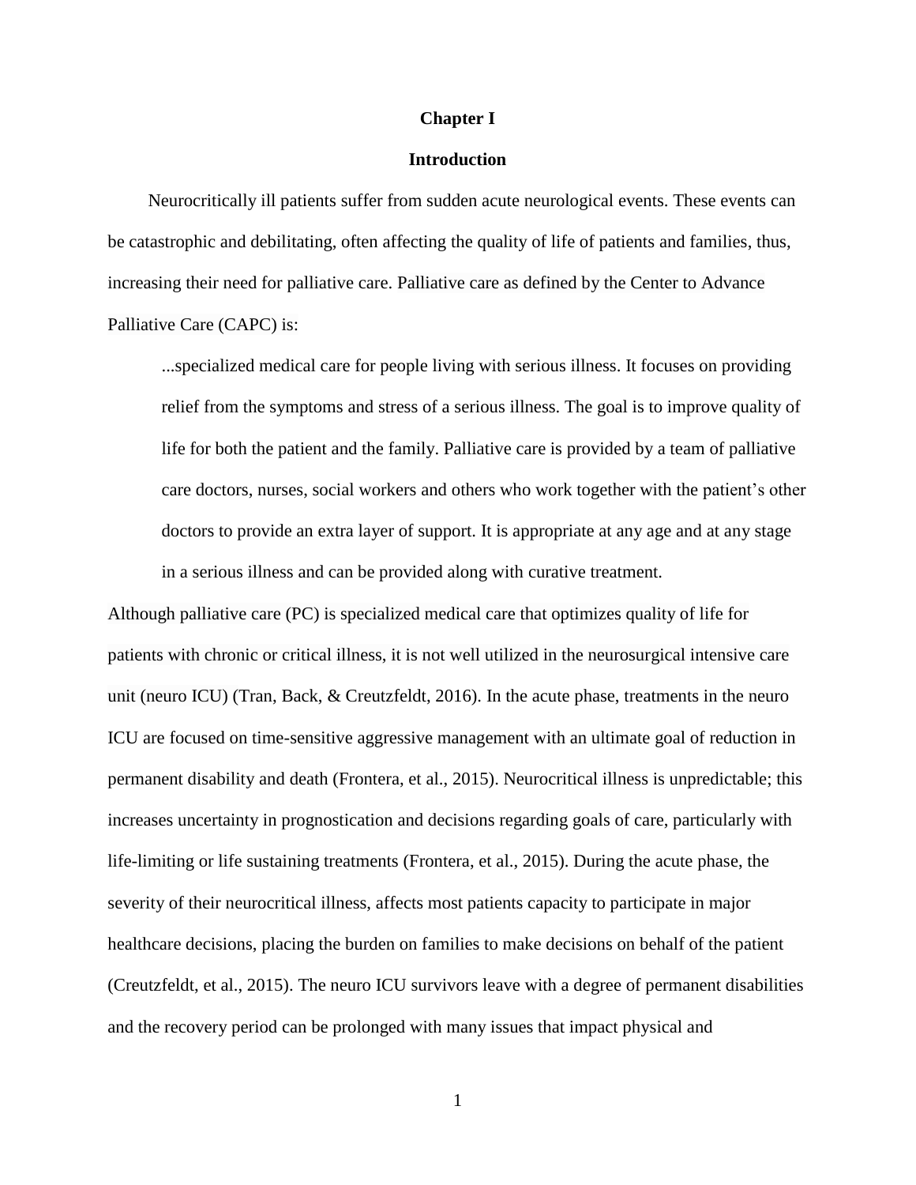# Chapter I

## Introduction

Neurocritically ill patients suffer from sudden acute neurological events. These events can be catastrophic and debilitating, often affecting the quality of life of patients and families, thus, increasing their need for palliative care. Palliative care as defined by the Center to Advance Palliative Care (CAPC) is:

> ...specialized medical care for people living with serious illness. It focuses on providing relief from the symptoms and stress of a serious illness. The goal is to improve quality of life for both the patient and the family. Palliative care is provided by a team of palliative care doctors, nurses, social workers and others who work together with the patient's other doctors to provide an extra layer of support. It is appropriate at any age and at any stage in a serious illness and can be provided along with curative treatment.

Although palliative care (PC) is specialized medical care that optimizes quality of life for patients with chronic or critical illness, it is not well utilized in the neurosurgical intensive care unit (neuro ICU) (Tran, Back, & Creutzfeldt, 2016). In the acute phase, treatments in the neuro ICU are focused on time-sensitive aggressive management with an ultimate goal of reduction in permanent disability and death (Frontera, et al., 2015). Neurocritical illness is unpredictable; this increases uncertainty in prognostication and decisions regarding goals of care, particularly with life-limiting or life sustaining treatments (Frontera, et al., 2015). During the acute phase, the severity of their neurocritical illness, affects most patients capacity to participate in major healthcare decisions, placing the burden on families to make decisions on behalf of the patient (Creutzfeldt, et al., 2015). The neuro ICU survivors leave with a degree of permanent disabilities and the recovery period can be prolonged with many issues that impact physical and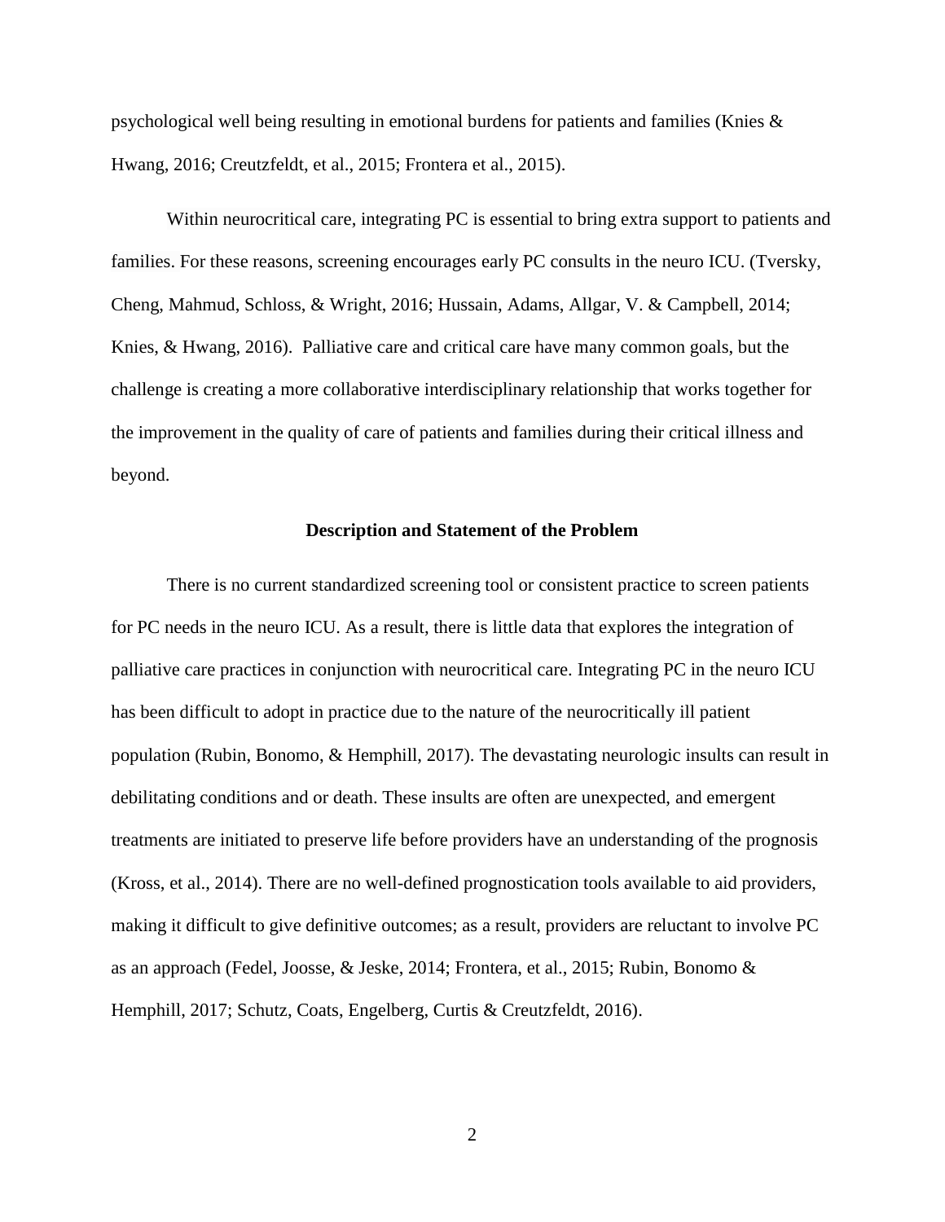psychological well being resulting in emotional burdens for patients and families (Knies & Hwang, 2016; Creutzfeldt, et al., 2015; Frontera et al., 2015).

Within neurocritical care, integrating PC is essential to bring extra support to patients and families. For these reasons, screening encourages early PC consults in the neuro ICU. (Tversky, Cheng, Mahmud, Schloss, & Wright, 2016; Hussain, Adams, Allgar, V. & Campbell, 2014; Knies, & Hwang, 2016). Palliative care and critical care have many common goals, but the challenge is creating a more collaborative interdisciplinary relationship that works together for the improvement in the quality of care of patients and families during their critical illness and beyond.

## Description and Statement of the Problem

There is no current standardized screening tool or consistent practice to screen patients for PC needs in the neuro ICU. As a result, there is little data that explores the integration of palliative care practices in conjunction with neurocritical care. Integrating PC in the neuro ICU has been difficult to adopt in practice due to the nature of the neurocritically ill patient population (Rubin, Bonomo, & Hemphill, 2017). The devastating neurologic insults can result in debilitating conditions and or death. These insults are often are unexpected, and emergent treatments are initiated to preserve life before providers have an understanding of the prognosis (Kross, et al., 2014). There are no well-defined prognostication tools available to aid providers, making it difficult to give definitive outcomes; as a result, providers are reluctant to involve PC as an approach (Fedel, Joosse, & Jeske, 2014; Frontera, et al., 2015; Rubin, Bonomo & Hemphill, 2017; Schutz, Coats, Engelberg, Curtis & Creutzfeldt, 2016).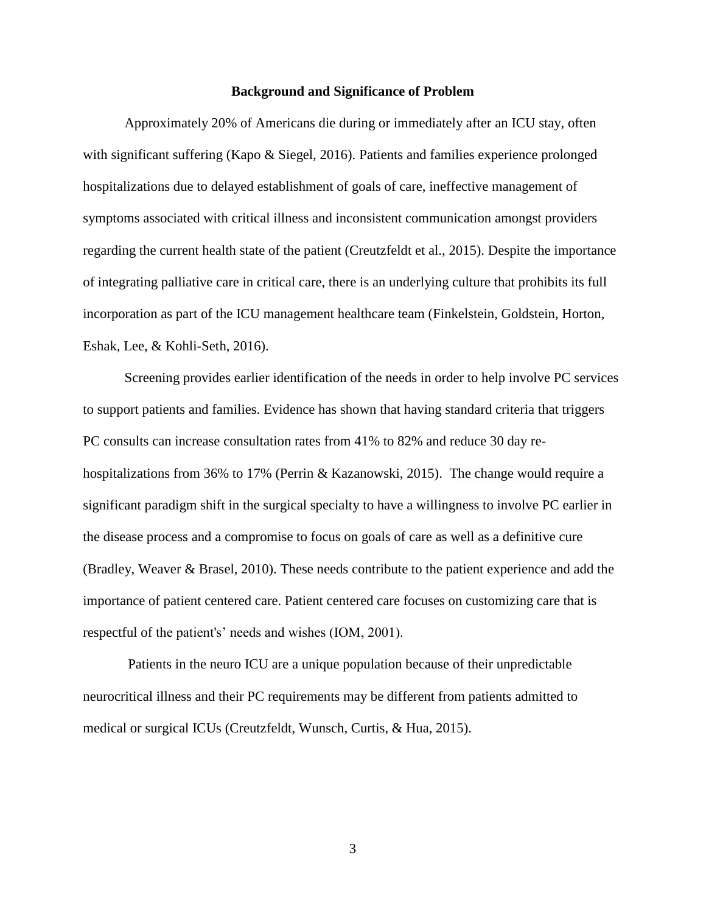## Background and Significance of Problem

Approximately 20% of Americans die during or immediately after an ICU stay, often with significant suffering (Kapo & Siegel, 2016). Patients and families experience prolonged hospitalizations due to delayed establishment of goals of care, ineffective management of symptoms associated with critical illness and inconsistent communication amongst providers regarding the current health state of the patient (Creutzfeldt et al., 2015). Despite the importance of integrating palliative care in critical care, there is an underlying culture that prohibits its full incorporation as part of the ICU management healthcare team (Finkelstein, Goldstein, Horton, Eshak, Lee, & Kohli-Seth, 2016).

Screening provides earlier identification of the needs in order to help involve PC services to support patients and families. Evidence has shown that having standard criteria that triggers PC consults can increase consultation rates from 41% to 82% and reduce 30 day re-hospitalizations from 36% to 17% (Perrin & Kazanowski, 2015). The change would require a significant paradigm shift in the surgical specialty to have a willingness to involve PC earlier in the disease process and a compromise to focus on goals of care as well as a definitive cure (Bradley, Weaver & Brasel, 2010). These needs contribute to the patient experience and add the importance of patient centered care. Patient centered care focuses on customizing care that is respectful of the patient's' needs and wishes (IOM, 2001).

Patients in the neuro ICU are a unique population because of their unpredictable neurocritical illness and their PC requirements may be different from patients admitted to medical or surgical ICUs (Creutzfeldt, Wunsch, Curtis, & Hua, 2015).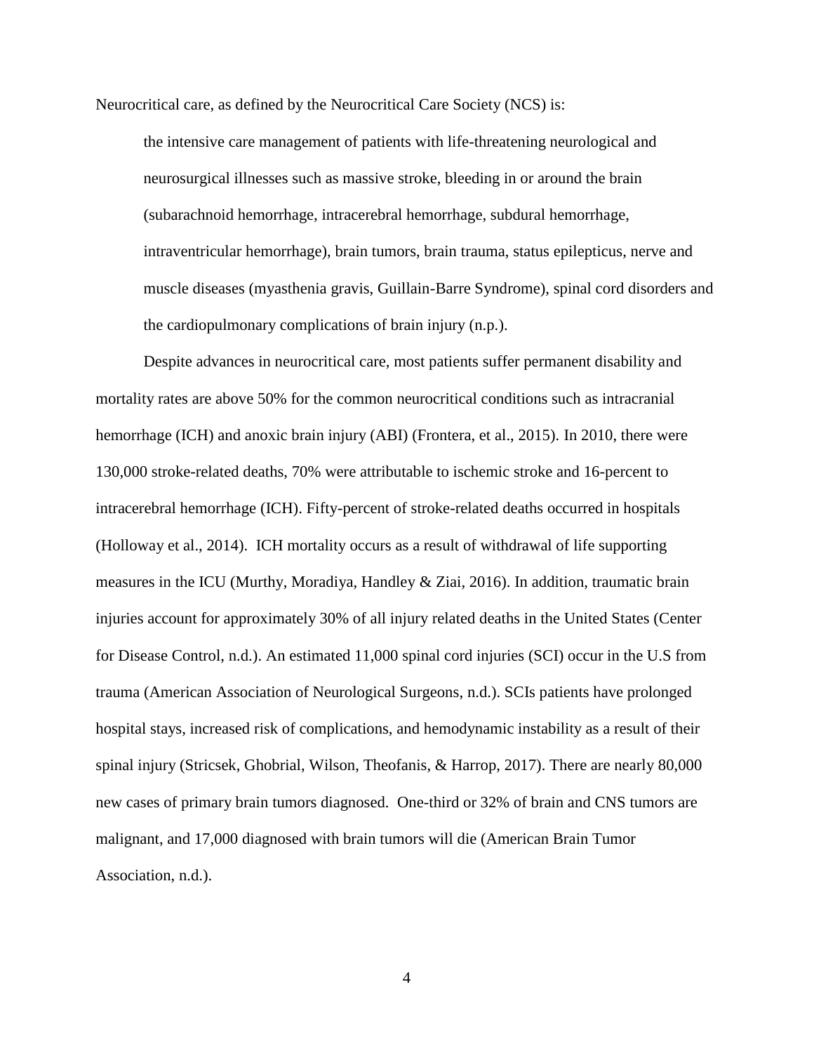Neurocritical care, as defined by the Neurocritical Care Society (NCS) is:

> the intensive care management of patients with life-threatening neurological and neurosurgical illnesses such as massive stroke, bleeding in or around the brain (subarachnoid hemorrhage, intracerebral hemorrhage, subdural hemorrhage, intraventricular hemorrhage), brain tumors, brain trauma, status epilepticus, nerve and muscle diseases (myasthenia gravis, Guillain-Barre Syndrome), spinal cord disorders and the cardiopulmonary complications of brain injury (n.p.).

Despite advances in neurocritical care, most patients suffer permanent disability and mortality rates are above 50% for the common neurocritical conditions such as intracranial hemorrhage (ICH) and anoxic brain injury (ABI) (Frontera, et al., 2015). In 2010, there were 130,000 stroke-related deaths, 70% were attributable to ischemic stroke and 16-percent to intracerebral hemorrhage (ICH). Fifty-percent of stroke-related deaths occurred in hospitals (Holloway et al., 2014). ICH mortality occurs as a result of withdrawal of life supporting measures in the ICU (Murthy, Moradiya, Handley & Ziai, 2016). In addition, traumatic brain injuries account for approximately 30% of all injury related deaths in the United States (Center for Disease Control, n.d.). An estimated 11,000 spinal cord injuries (SCI) occur in the U.S from trauma (American Association of Neurological Surgeons, n.d.). SCIs patients have prolonged hospital stays, increased risk of complications, and hemodynamic instability as a result of their spinal injury (Stricsek, Ghobrial, Wilson, Theofanis, & Harrop, 2017). There are nearly 80,000 new cases of primary brain tumors diagnosed. One-third or 32% of brain and CNS tumors are malignant, and 17,000 diagnosed with brain tumors will die (American Brain Tumor Association, n.d.).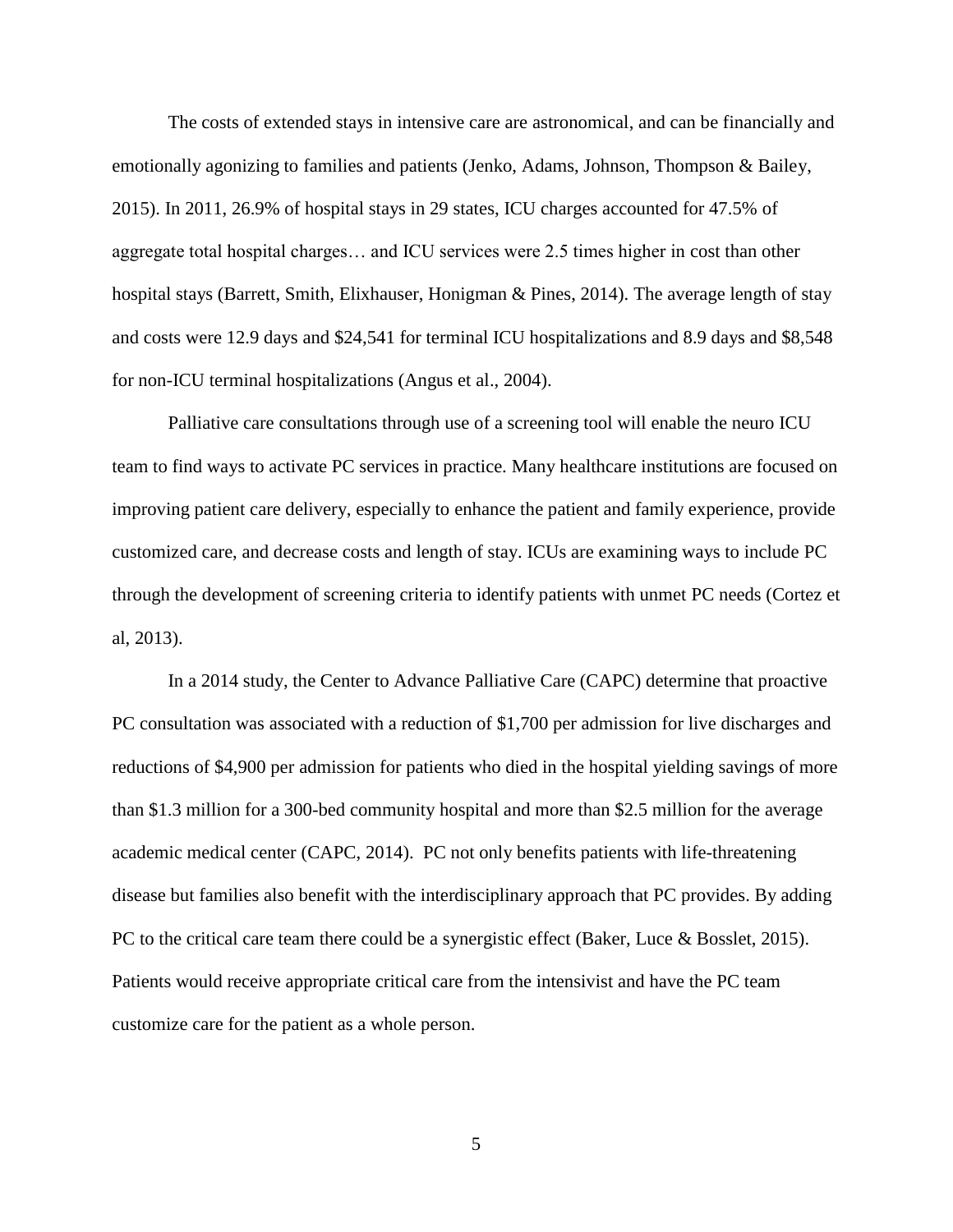The costs of extended stays in intensive care are astronomical, and can be financially and emotionally agonizing to families and patients (Jenko, Adams, Johnson, Thompson & Bailey, 2015). In 2011, 26.9% of hospital stays in 29 states, ICU charges accounted for 47.5% of aggregate total hospital charges… and ICU services were 2.5 times higher in cost than other hospital stays (Barrett, Smith, Elixhauser, Honigman & Pines, 2014). The average length of stay and costs were 12.9 days and $24,541 for terminal ICU hospitalizations and 8.9 days and $8,548 for non-ICU terminal hospitalizations (Angus et al., 2004).

Palliative care consultations through use of a screening tool will enable the neuro ICU team to find ways to activate PC services in practice. Many healthcare institutions are focused on improving patient care delivery, especially to enhance the patient and family experience, provide customized care, and decrease costs and length of stay. ICUs are examining ways to include PC through the development of screening criteria to identify patients with unmet PC needs (Cortez et al, 2013).

In a 2014 study, the Center to Advance Palliative Care (CAPC) determine that proactive PC consultation was associated with a reduction of $1,700 per admission for live discharges and reductions of $4,900 per admission for patients who died in the hospital yielding savings of more than $1.3 million for a 300-bed community hospital and more than $2.5 million for the average academic medical center (CAPC, 2014). PC not only benefits patients with life-threatening disease but families also benefit with the interdisciplinary approach that PC provides. By adding PC to the critical care team there could be a synergistic effect (Baker, Luce & Bosslet, 2015). Patients would receive appropriate critical care from the intensivist and have the PC team customize care for the patient as a whole person.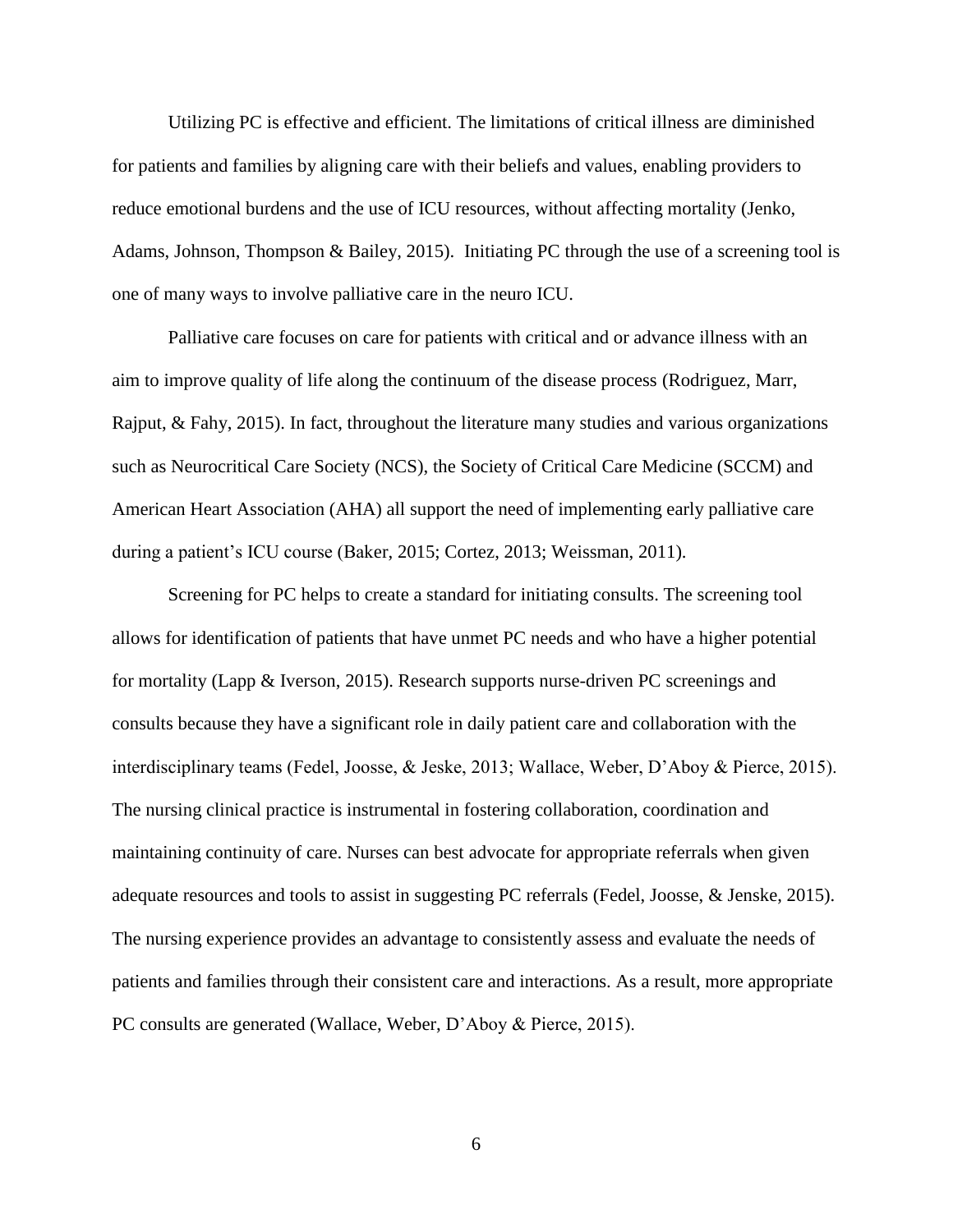Utilizing PC is effective and efficient. The limitations of critical illness are diminished for patients and families by aligning care with their beliefs and values, enabling providers to reduce emotional burdens and the use of ICU resources, without affecting mortality (Jenko, Adams, Johnson, Thompson & Bailey, 2015). Initiating PC through the use of a screening tool is one of many ways to involve palliative care in the neuro ICU.

Palliative care focuses on care for patients with critical and or advance illness with an aim to improve quality of life along the continuum of the disease process (Rodriguez, Marr, Rajput, & Fahy, 2015). In fact, throughout the literature many studies and various organizations such as Neurocritical Care Society (NCS), the Society of Critical Care Medicine (SCCM) and American Heart Association (AHA) all support the need of implementing early palliative care during a patient's ICU course (Baker, 2015; Cortez, 2013; Weissman, 2011).

Screening for PC helps to create a standard for initiating consults. The screening tool allows for identification of patients that have unmet PC needs and who have a higher potential for mortality (Lapp & Iverson, 2015). Research supports nurse-driven PC screenings and consults because they have a significant role in daily patient care and collaboration with the interdisciplinary teams (Fedel, Joosse, & Jeske, 2013; Wallace, Weber, D'Aboy & Pierce, 2015). The nursing clinical practice is instrumental in fostering collaboration, coordination and maintaining continuity of care. Nurses can best advocate for appropriate referrals when given adequate resources and tools to assist in suggesting PC referrals (Fedel, Joosse, & Jenske, 2015). The nursing experience provides an advantage to consistently assess and evaluate the needs of patients and families through their consistent care and interactions. As a result, more appropriate PC consults are generated (Wallace, Weber, D'Aboy & Pierce, 2015).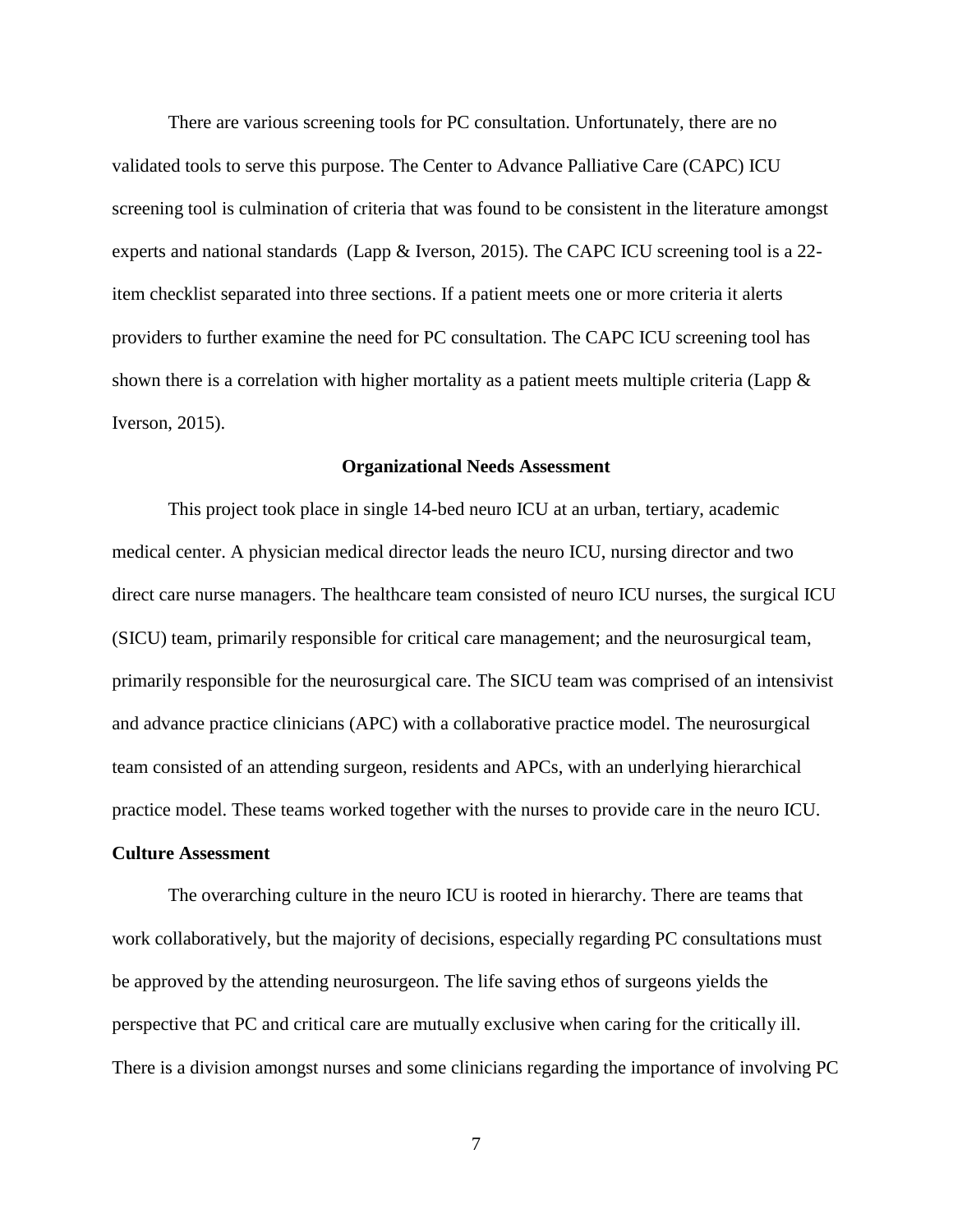There are various screening tools for PC consultation. Unfortunately, there are no validated tools to serve this purpose. The Center to Advance Palliative Care (CAPC) ICU screening tool is culmination of criteria that was found to be consistent in the literature amongst experts and national standards (Lapp & Iverson, 2015). The CAPC ICU screening tool is a 22-item checklist separated into three sections. If a patient meets one or more criteria it alerts providers to further examine the need for PC consultation. The CAPC ICU screening tool has shown there is a correlation with higher mortality as a patient meets multiple criteria (Lapp & Iverson, 2015).

## Organizational Needs Assessment

This project took place in single 14-bed neuro ICU at an urban, tertiary, academic medical center. A physician medical director leads the neuro ICU, nursing director and two direct care nurse managers. The healthcare team consisted of neuro ICU nurses, the surgical ICU (SICU) team, primarily responsible for critical care management; and the neurosurgical team, primarily responsible for the neurosurgical care. The SICU team was comprised of an intensivist and advance practice clinicians (APC) with a collaborative practice model. The neurosurgical team consisted of an attending surgeon, residents and APCs, with an underlying hierarchical practice model. These teams worked together with the nurses to provide care in the neuro ICU.

### Culture Assessment

The overarching culture in the neuro ICU is rooted in hierarchy. There are teams that work collaboratively, but the majority of decisions, especially regarding PC consultations must be approved by the attending neurosurgeon. The life saving ethos of surgeons yields the perspective that PC and critical care are mutually exclusive when caring for the critically ill. There is a division amongst nurses and some clinicians regarding the importance of involving PC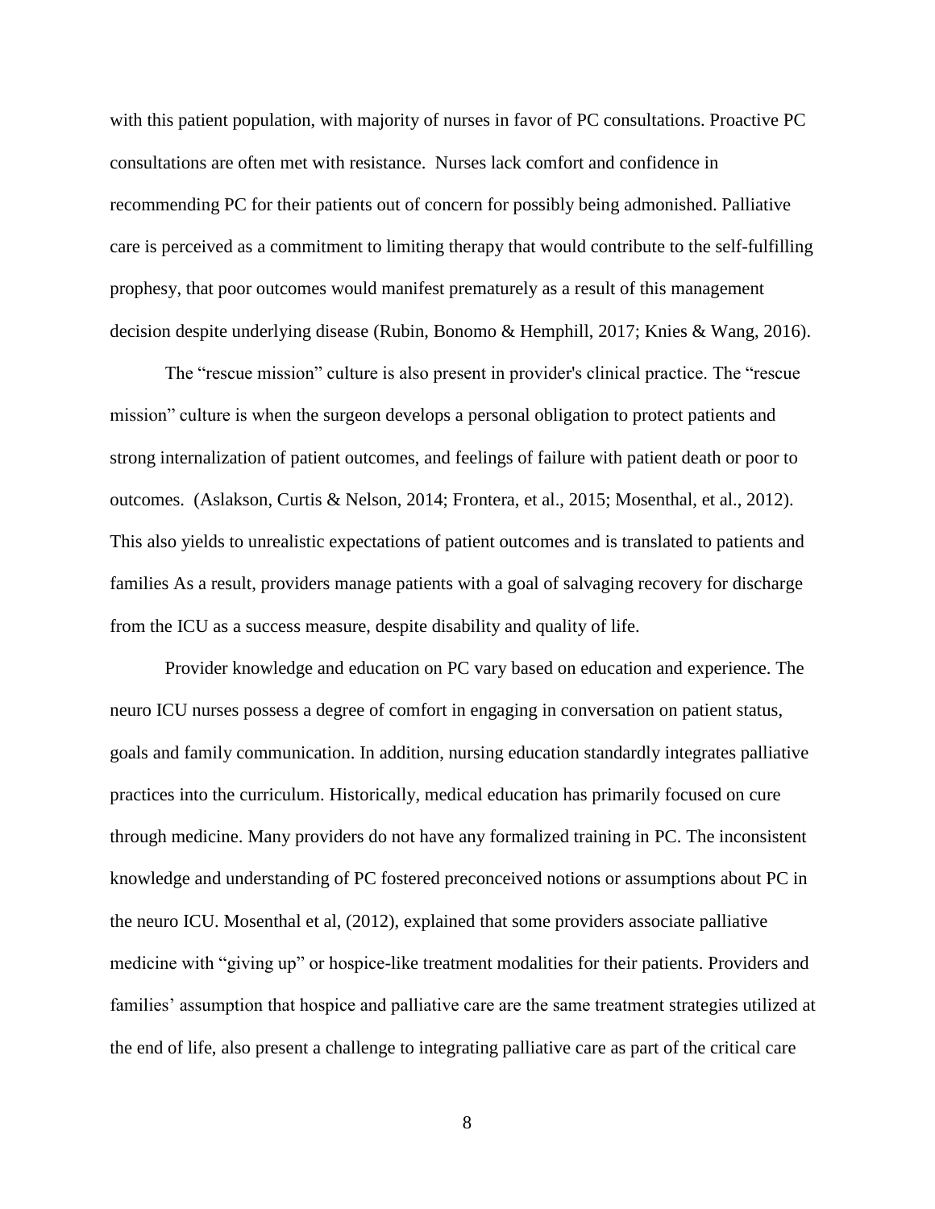with this patient population, with majority of nurses in favor of PC consultations. Proactive PC consultations are often met with resistance. Nurses lack comfort and confidence in recommending PC for their patients out of concern for possibly being admonished. Palliative care is perceived as a commitment to limiting therapy that would contribute to the self-fulfilling prophesy, that poor outcomes would manifest prematurely as a result of this management decision despite underlying disease (Rubin, Bonomo & Hemphill, 2017; Knies & Wang, 2016).

The "rescue mission" culture is also present in provider's clinical practice. The "rescue mission" culture is when the surgeon develops a personal obligation to protect patients and strong internalization of patient outcomes, and feelings of failure with patient death or poor to outcomes. (Aslakson, Curtis & Nelson, 2014; Frontera, et al., 2015; Mosenthal, et al., 2012). This also yields to unrealistic expectations of patient outcomes and is translated to patients and families As a result, providers manage patients with a goal of salvaging recovery for discharge from the ICU as a success measure, despite disability and quality of life.

Provider knowledge and education on PC vary based on education and experience. The neuro ICU nurses possess a degree of comfort in engaging in conversation on patient status, goals and family communication. In addition, nursing education standardly integrates palliative practices into the curriculum. Historically, medical education has primarily focused on cure through medicine. Many providers do not have any formalized training in PC. The inconsistent knowledge and understanding of PC fostered preconceived notions or assumptions about PC in the neuro ICU. Mosenthal et al, (2012), explained that some providers associate palliative medicine with "giving up" or hospice-like treatment modalities for their patients. Providers and families' assumption that hospice and palliative care are the same treatment strategies utilized at the end of life, also present a challenge to integrating palliative care as part of the critical care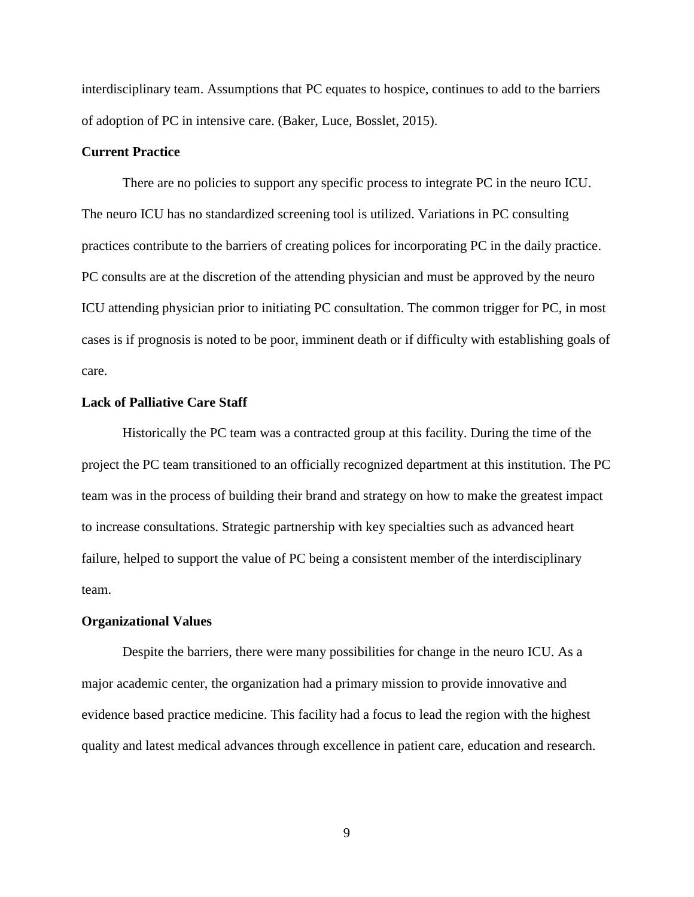interdisciplinary team. Assumptions that PC equates to hospice, continues to add to the barriers of adoption of PC in intensive care. (Baker, Luce, Bosslet, 2015).

**Current Practice**

There are no policies to support any specific process to integrate PC in the neuro ICU. The neuro ICU has no standardized screening tool is utilized. Variations in PC consulting practices contribute to the barriers of creating polices for incorporating PC in the daily practice. PC consults are at the discretion of the attending physician and must be approved by the neuro ICU attending physician prior to initiating PC consultation. The common trigger for PC, in most cases is if prognosis is noted to be poor, imminent death or if difficulty with establishing goals of care.

**Lack of Palliative Care Staff**

Historically the PC team was a contracted group at this facility. During the time of the project the PC team transitioned to an officially recognized department at this institution. The PC team was in the process of building their brand and strategy on how to make the greatest impact to increase consultations. Strategic partnership with key specialties such as advanced heart failure, helped to support the value of PC being a consistent member of the interdisciplinary team.

**Organizational Values**

Despite the barriers, there were many possibilities for change in the neuro ICU. As a major academic center, the organization had a primary mission to provide innovative and evidence based practice medicine. This facility had a focus to lead the region with the highest quality and latest medical advances through excellence in patient care, education and research.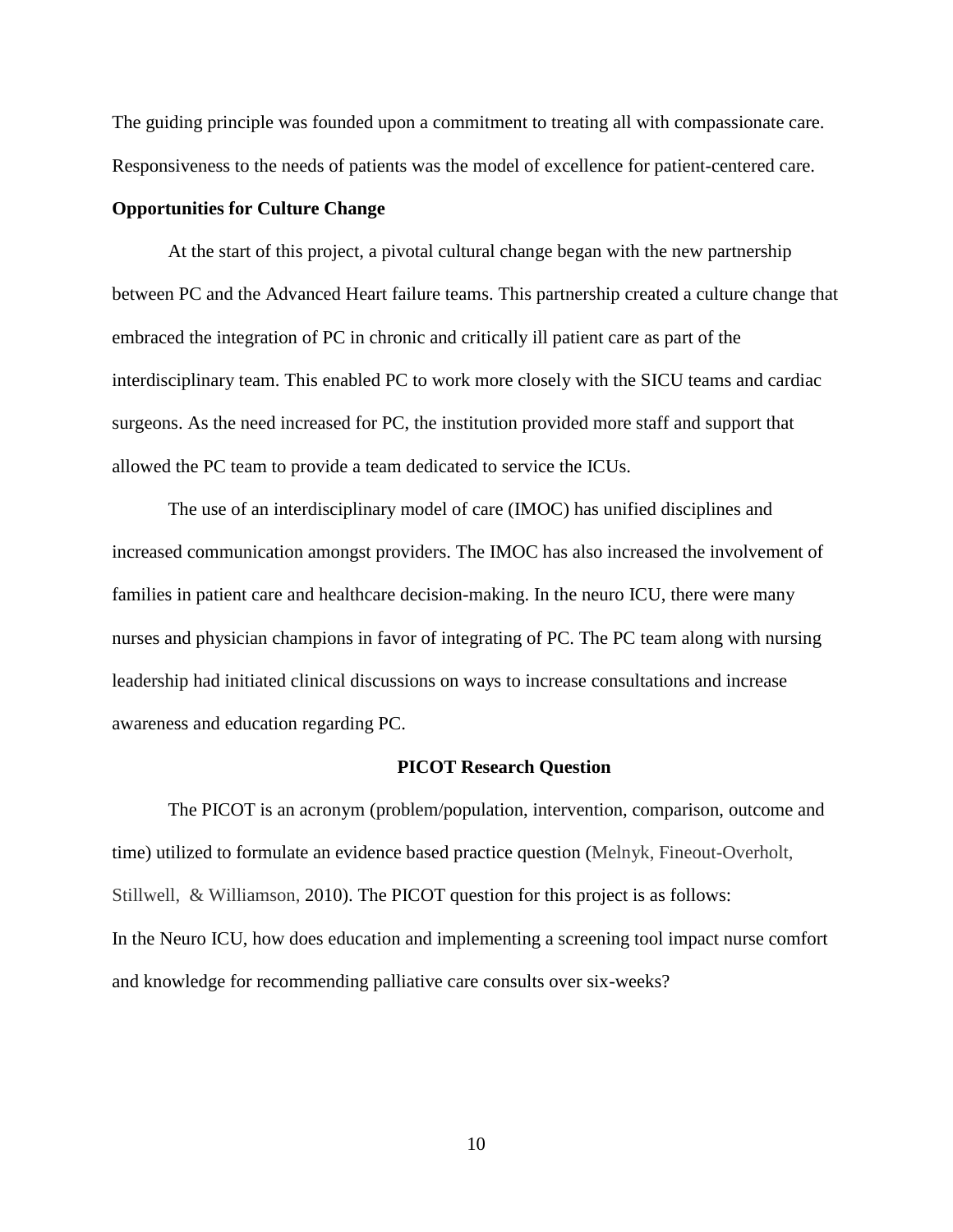The guiding principle was founded upon a commitment to treating all with compassionate care. Responsiveness to the needs of patients was the model of excellence for patient-centered care.

**Opportunities for Culture Change**

At the start of this project, a pivotal cultural change began with the new partnership between PC and the Advanced Heart failure teams. This partnership created a culture change that embraced the integration of PC in chronic and critically ill patient care as part of the interdisciplinary team. This enabled PC to work more closely with the SICU teams and cardiac surgeons. As the need increased for PC, the institution provided more staff and support that allowed the PC team to provide a team dedicated to service the ICUs.

The use of an interdisciplinary model of care (IMOC) has unified disciplines and increased communication amongst providers. The IMOC has also increased the involvement of families in patient care and healthcare decision-making. In the neuro ICU, there were many nurses and physician champions in favor of integrating of PC. The PC team along with nursing leadership had initiated clinical discussions on ways to increase consultations and increase awareness and education regarding PC.

## PICOT Research Question

The PICOT is an acronym (problem/population, intervention, comparison, outcome and time) utilized to formulate an evidence based practice question (Melnyk, Fineout-Overholt, Stillwell, & Williamson, 2010). The PICOT question for this project is as follows:

In the Neuro ICU, how does education and implementing a screening tool impact nurse comfort and knowledge for recommending palliative care consults over six-weeks?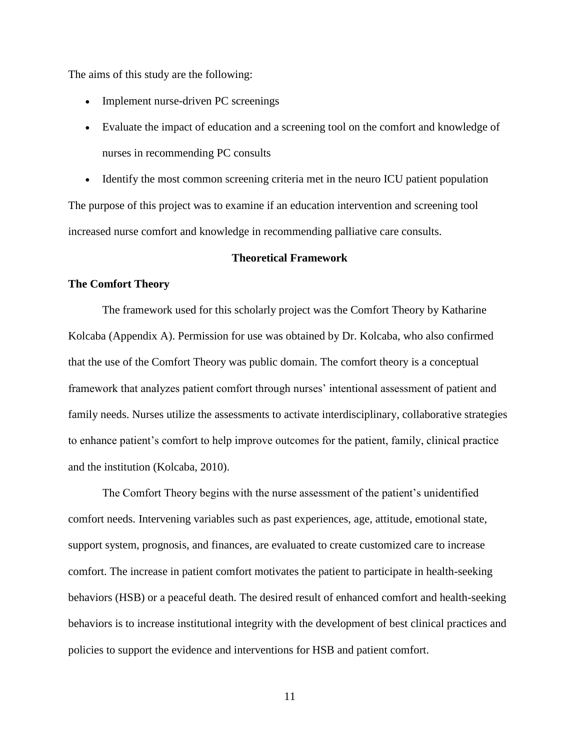The aims of this study are the following:

- Implement nurse-driven PC screenings
- Evaluate the impact of education and a screening tool on the comfort and knowledge of nurses in recommending PC consults
- Identify the most common screening criteria met in the neuro ICU patient population

The purpose of this project was to examine if an education intervention and screening tool increased nurse comfort and knowledge in recommending palliative care consults.

## Theoretical Framework

### The Comfort Theory

The framework used for this scholarly project was the Comfort Theory by Katharine Kolcaba (Appendix A). Permission for use was obtained by Dr. Kolcaba, who also confirmed that the use of the Comfort Theory was public domain. The comfort theory is a conceptual framework that analyzes patient comfort through nurses' intentional assessment of patient and family needs. Nurses utilize the assessments to activate interdisciplinary, collaborative strategies to enhance patient's comfort to help improve outcomes for the patient, family, clinical practice and the institution (Kolcaba, 2010).

The Comfort Theory begins with the nurse assessment of the patient's unidentified comfort needs. Intervening variables such as past experiences, age, attitude, emotional state, support system, prognosis, and finances, are evaluated to create customized care to increase comfort. The increase in patient comfort motivates the patient to participate in health-seeking behaviors (HSB) or a peaceful death. The desired result of enhanced comfort and health-seeking behaviors is to increase institutional integrity with the development of best clinical practices and policies to support the evidence and interventions for HSB and patient comfort.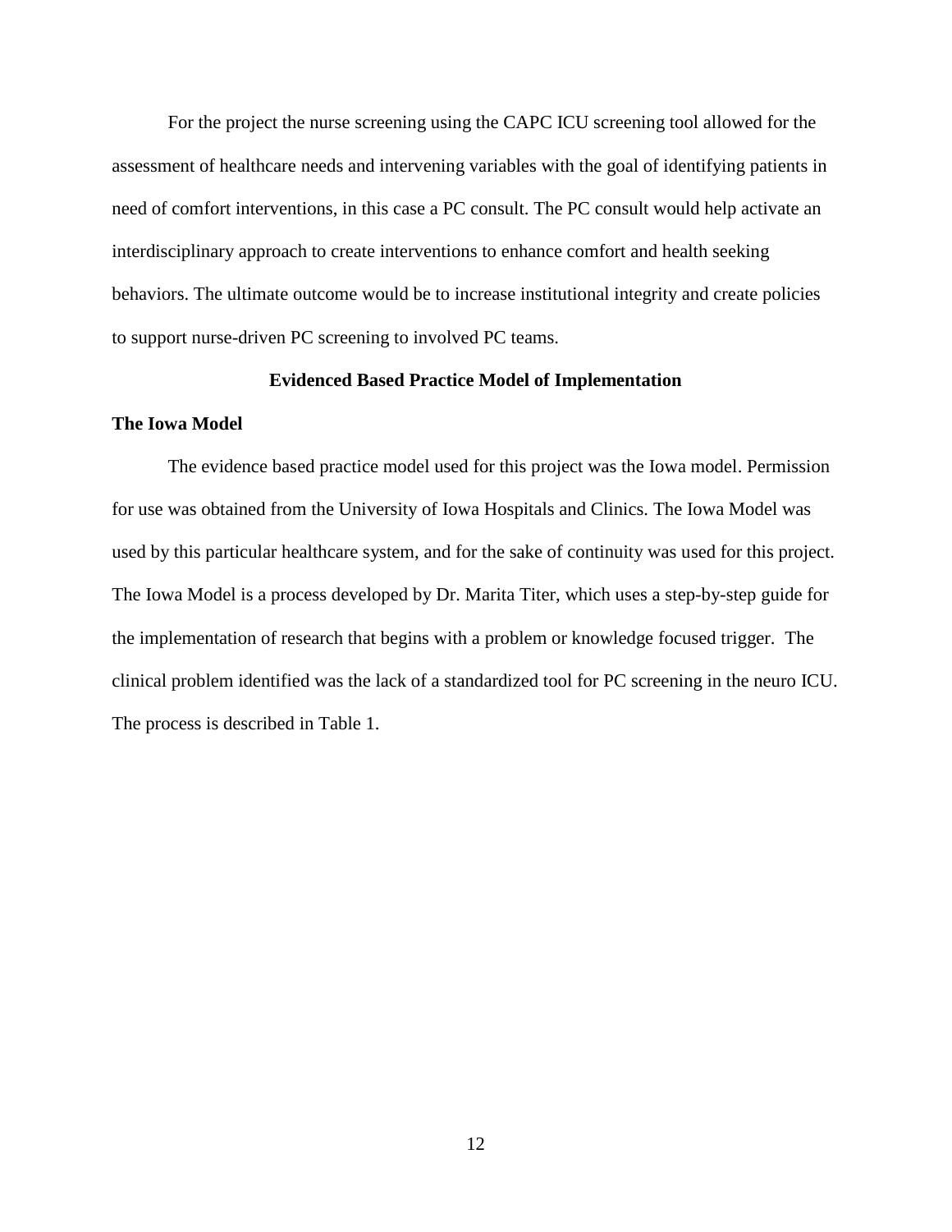For the project the nurse screening using the CAPC ICU screening tool allowed for the assessment of healthcare needs and intervening variables with the goal of identifying patients in need of comfort interventions, in this case a PC consult. The PC consult would help activate an interdisciplinary approach to create interventions to enhance comfort and health seeking behaviors. The ultimate outcome would be to increase institutional integrity and create policies to support nurse-driven PC screening to involved PC teams.

## Evidenced Based Practice Model of Implementation

### The Iowa Model

The evidence based practice model used for this project was the Iowa model. Permission for use was obtained from the University of Iowa Hospitals and Clinics. The Iowa Model was used by this particular healthcare system, and for the sake of continuity was used for this project. The Iowa Model is a process developed by Dr. Marita Titer, which uses a step-by-step guide for the implementation of research that begins with a problem or knowledge focused trigger. The clinical problem identified was the lack of a standardized tool for PC screening in the neuro ICU. The process is described in Table 1.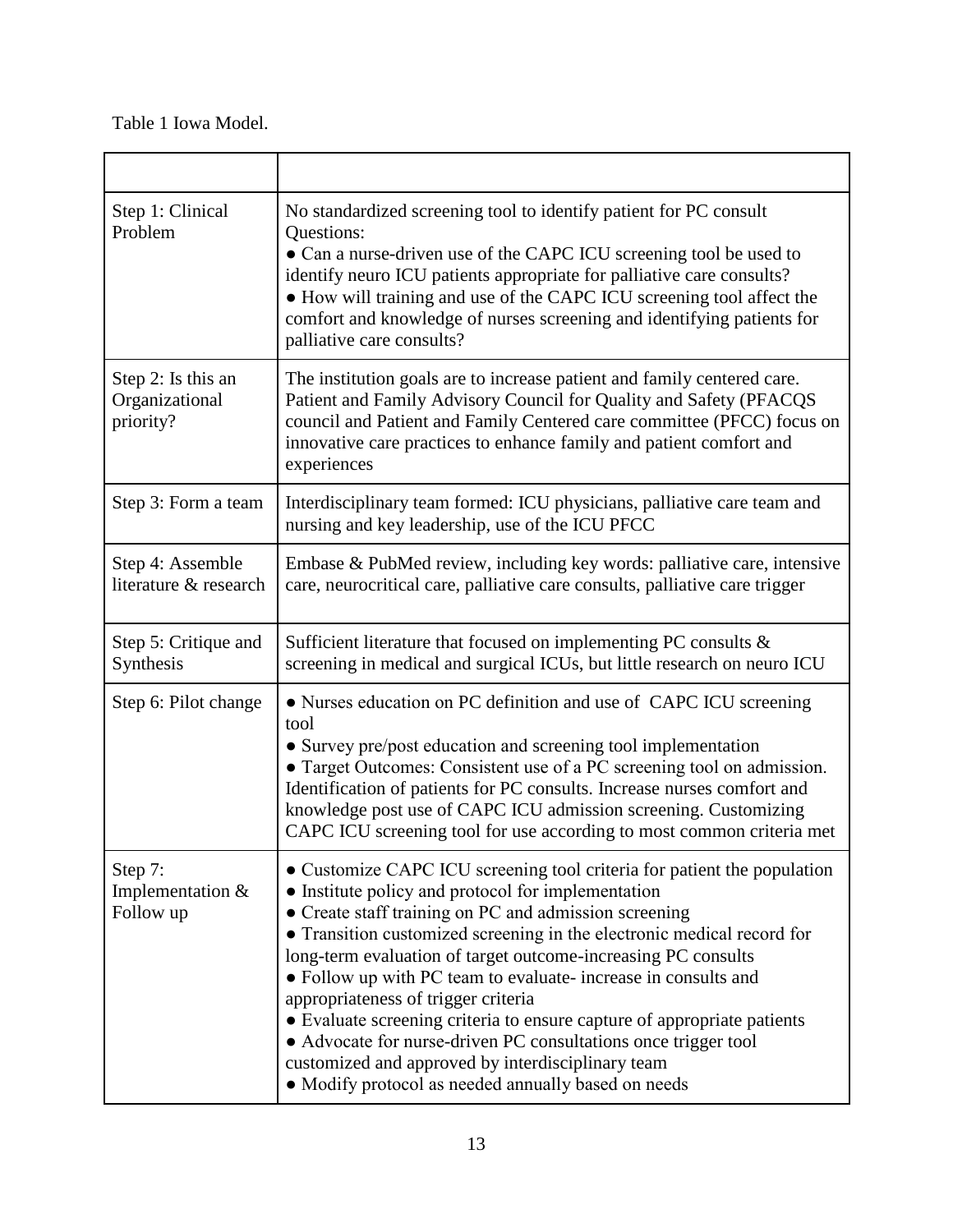Table 1 Iowa Model.

| | |
|---|---|
| Step 1: Clinical Problem | No standardized screening tool to identify patient for PC consult<br>Questions:<br>● Can a nurse-driven use of the CAPC ICU screening tool be used to identify neuro ICU patients appropriate for palliative care consults?<br>● How will training and use of the CAPC ICU screening tool affect the comfort and knowledge of nurses screening and identifying patients for palliative care consults? |
| Step 2: Is this an Organizational priority? | The institution goals are to increase patient and family centered care. Patient and Family Advisory Council for Quality and Safety (PFACQS council and Patient and Family Centered care committee (PFCC) focus on innovative care practices to enhance family and patient comfort and experiences |
| Step 3: Form a team | Interdisciplinary team formed: ICU physicians, palliative care team and nursing and key leadership, use of the ICU PFCC |
| Step 4: Assemble literature & research | Embase & PubMed review, including key words: palliative care, intensive care, neurocritical care, palliative care consults, palliative care trigger |
| Step 5: Critique and Synthesis | Sufficient literature that focused on implementing PC consults & screening in medical and surgical ICUs, but little research on neuro ICU |
| Step 6: Pilot change | ● Nurses education on PC definition and use of CAPC ICU screening tool<br>● Survey pre/post education and screening tool implementation<br>● Target Outcomes: Consistent use of a PC screening tool on admission. Identification of patients for PC consults. Increase nurses comfort and knowledge post use of CAPC ICU admission screening. Customizing CAPC ICU screening tool for use according to most common criteria met |
| Step 7: Implementation & Follow up | ● Customize CAPC ICU screening tool criteria for patient the population<br>● Institute policy and protocol for implementation<br>● Create staff training on PC and admission screening<br>● Transition customized screening in the electronic medical record for long-term evaluation of target outcome-increasing PC consults<br>● Follow up with PC team to evaluate- increase in consults and appropriateness of trigger criteria<br>● Evaluate screening criteria to ensure capture of appropriate patients<br>● Advocate for nurse-driven PC consultations once trigger tool customized and approved by interdisciplinary team<br>● Modify protocol as needed annually based on needs |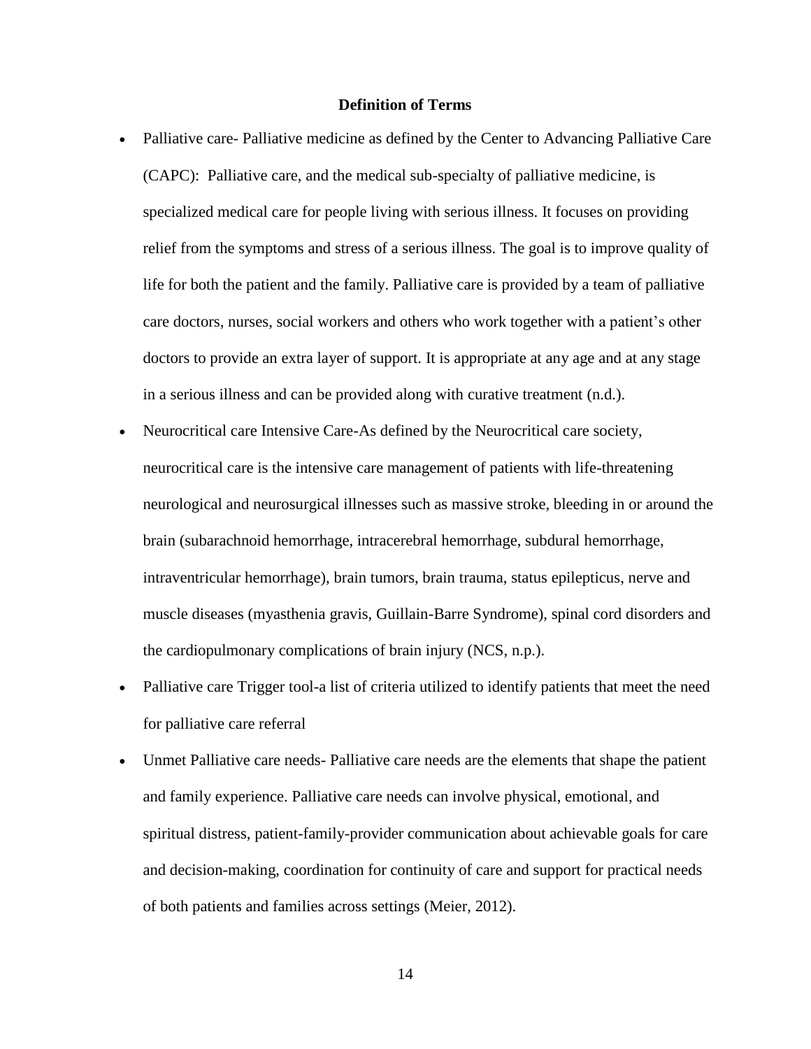## Definition of Terms

- Palliative care- Palliative medicine as defined by the Center to Advancing Palliative Care (CAPC): Palliative care, and the medical sub-specialty of palliative medicine, is specialized medical care for people living with serious illness. It focuses on providing relief from the symptoms and stress of a serious illness. The goal is to improve quality of life for both the patient and the family. Palliative care is provided by a team of palliative care doctors, nurses, social workers and others who work together with a patient's other doctors to provide an extra layer of support. It is appropriate at any age and at any stage in a serious illness and can be provided along with curative treatment (n.d.).
- Neurocritical care Intensive Care-As defined by the Neurocritical care society, neurocritical care is the intensive care management of patients with life-threatening neurological and neurosurgical illnesses such as massive stroke, bleeding in or around the brain (subarachnoid hemorrhage, intracerebral hemorrhage, subdural hemorrhage, intraventricular hemorrhage), brain tumors, brain trauma, status epilepticus, nerve and muscle diseases (myasthenia gravis, Guillain-Barre Syndrome), spinal cord disorders and the cardiopulmonary complications of brain injury (NCS, n.p.).
- Palliative care Trigger tool-a list of criteria utilized to identify patients that meet the need for palliative care referral
- Unmet Palliative care needs- Palliative care needs are the elements that shape the patient and family experience. Palliative care needs can involve physical, emotional, and spiritual distress, patient-family-provider communication about achievable goals for care and decision-making, coordination for continuity of care and support for practical needs of both patients and families across settings (Meier, 2012).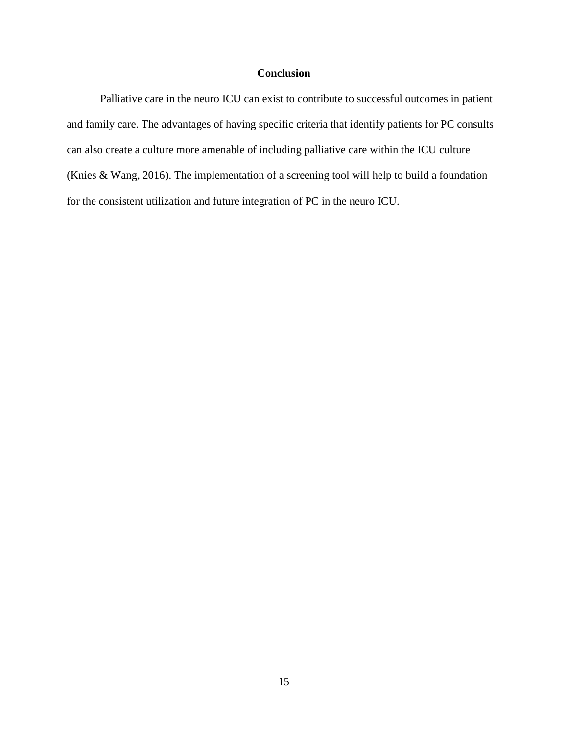## Conclusion

Palliative care in the neuro ICU can exist to contribute to successful outcomes in patient and family care. The advantages of having specific criteria that identify patients for PC consults can also create a culture more amenable of including palliative care within the ICU culture (Knies & Wang, 2016). The implementation of a screening tool will help to build a foundation for the consistent utilization and future integration of PC in the neuro ICU.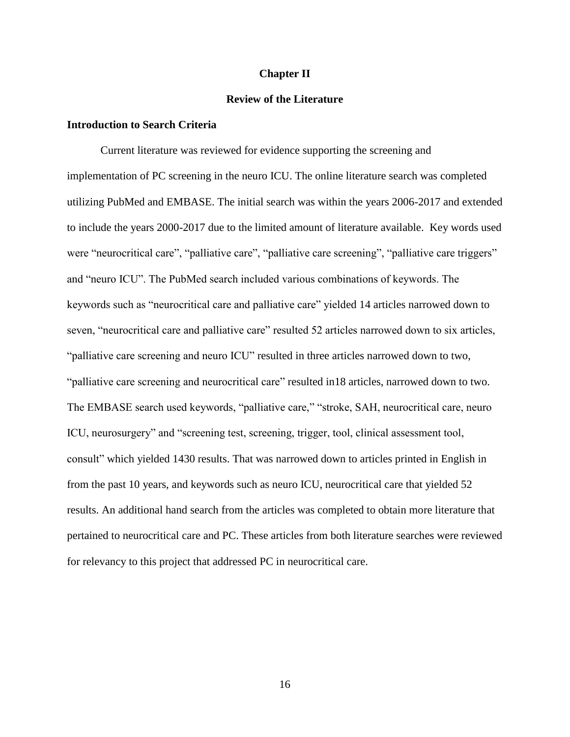# Chapter II

## Review of the Literature

### Introduction to Search Criteria

Current literature was reviewed for evidence supporting the screening and implementation of PC screening in the neuro ICU. The online literature search was completed utilizing PubMed and EMBASE. The initial search was within the years 2006-2017 and extended to include the years 2000-2017 due to the limited amount of literature available. Key words used were "neurocritical care", "palliative care", "palliative care screening", "palliative care triggers" and "neuro ICU". The PubMed search included various combinations of keywords. The keywords such as "neurocritical care and palliative care" yielded 14 articles narrowed down to seven, "neurocritical care and palliative care" resulted 52 articles narrowed down to six articles, "palliative care screening and neuro ICU" resulted in three articles narrowed down to two, "palliative care screening and neurocritical care" resulted in18 articles, narrowed down to two. The EMBASE search used keywords, "palliative care," "stroke, SAH, neurocritical care, neuro ICU, neurosurgery" and "screening test, screening, trigger, tool, clinical assessment tool, consult" which yielded 1430 results. That was narrowed down to articles printed in English in from the past 10 years, and keywords such as neuro ICU, neurocritical care that yielded 52 results. An additional hand search from the articles was completed to obtain more literature that pertained to neurocritical care and PC. These articles from both literature searches were reviewed for relevancy to this project that addressed PC in neurocritical care.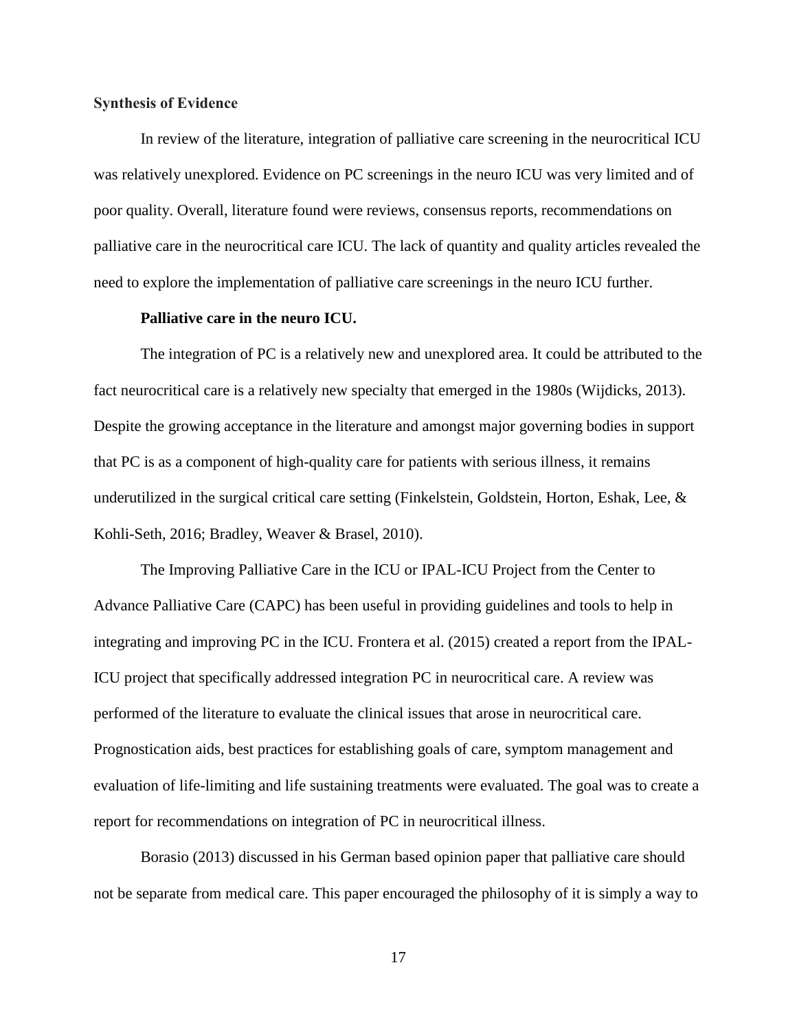### Synthesis of Evidence

In review of the literature, integration of palliative care screening in the neurocritical ICU was relatively unexplored. Evidence on PC screenings in the neuro ICU was very limited and of poor quality. Overall, literature found were reviews, consensus reports, recommendations on palliative care in the neurocritical care ICU. The lack of quantity and quality articles revealed the need to explore the implementation of palliative care screenings in the neuro ICU further.

#### Palliative care in the neuro ICU.

The integration of PC is a relatively new and unexplored area. It could be attributed to the fact neurocritical care is a relatively new specialty that emerged in the 1980s (Wijdicks, 2013). Despite the growing acceptance in the literature and amongst major governing bodies in support that PC is as a component of high-quality care for patients with serious illness, it remains underutilized in the surgical critical care setting (Finkelstein, Goldstein, Horton, Eshak, Lee, & Kohli-Seth, 2016; Bradley, Weaver & Brasel, 2010).

The Improving Palliative Care in the ICU or IPAL-ICU Project from the Center to Advance Palliative Care (CAPC) has been useful in providing guidelines and tools to help in integrating and improving PC in the ICU. Frontera et al. (2015) created a report from the IPAL-ICU project that specifically addressed integration PC in neurocritical care. A review was performed of the literature to evaluate the clinical issues that arose in neurocritical care. Prognostication aids, best practices for establishing goals of care, symptom management and evaluation of life-limiting and life sustaining treatments were evaluated. The goal was to create a report for recommendations on integration of PC in neurocritical illness.

Borasio (2013) discussed in his German based opinion paper that palliative care should not be separate from medical care. This paper encouraged the philosophy of it is simply a way to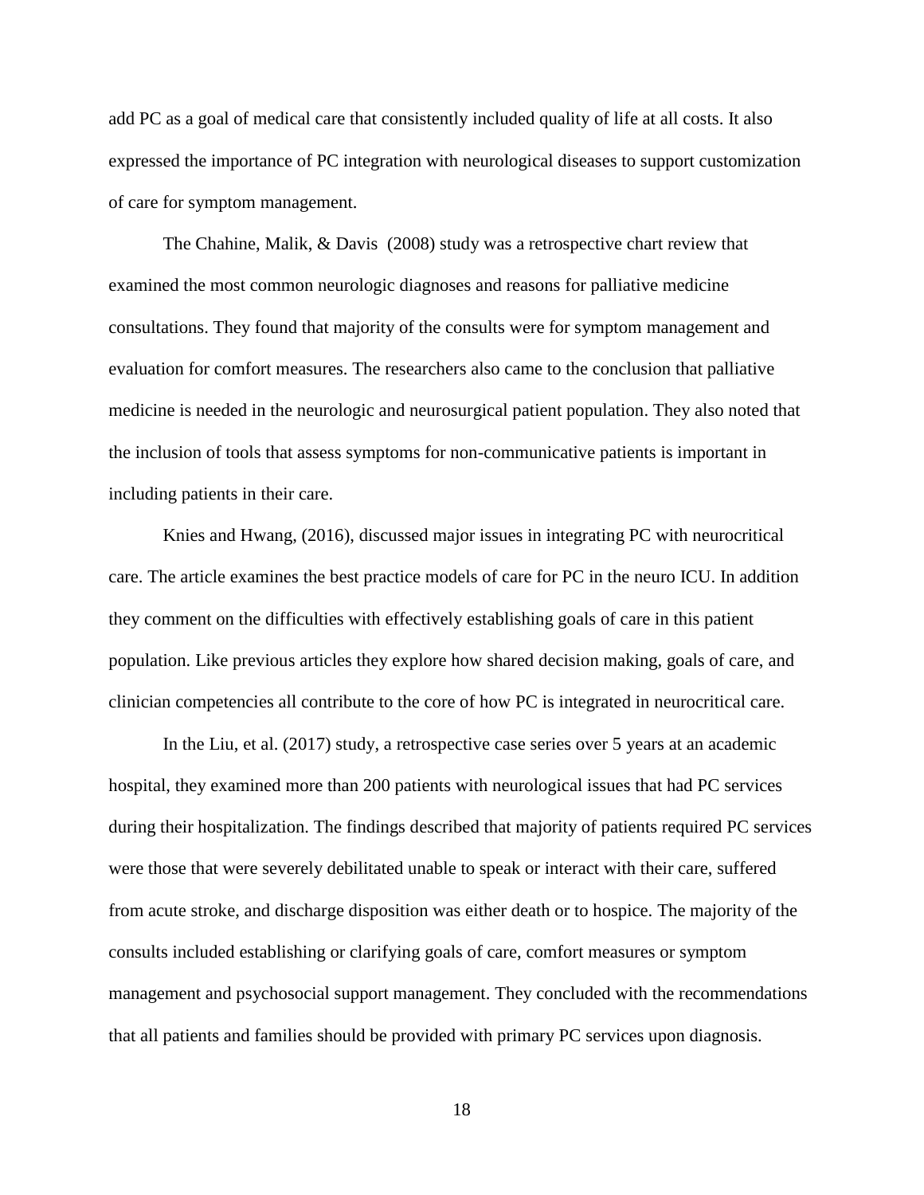add PC as a goal of medical care that consistently included quality of life at all costs. It also expressed the importance of PC integration with neurological diseases to support customization of care for symptom management.

The Chahine, Malik, & Davis  (2008) study was a retrospective chart review that examined the most common neurologic diagnoses and reasons for palliative medicine consultations. They found that majority of the consults were for symptom management and evaluation for comfort measures. The researchers also came to the conclusion that palliative medicine is needed in the neurologic and neurosurgical patient population. They also noted that the inclusion of tools that assess symptoms for non-communicative patients is important in including patients in their care.

Knies and Hwang, (2016), discussed major issues in integrating PC with neurocritical care. The article examines the best practice models of care for PC in the neuro ICU. In addition they comment on the difficulties with effectively establishing goals of care in this patient population. Like previous articles they explore how shared decision making, goals of care, and clinician competencies all contribute to the core of how PC is integrated in neurocritical care.

In the Liu, et al. (2017) study, a retrospective case series over 5 years at an academic hospital, they examined more than 200 patients with neurological issues that had PC services during their hospitalization. The findings described that majority of patients required PC services were those that were severely debilitated unable to speak or interact with their care, suffered from acute stroke, and discharge disposition was either death or to hospice. The majority of the consults included establishing or clarifying goals of care, comfort measures or symptom management and psychosocial support management. They concluded with the recommendations that all patients and families should be provided with primary PC services upon diagnosis.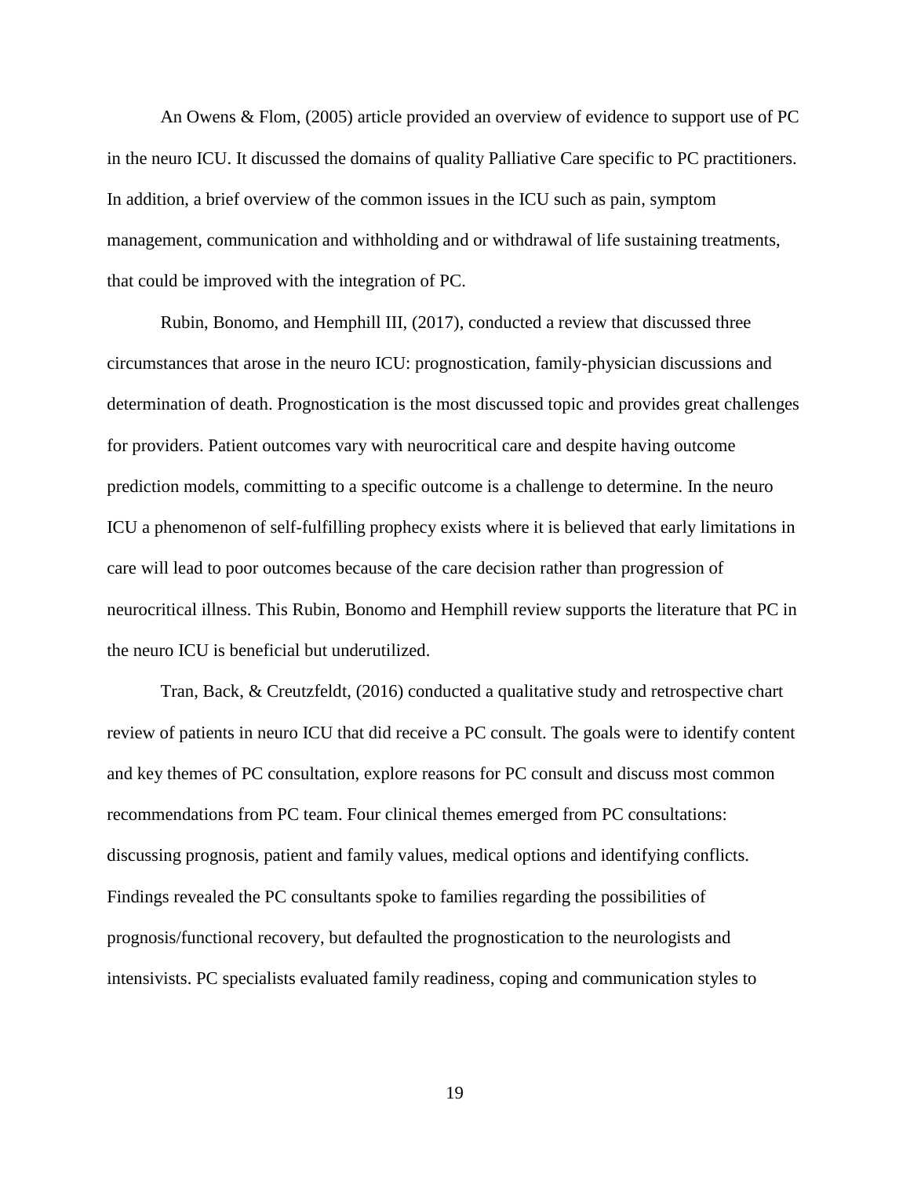An Owens & Flom, (2005) article provided an overview of evidence to support use of PC in the neuro ICU. It discussed the domains of quality Palliative Care specific to PC practitioners. In addition, a brief overview of the common issues in the ICU such as pain, symptom management, communication and withholding and or withdrawal of life sustaining treatments, that could be improved with the integration of PC.

Rubin, Bonomo, and Hemphill III, (2017), conducted a review that discussed three circumstances that arose in the neuro ICU: prognostication, family-physician discussions and determination of death. Prognostication is the most discussed topic and provides great challenges for providers. Patient outcomes vary with neurocritical care and despite having outcome prediction models, committing to a specific outcome is a challenge to determine. In the neuro ICU a phenomenon of self-fulfilling prophecy exists where it is believed that early limitations in care will lead to poor outcomes because of the care decision rather than progression of neurocritical illness. This Rubin, Bonomo and Hemphill review supports the literature that PC in the neuro ICU is beneficial but underutilized.

Tran, Back, & Creutzfeldt, (2016) conducted a qualitative study and retrospective chart review of patients in neuro ICU that did receive a PC consult. The goals were to identify content and key themes of PC consultation, explore reasons for PC consult and discuss most common recommendations from PC team. Four clinical themes emerged from PC consultations: discussing prognosis, patient and family values, medical options and identifying conflicts. Findings revealed the PC consultants spoke to families regarding the possibilities of prognosis/functional recovery, but defaulted the prognostication to the neurologists and intensivists. PC specialists evaluated family readiness, coping and communication styles to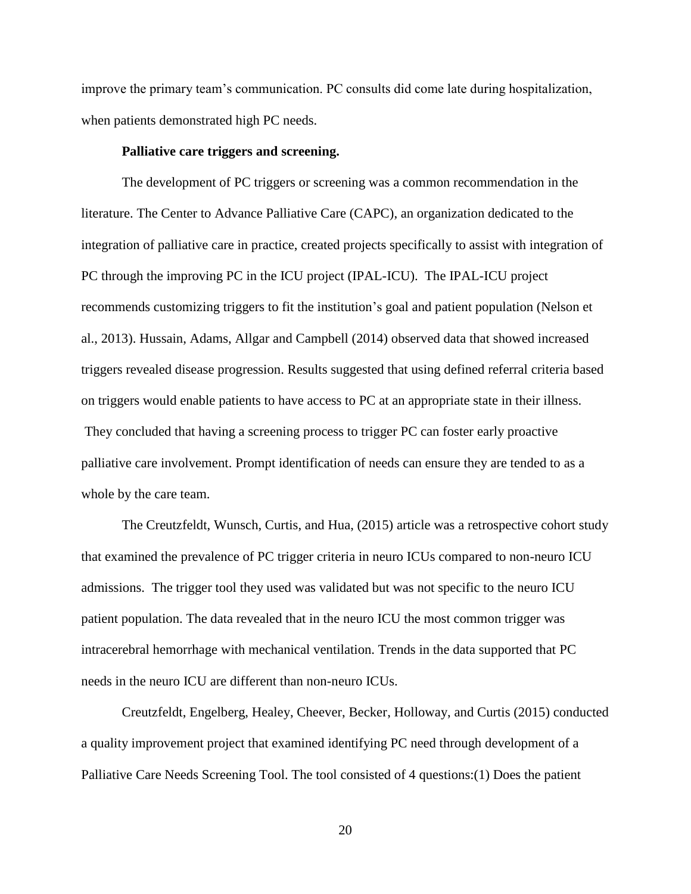improve the primary team's communication. PC consults did come late during hospitalization, when patients demonstrated high PC needs.

**Palliative care triggers and screening.**

The development of PC triggers or screening was a common recommendation in the literature. The Center to Advance Palliative Care (CAPC), an organization dedicated to the integration of palliative care in practice, created projects specifically to assist with integration of PC through the improving PC in the ICU project (IPAL-ICU). The IPAL-ICU project recommends customizing triggers to fit the institution's goal and patient population (Nelson et al., 2013). Hussain, Adams, Allgar and Campbell (2014) observed data that showed increased triggers revealed disease progression. Results suggested that using defined referral criteria based on triggers would enable patients to have access to PC at an appropriate state in their illness. They concluded that having a screening process to trigger PC can foster early proactive palliative care involvement. Prompt identification of needs can ensure they are tended to as a whole by the care team.

The Creutzfeldt, Wunsch, Curtis, and Hua, (2015) article was a retrospective cohort study that examined the prevalence of PC trigger criteria in neuro ICUs compared to non-neuro ICU admissions. The trigger tool they used was validated but was not specific to the neuro ICU patient population. The data revealed that in the neuro ICU the most common trigger was intracerebral hemorrhage with mechanical ventilation. Trends in the data supported that PC needs in the neuro ICU are different than non-neuro ICUs.

Creutzfeldt, Engelberg, Healey, Cheever, Becker, Holloway, and Curtis (2015) conducted a quality improvement project that examined identifying PC need through development of a Palliative Care Needs Screening Tool. The tool consisted of 4 questions:(1) Does the patient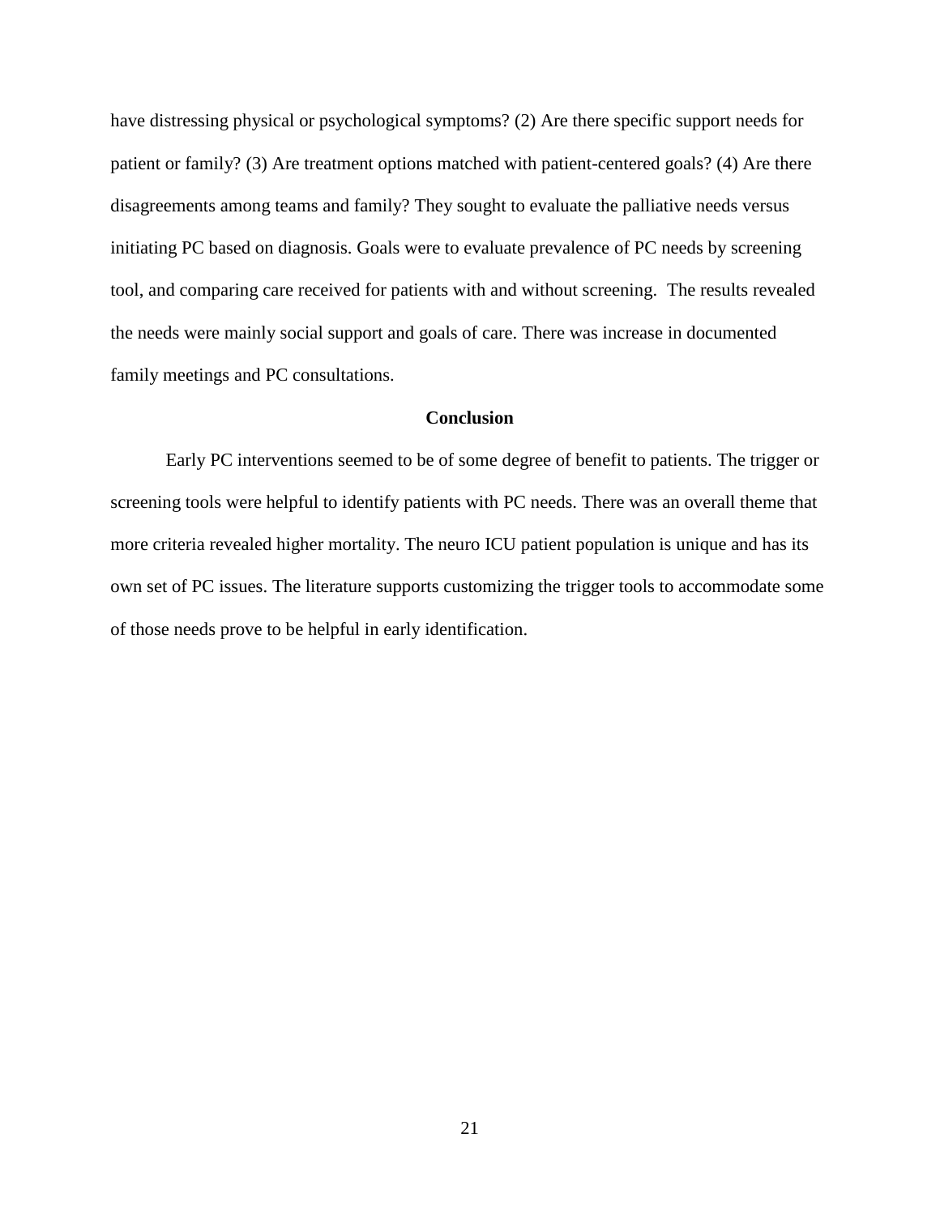have distressing physical or psychological symptoms? (2) Are there specific support needs for patient or family? (3) Are treatment options matched with patient-centered goals? (4) Are there disagreements among teams and family? They sought to evaluate the palliative needs versus initiating PC based on diagnosis. Goals were to evaluate prevalence of PC needs by screening tool, and comparing care received for patients with and without screening. The results revealed the needs were mainly social support and goals of care. There was increase in documented family meetings and PC consultations.

## Conclusion

Early PC interventions seemed to be of some degree of benefit to patients. The trigger or screening tools were helpful to identify patients with PC needs. There was an overall theme that more criteria revealed higher mortality. The neuro ICU patient population is unique and has its own set of PC issues. The literature supports customizing the trigger tools to accommodate some of those needs prove to be helpful in early identification.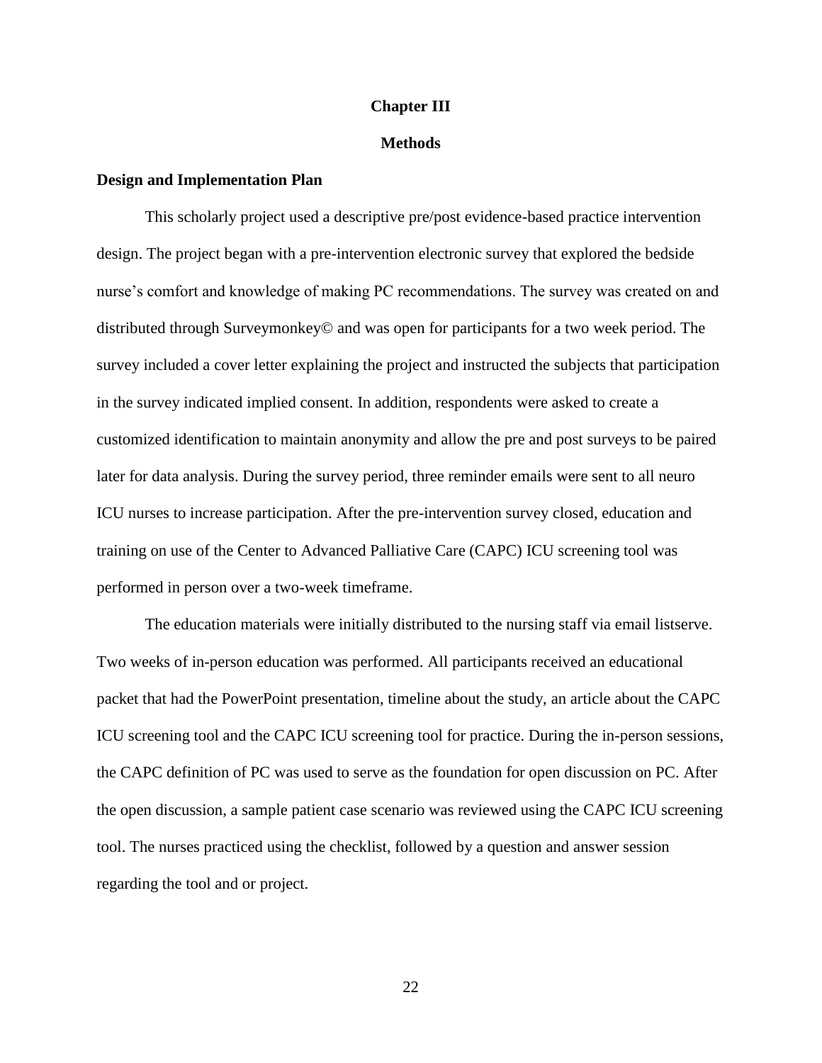# Chapter III

# Methods

## Design and Implementation Plan

This scholarly project used a descriptive pre/post evidence-based practice intervention design. The project began with a pre-intervention electronic survey that explored the bedside nurse's comfort and knowledge of making PC recommendations. The survey was created on and distributed through Surveymonkey© and was open for participants for a two week period. The survey included a cover letter explaining the project and instructed the subjects that participation in the survey indicated implied consent. In addition, respondents were asked to create a customized identification to maintain anonymity and allow the pre and post surveys to be paired later for data analysis. During the survey period, three reminder emails were sent to all neuro ICU nurses to increase participation. After the pre-intervention survey closed, education and training on use of the Center to Advanced Palliative Care (CAPC) ICU screening tool was performed in person over a two-week timeframe.

The education materials were initially distributed to the nursing staff via email listserve. Two weeks of in-person education was performed. All participants received an educational packet that had the PowerPoint presentation, timeline about the study, an article about the CAPC ICU screening tool and the CAPC ICU screening tool for practice. During the in-person sessions, the CAPC definition of PC was used to serve as the foundation for open discussion on PC. After the open discussion, a sample patient case scenario was reviewed using the CAPC ICU screening tool. The nurses practiced using the checklist, followed by a question and answer session regarding the tool and or project.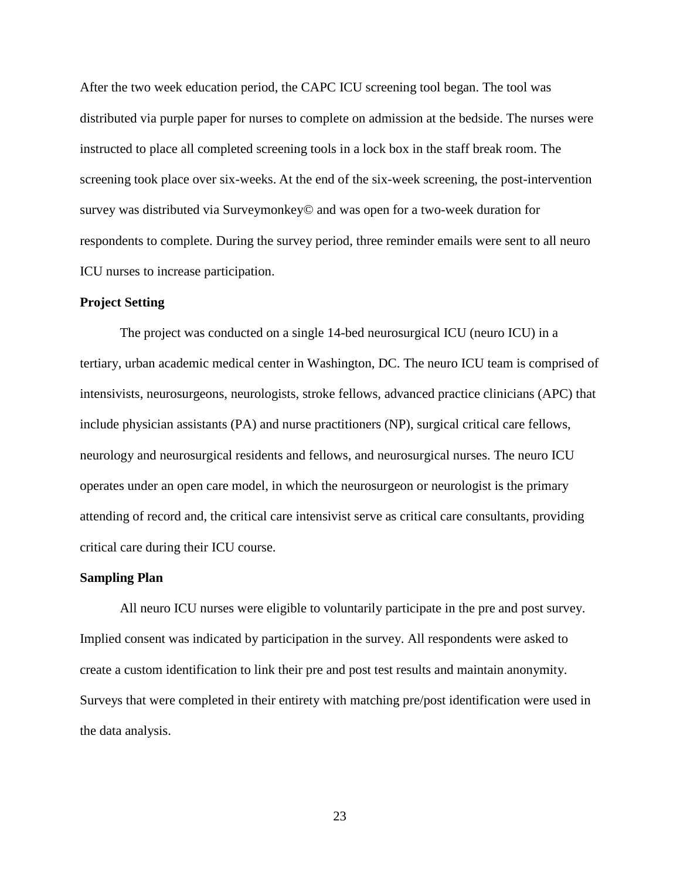After the two week education period, the CAPC ICU screening tool began. The tool was distributed via purple paper for nurses to complete on admission at the bedside. The nurses were instructed to place all completed screening tools in a lock box in the staff break room. The screening took place over six-weeks. At the end of the six-week screening, the post-intervention survey was distributed via Surveymonkey© and was open for a two-week duration for respondents to complete. During the survey period, three reminder emails were sent to all neuro ICU nurses to increase participation.

**Project Setting**

The project was conducted on a single 14-bed neurosurgical ICU (neuro ICU) in a tertiary, urban academic medical center in Washington, DC. The neuro ICU team is comprised of intensivists, neurosurgeons, neurologists, stroke fellows, advanced practice clinicians (APC) that include physician assistants (PA) and nurse practitioners (NP), surgical critical care fellows, neurology and neurosurgical residents and fellows, and neurosurgical nurses. The neuro ICU operates under an open care model, in which the neurosurgeon or neurologist is the primary attending of record and, the critical care intensivist serve as critical care consultants, providing critical care during their ICU course.

**Sampling Plan**

All neuro ICU nurses were eligible to voluntarily participate in the pre and post survey. Implied consent was indicated by participation in the survey. All respondents were asked to create a custom identification to link their pre and post test results and maintain anonymity. Surveys that were completed in their entirety with matching pre/post identification were used in the data analysis.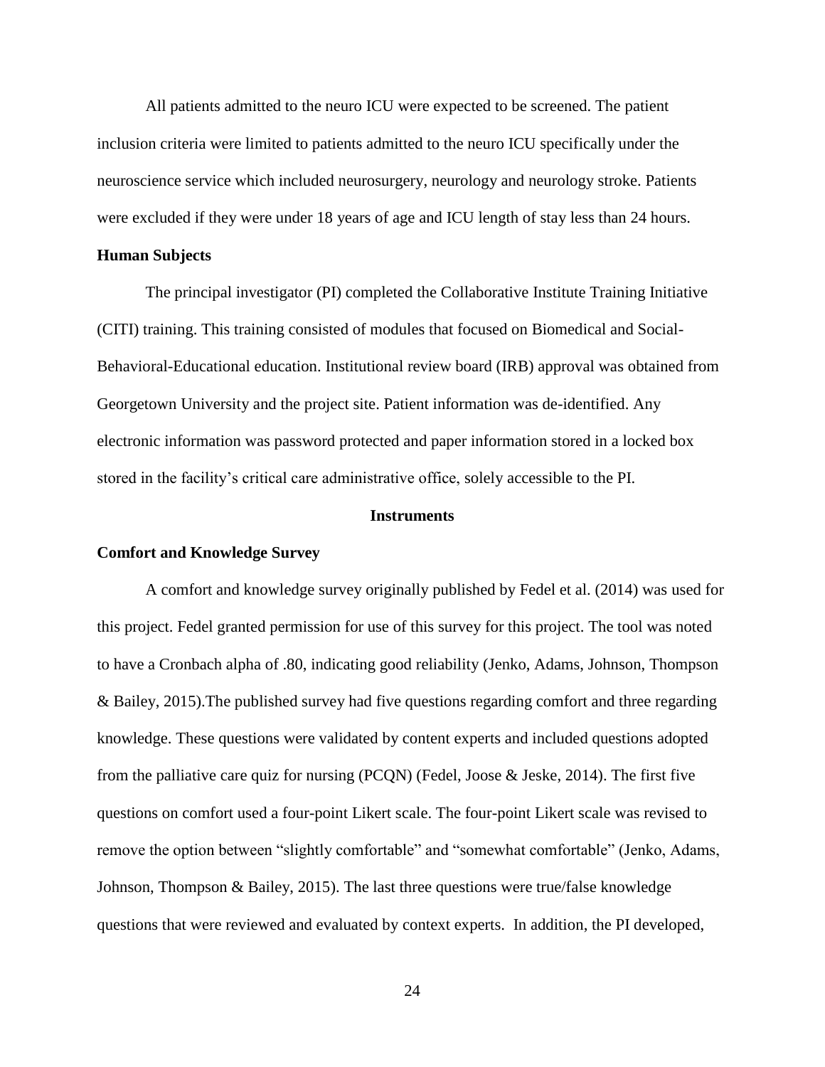All patients admitted to the neuro ICU were expected to be screened. The patient inclusion criteria were limited to patients admitted to the neuro ICU specifically under the neuroscience service which included neurosurgery, neurology and neurology stroke. Patients were excluded if they were under 18 years of age and ICU length of stay less than 24 hours.

**Human Subjects**

The principal investigator (PI) completed the Collaborative Institute Training Initiative (CITI) training. This training consisted of modules that focused on Biomedical and Social-Behavioral-Educational education. Institutional review board (IRB) approval was obtained from Georgetown University and the project site. Patient information was de-identified. Any electronic information was password protected and paper information stored in a locked box stored in the facility's critical care administrative office, solely accessible to the PI.

## Instruments

**Comfort and Knowledge Survey**

A comfort and knowledge survey originally published by Fedel et al. (2014) was used for this project. Fedel granted permission for use of this survey for this project. The tool was noted to have a Cronbach alpha of .80, indicating good reliability (Jenko, Adams, Johnson, Thompson & Bailey, 2015).The published survey had five questions regarding comfort and three regarding knowledge. These questions were validated by content experts and included questions adopted from the palliative care quiz for nursing (PCQN) (Fedel, Joose & Jeske, 2014). The first five questions on comfort used a four-point Likert scale. The four-point Likert scale was revised to remove the option between "slightly comfortable" and "somewhat comfortable" (Jenko, Adams, Johnson, Thompson & Bailey, 2015). The last three questions were true/false knowledge questions that were reviewed and evaluated by context experts. In addition, the PI developed,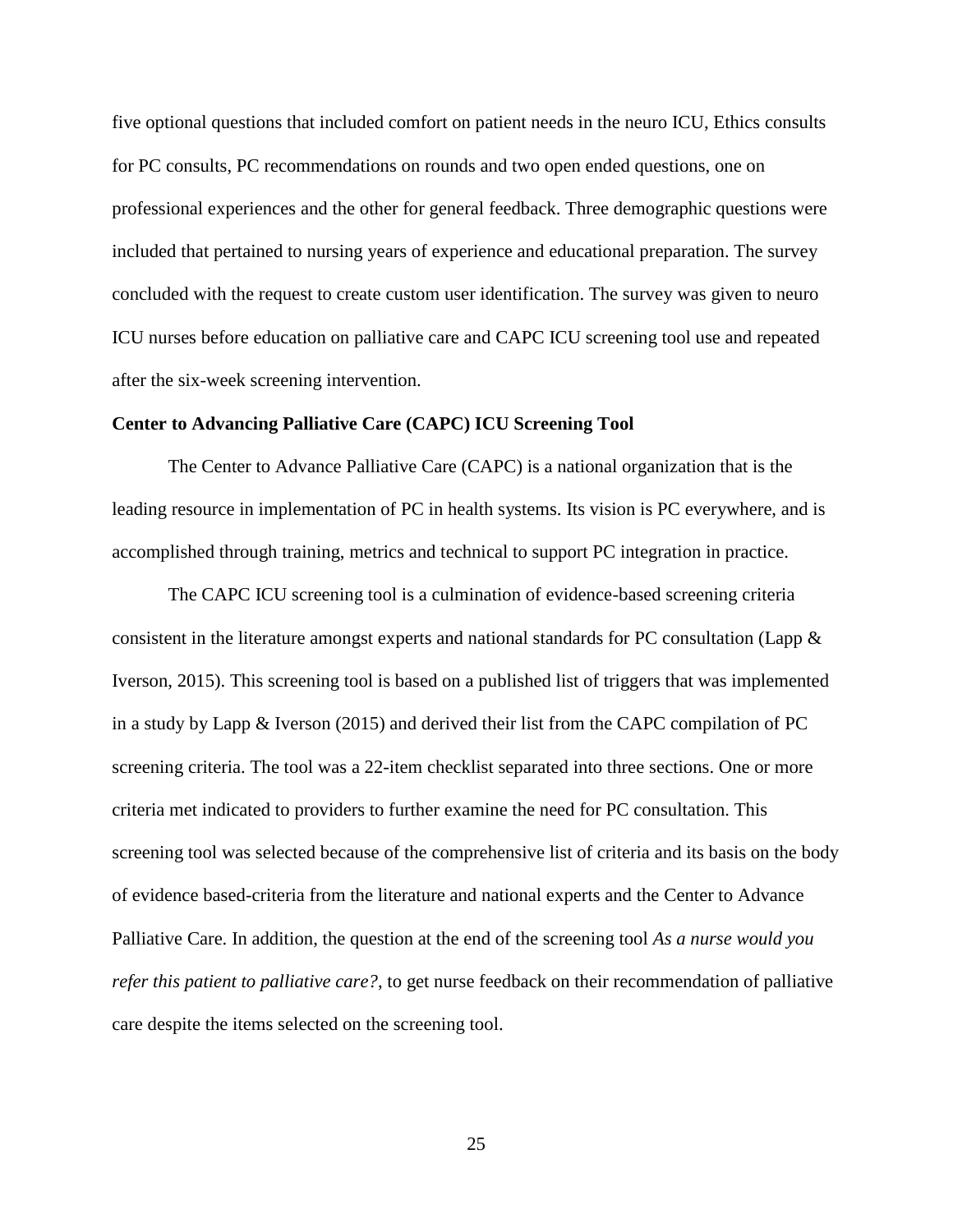five optional questions that included comfort on patient needs in the neuro ICU, Ethics consults for PC consults, PC recommendations on rounds and two open ended questions, one on professional experiences and the other for general feedback. Three demographic questions were included that pertained to nursing years of experience and educational preparation. The survey concluded with the request to create custom user identification. The survey was given to neuro ICU nurses before education on palliative care and CAPC ICU screening tool use and repeated after the six-week screening intervention.

**Center to Advancing Palliative Care (CAPC) ICU Screening Tool**

The Center to Advance Palliative Care (CAPC) is a national organization that is the leading resource in implementation of PC in health systems. Its vision is PC everywhere, and is accomplished through training, metrics and technical to support PC integration in practice.

The CAPC ICU screening tool is a culmination of evidence-based screening criteria consistent in the literature amongst experts and national standards for PC consultation (Lapp & Iverson, 2015). This screening tool is based on a published list of triggers that was implemented in a study by Lapp & Iverson (2015) and derived their list from the CAPC compilation of PC screening criteria. The tool was a 22-item checklist separated into three sections. One or more criteria met indicated to providers to further examine the need for PC consultation. This screening tool was selected because of the comprehensive list of criteria and its basis on the body of evidence based-criteria from the literature and national experts and the Center to Advance Palliative Care. In addition, the question at the end of the screening tool *As a nurse would you refer this patient to palliative care?*, to get nurse feedback on their recommendation of palliative care despite the items selected on the screening tool.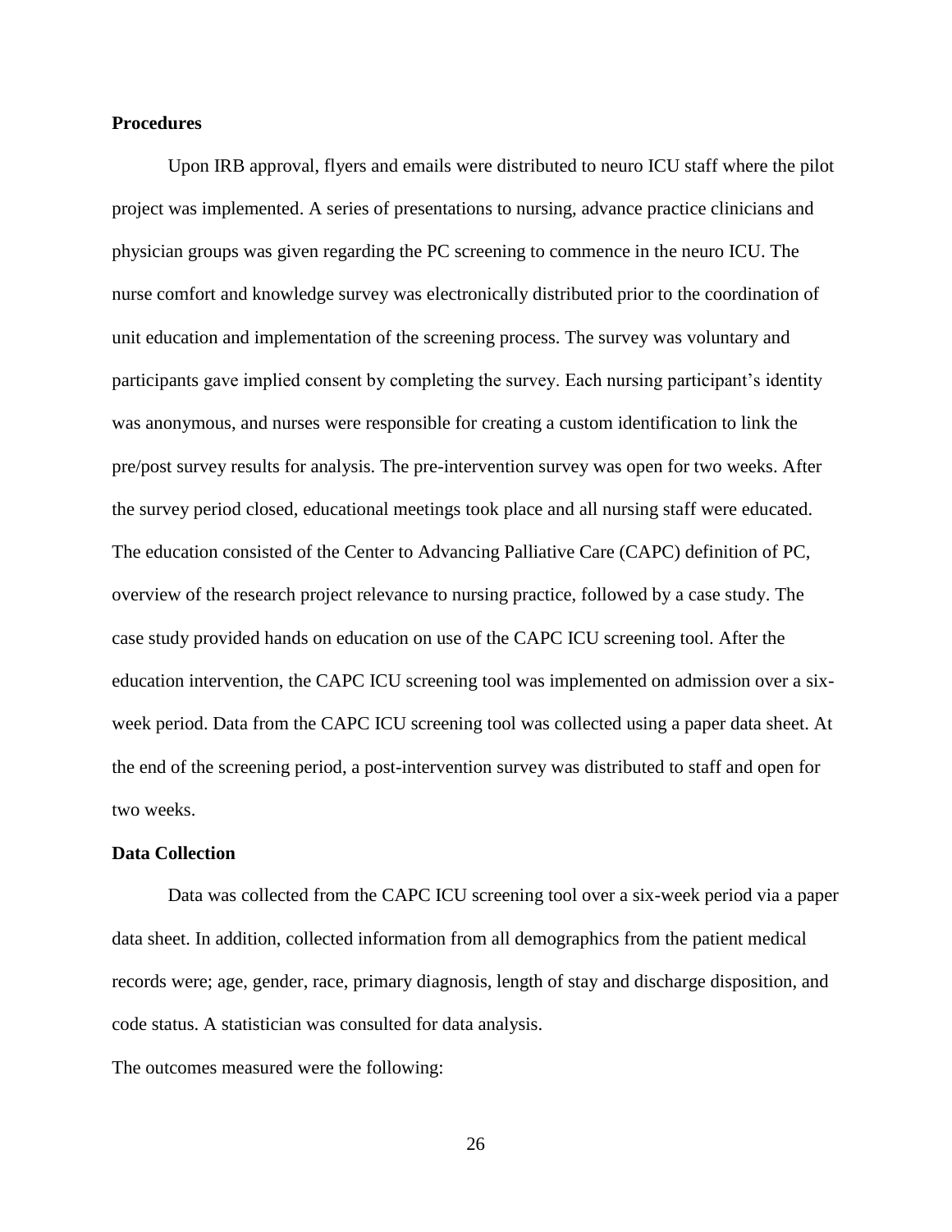**Procedures**

Upon IRB approval, flyers and emails were distributed to neuro ICU staff where the pilot project was implemented. A series of presentations to nursing, advance practice clinicians and physician groups was given regarding the PC screening to commence in the neuro ICU. The nurse comfort and knowledge survey was electronically distributed prior to the coordination of unit education and implementation of the screening process. The survey was voluntary and participants gave implied consent by completing the survey. Each nursing participant's identity was anonymous, and nurses were responsible for creating a custom identification to link the pre/post survey results for analysis. The pre-intervention survey was open for two weeks. After the survey period closed, educational meetings took place and all nursing staff were educated. The education consisted of the Center to Advancing Palliative Care (CAPC) definition of PC, overview of the research project relevance to nursing practice, followed by a case study. The case study provided hands on education on use of the CAPC ICU screening tool. After the education intervention, the CAPC ICU screening tool was implemented on admission over a six-week period. Data from the CAPC ICU screening tool was collected using a paper data sheet. At the end of the screening period, a post-intervention survey was distributed to staff and open for two weeks.

**Data Collection**

Data was collected from the CAPC ICU screening tool over a six-week period via a paper data sheet. In addition, collected information from all demographics from the patient medical records were; age, gender, race, primary diagnosis, length of stay and discharge disposition, and code status. A statistician was consulted for data analysis.

The outcomes measured were the following: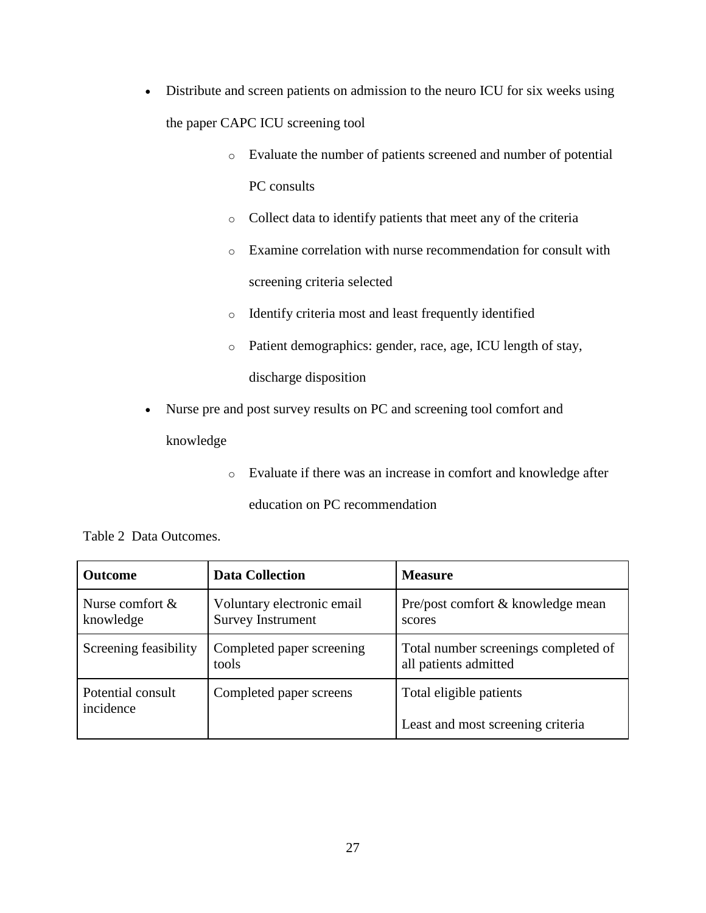- Distribute and screen patients on admission to the neuro ICU for six weeks using the paper CAPC ICU screening tool
    - Evaluate the number of patients screened and number of potential PC consults
    - Collect data to identify patients that meet any of the criteria
    - Examine correlation with nurse recommendation for consult with screening criteria selected
    - Identify criteria most and least frequently identified
    - Patient demographics: gender, race, age, ICU length of stay, discharge disposition
- Nurse pre and post survey results on PC and screening tool comfort and knowledge
    - Evaluate if there was an increase in comfort and knowledge after education on PC recommendation

Table 2 Data Outcomes.

| **Outcome** | **Data Collection** | **Measure** |
| --- | --- | --- |
| Nurse comfort & knowledge | Voluntary electronic email Survey Instrument | Pre/post comfort & knowledge mean scores |
| Screening feasibility | Completed paper screening tools | Total number screenings completed of all patients admitted |
| Potential consult incidence | Completed paper screens | Total eligible patients<br><br>Least and most screening criteria |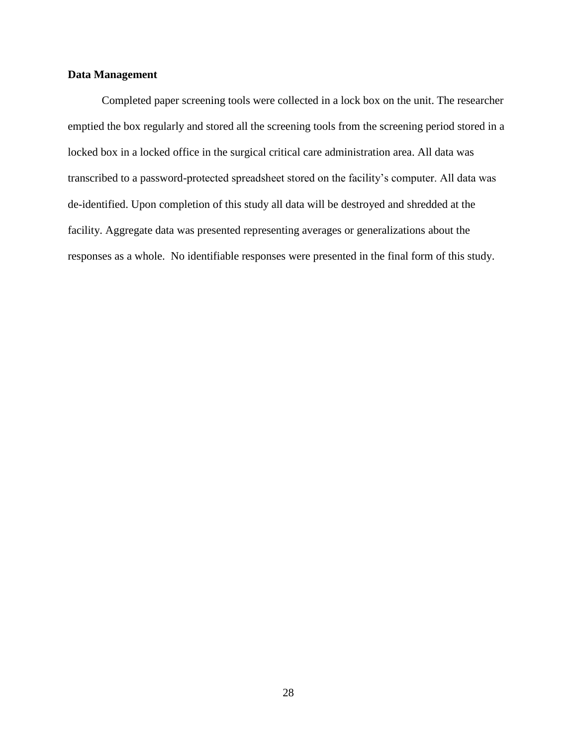### Data Management

Completed paper screening tools were collected in a lock box on the unit. The researcher emptied the box regularly and stored all the screening tools from the screening period stored in a locked box in a locked office in the surgical critical care administration area. All data was transcribed to a password-protected spreadsheet stored on the facility's computer. All data was de-identified. Upon completion of this study all data will be destroyed and shredded at the facility. Aggregate data was presented representing averages or generalizations about the responses as a whole. No identifiable responses were presented in the final form of this study.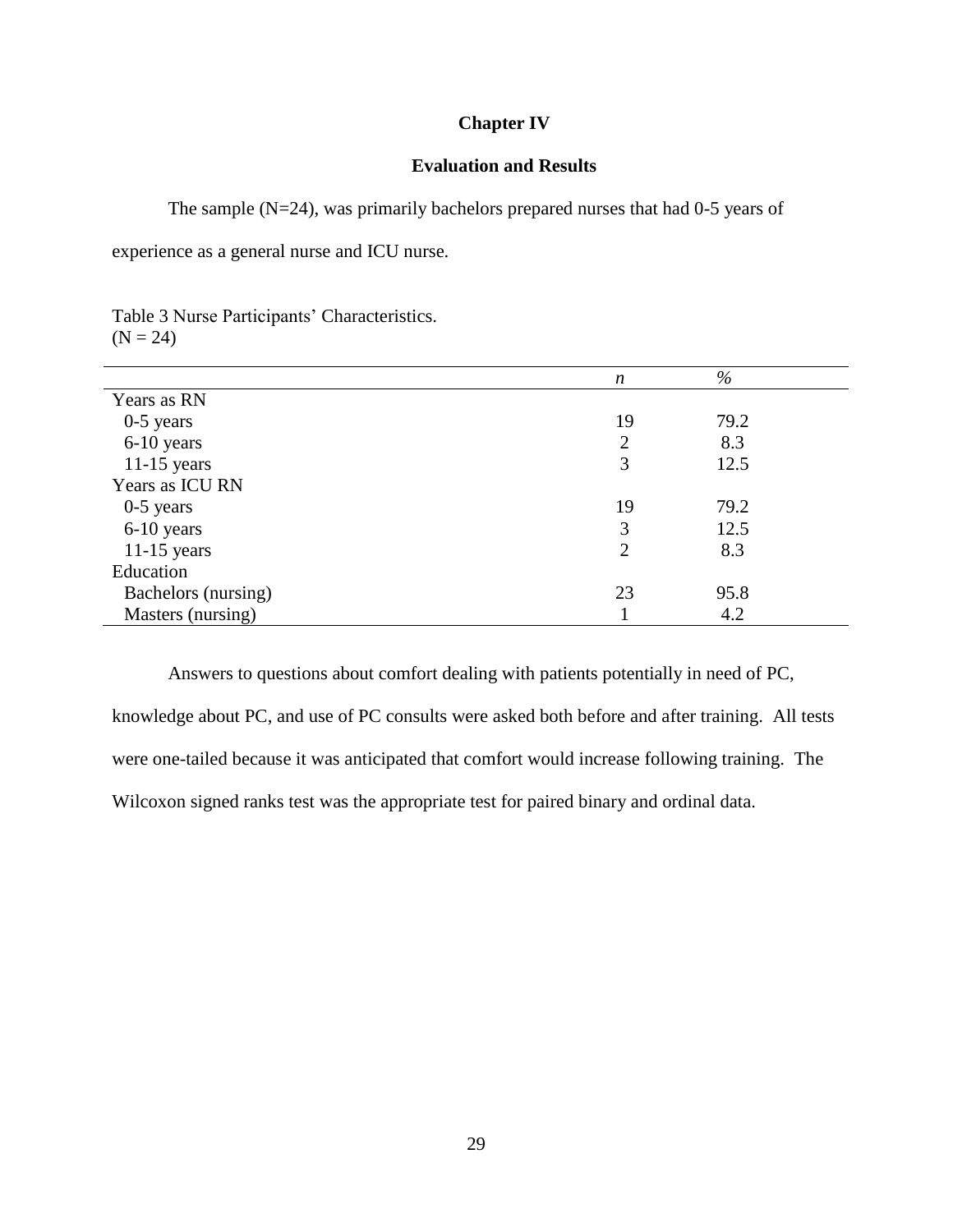# Chapter IV

## Evaluation and Results

The sample (N=24), was primarily bachelors prepared nurses that had 0-5 years of experience as a general nurse and ICU nurse.

Table 3 Nurse Participants' Characteristics.
(N = 24)

| | *n* | *%* |
|---|---|---|
| Years as RN | | |
| 0-5 years | 19 | 79.2 |
| 6-10 years | 2 | 8.3 |
| 11-15 years | 3 | 12.5 |
| Years as ICU RN | | |
| 0-5 years | 19 | 79.2 |
| 6-10 years | 3 | 12.5 |
| 11-15 years | 2 | 8.3 |
| Education | | |
| Bachelors (nursing) | 23 | 95.8 |
| Masters (nursing) | 1 | 4.2 |

Answers to questions about comfort dealing with patients potentially in need of PC, knowledge about PC, and use of PC consults were asked both before and after training. All tests were one-tailed because it was anticipated that comfort would increase following training. The Wilcoxon signed ranks test was the appropriate test for paired binary and ordinal data.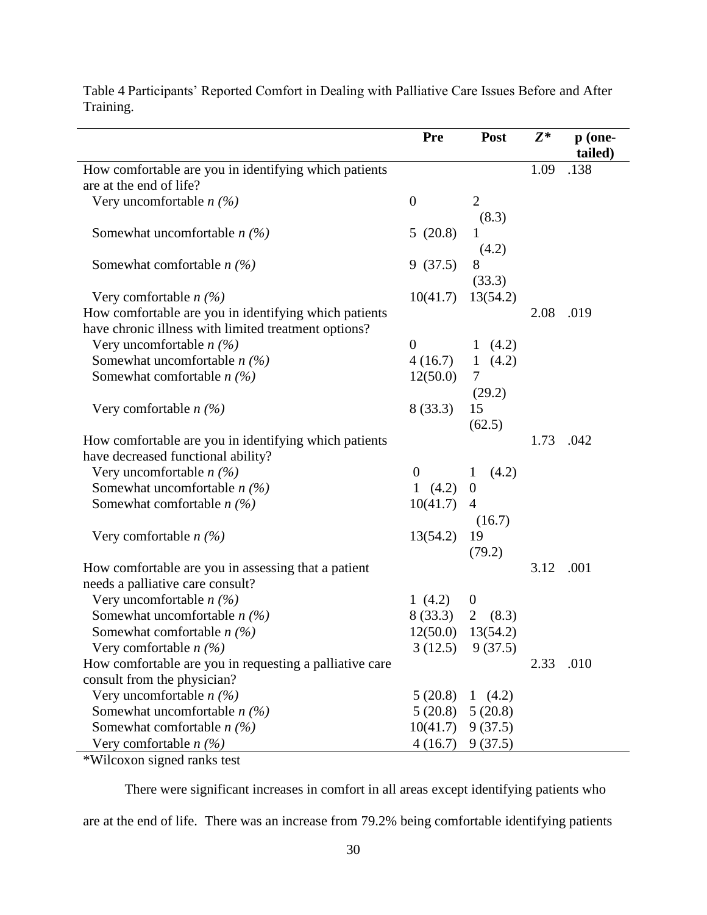Table 4 Participants' Reported Comfort in Dealing with Palliative Care Issues Before and After Training.

| | Pre | Post | $Z$* | p (one-tailed) |
|---|---|---|---|---|
| How comfortable are you in identifying which patients are at the end of life? | | | 1.09 | .138 |
| Very uncomfortable *n (%)* | 0 | 2 (8.3) | | |
| Somewhat uncomfortable *n (%)* | 5 (20.8) | 1 (4.2) | | |
| Somewhat comfortable *n (%)* | 9 (37.5) | 8 (33.3) | | |
| Very comfortable *n (%)* | 10(41.7) | 13(54.2) | | |
| How comfortable are you in identifying which patients have chronic illness with limited treatment options? | | | 2.08 | .019 |
| Very uncomfortable *n (%)* | 0 | 1 (4.2) | | |
| Somewhat uncomfortable *n (%)* | 4 (16.7) | 1 (4.2) | | |
| Somewhat comfortable *n (%)* | 12(50.0) | 7 (29.2) | | |
| Very comfortable *n (%)* | 8 (33.3) | 15 (62.5) | | |
| How comfortable are you in identifying which patients have decreased functional ability? | | | 1.73 | .042 |
| Very uncomfortable *n (%)* | 0 | 1 (4.2) | | |
| Somewhat uncomfortable *n (%)* | 1 (4.2) | 0 | | |
| Somewhat comfortable *n (%)* | 10(41.7) | 4 (16.7) | | |
| Very comfortable *n (%)* | 13(54.2) | 19 (79.2) | | |
| How comfortable are you in assessing that a patient needs a palliative care consult? | | | 3.12 | .001 |
| Very uncomfortable *n (%)* | 1 (4.2) | 0 | | |
| Somewhat uncomfortable *n (%)* | 8 (33.3) | 2 (8.3) | | |
| Somewhat comfortable *n (%)* | 12(50.0) | 13(54.2) | | |
| Very comfortable *n (%)* | 3 (12.5) | 9 (37.5) | | |
| How comfortable are you in requesting a palliative care consult from the physician? | | | 2.33 | .010 |
| Very uncomfortable *n (%)* | 5 (20.8) | 1 (4.2) | | |
| Somewhat uncomfortable *n (%)* | 5 (20.8) | 5 (20.8) | | |
| Somewhat comfortable *n (%)* | 10(41.7) | 9 (37.5) | | |
| Very comfortable *n (%)* | 4 (16.7) | 9 (37.5) | | |

*Wilcoxon signed ranks test

There were significant increases in comfort in all areas except identifying patients who are at the end of life. There was an increase from 79.2% being comfortable identifying patients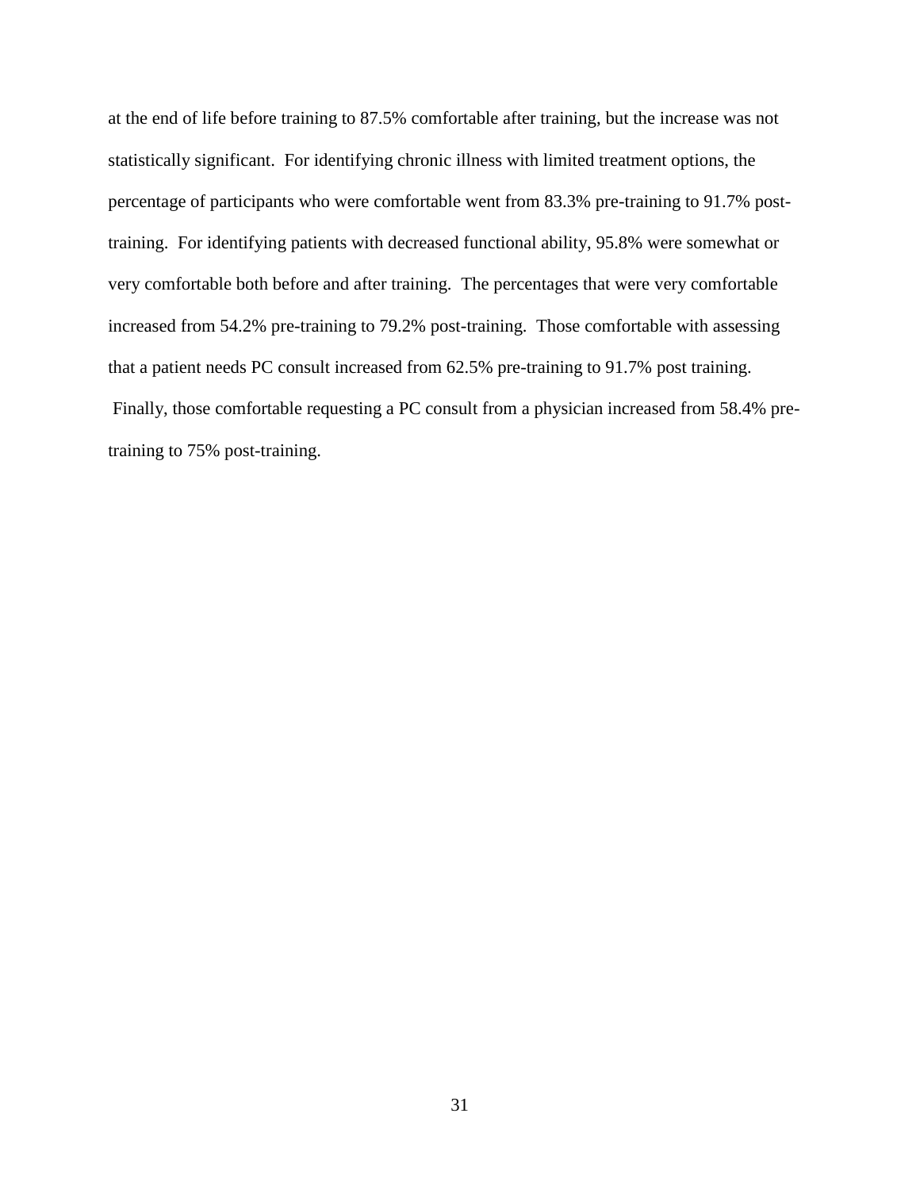at the end of life before training to 87.5% comfortable after training, but the increase was not statistically significant. For identifying chronic illness with limited treatment options, the percentage of participants who were comfortable went from 83.3% pre-training to 91.7% post-training. For identifying patients with decreased functional ability, 95.8% were somewhat or very comfortable both before and after training. The percentages that were very comfortable increased from 54.2% pre-training to 79.2% post-training. Those comfortable with assessing that a patient needs PC consult increased from 62.5% pre-training to 91.7% post training. Finally, those comfortable requesting a PC consult from a physician increased from 58.4% pre-training to 75% post-training.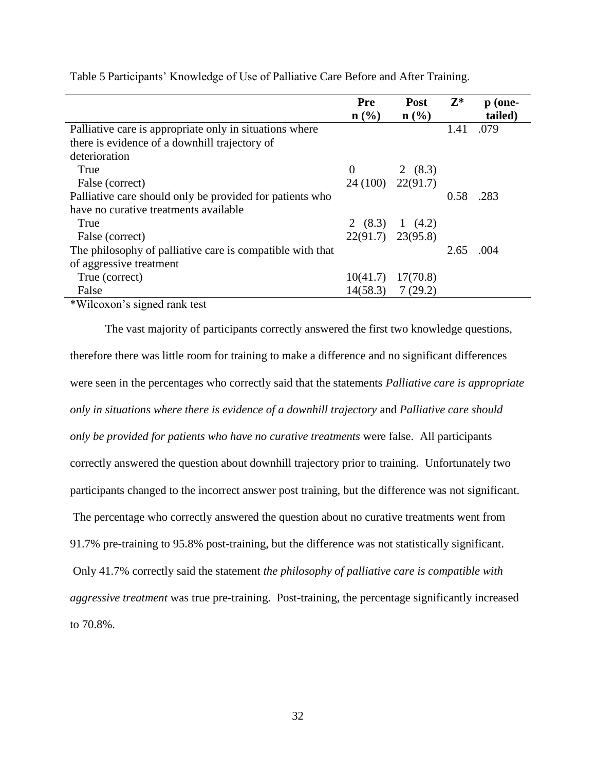Table 5 Participants' Knowledge of Use of Palliative Care Before and After Training.

| | Pre n (%) | Post n (%) | Z* | p (one-tailed) |
|---|---|---|---|---|
| Palliative care is appropriate only in situations where there is evidence of a downhill trajectory of deterioration | | | 1.41 | .079 |
| True | 0 | 2 (8.3) | | |
| False (correct) | 24 (100) | 22(91.7) | | |
| Palliative care should only be provided for patients who have no curative treatments available | | | 0.58 | .283 |
| True | 2 (8.3) | 1 (4.2) | | |
| False (correct) | 22(91.7) | 23(95.8) | | |
| The philosophy of palliative care is compatible with that of aggressive treatment | | | 2.65 | .004 |
| True (correct) | 10(41.7) | 17(70.8) | | |
| False | 14(58.3) | 7 (29.2) | | |

*Wilcoxon's signed rank test

The vast majority of participants correctly answered the first two knowledge questions, therefore there was little room for training to make a difference and no significant differences were seen in the percentages who correctly said that the statements *Palliative care is appropriate only in situations where there is evidence of a downhill trajectory* and *Palliative care should only be provided for patients who have no curative treatments* were false. All participants correctly answered the question about downhill trajectory prior to training. Unfortunately two participants changed to the incorrect answer post training, but the difference was not significant. The percentage who correctly answered the question about no curative treatments went from 91.7% pre-training to 95.8% post-training, but the difference was not statistically significant. Only 41.7% correctly said the statement *the philosophy of palliative care is compatible with aggressive treatment* was true pre-training. Post-training, the percentage significantly increased to 70.8%.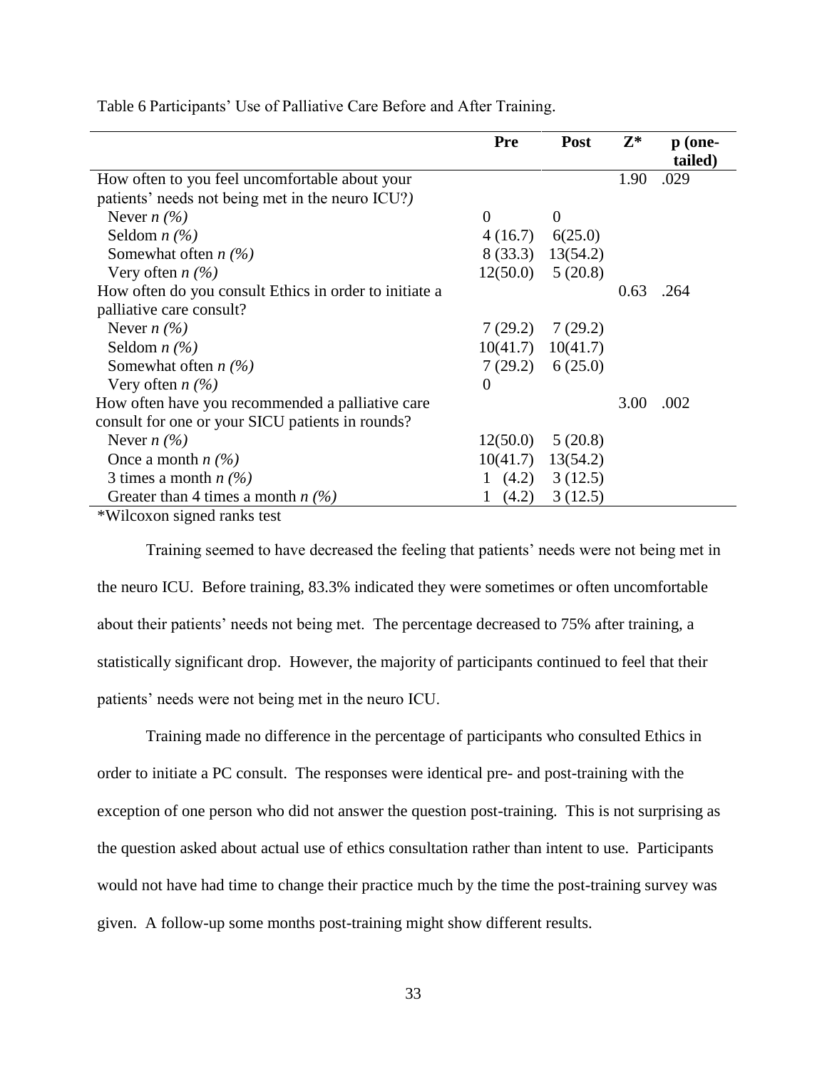Table 6 Participants' Use of Palliative Care Before and After Training.

| | Pre | Post | Z* | p (one-tailed) |
|---|---|---|---|---|
| How often to you feel uncomfortable about your patients' needs not being met in the neuro ICU?*)* | | | 1.90 | .029 |
| Never *n (%)* | 0 | 0 | | |
| Seldom *n (%)* | 4 (16.7) | 6(25.0) | | |
| Somewhat often *n (%)* | 8 (33.3) | 13(54.2) | | |
| Very often *n (%)* | 12(50.0) | 5 (20.8) | | |
| How often do you consult Ethics in order to initiate a palliative care consult? | | | 0.63 | .264 |
| Never *n (%)* | 7 (29.2) | 7 (29.2) | | |
| Seldom *n (%)* | 10(41.7) | 10(41.7) | | |
| Somewhat often *n (%)* | 7 (29.2) | 6 (25.0) | | |
| Very often *n (%)* | 0 | | | |
| How often have you recommended a palliative care consult for one or your SICU patients in rounds? | | | 3.00 | .002 |
| Never *n (%)* | 12(50.0) | 5 (20.8) | | |
| Once a month *n (%)* | 10(41.7) | 13(54.2) | | |
| 3 times a month *n (%)* | 1 (4.2) | 3 (12.5) | | |
| Greater than 4 times a month *n (%)* | 1 (4.2) | 3 (12.5) | | |

*Wilcoxon signed ranks test

Training seemed to have decreased the feeling that patients' needs were not being met in the neuro ICU. Before training, 83.3% indicated they were sometimes or often uncomfortable about their patients' needs not being met. The percentage decreased to 75% after training, a statistically significant drop. However, the majority of participants continued to feel that their patients' needs were not being met in the neuro ICU.

Training made no difference in the percentage of participants who consulted Ethics in order to initiate a PC consult. The responses were identical pre- and post-training with the exception of one person who did not answer the question post-training. This is not surprising as the question asked about actual use of ethics consultation rather than intent to use. Participants would not have had time to change their practice much by the time the post-training survey was given. A follow-up some months post-training might show different results.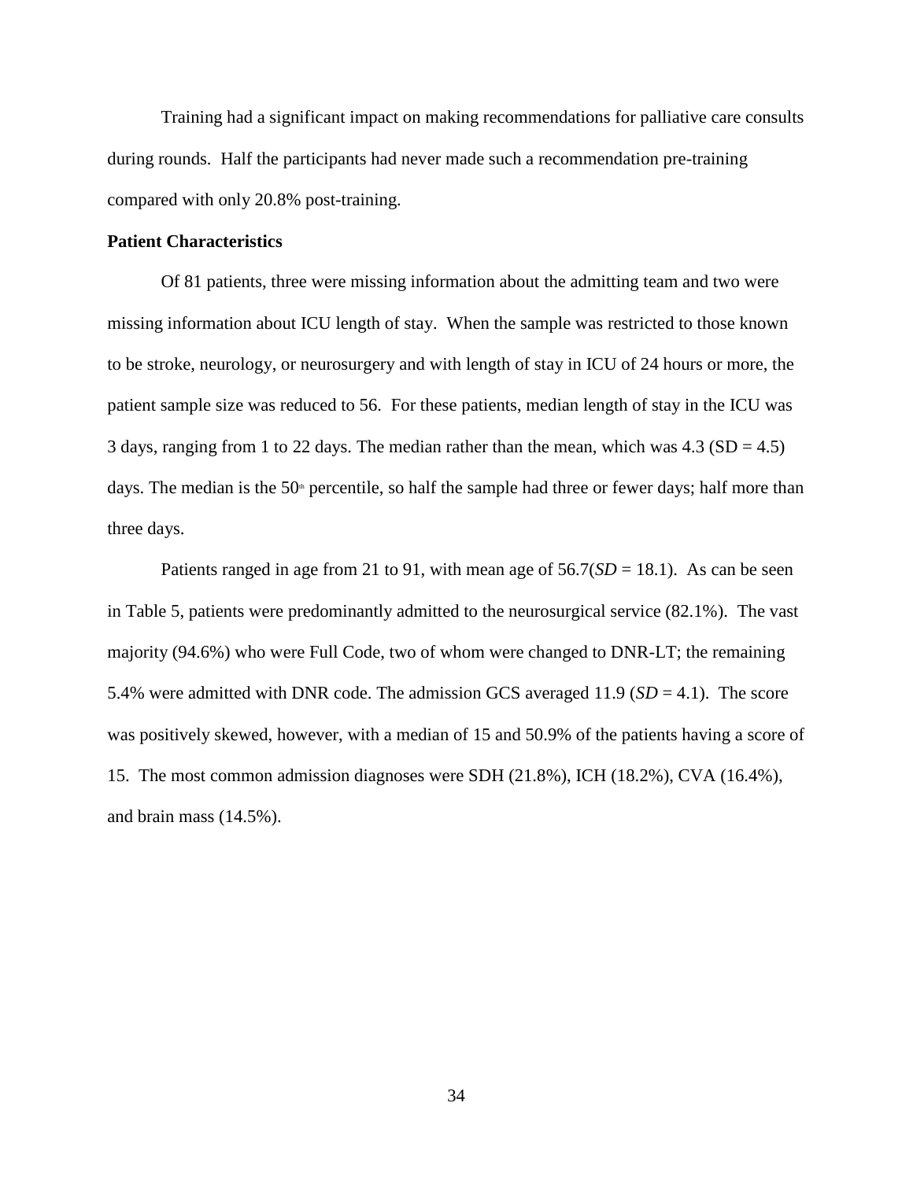Training had a significant impact on making recommendations for palliative care consults during rounds. Half the participants had never made such a recommendation pre-training compared with only 20.8% post-training.

**Patient Characteristics**

Of 81 patients, three were missing information about the admitting team and two were missing information about ICU length of stay. When the sample was restricted to those known to be stroke, neurology, or neurosurgery and with length of stay in ICU of 24 hours or more, the patient sample size was reduced to 56. For these patients, median length of stay in the ICU was 3 days, ranging from 1 to 22 days. The median rather than the mean, which was 4.3 (SD = 4.5) days. The median is the 50th percentile, so half the sample had three or fewer days; half more than three days.

Patients ranged in age from 21 to 91, with mean age of 56.7(*SD* = 18.1). As can be seen in Table 5, patients were predominantly admitted to the neurosurgical service (82.1%). The vast majority (94.6%) who were Full Code, two of whom were changed to DNR-LT; the remaining 5.4% were admitted with DNR code. The admission GCS averaged 11.9 (*SD* = 4.1). The score was positively skewed, however, with a median of 15 and 50.9% of the patients having a score of 15. The most common admission diagnoses were SDH (21.8%), ICH (18.2%), CVA (16.4%), and brain mass (14.5%).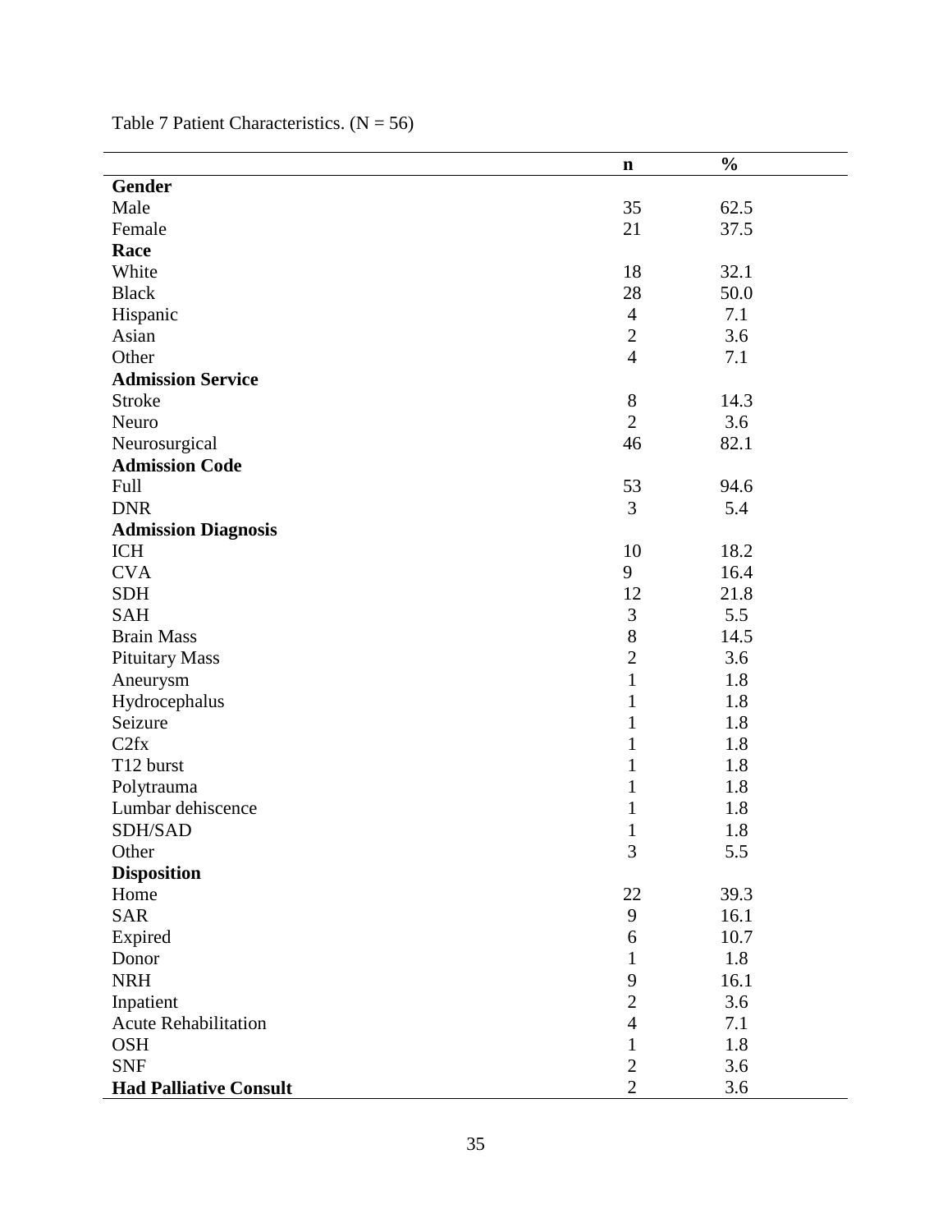Table 7 Patient Characteristics. (N = 56)

| | n | % |
|---|---|---|
| **Gender** | | |
| Male | 35 | 62.5 |
| Female | 21 | 37.5 |
| **Race** | | |
| White | 18 | 32.1 |
| Black | 28 | 50.0 |
| Hispanic | 4 | 7.1 |
| Asian | 2 | 3.6 |
| Other | 4 | 7.1 |
| **Admission Service** | | |
| Stroke | 8 | 14.3 |
| Neuro | 2 | 3.6 |
| Neurosurgical | 46 | 82.1 |
| **Admission Code** | | |
| Full | 53 | 94.6 |
| DNR | 3 | 5.4 |
| **Admission Diagnosis** | | |
| ICH | 10 | 18.2 |
| CVA | 9 | 16.4 |
| SDH | 12 | 21.8 |
| SAH | 3 | 5.5 |
| Brain Mass | 8 | 14.5 |
| Pituitary Mass | 2 | 3.6 |
| Aneurysm | 1 | 1.8 |
| Hydrocephalus | 1 | 1.8 |
| Seizure | 1 | 1.8 |
| C2fx | 1 | 1.8 |
| T12 burst | 1 | 1.8 |
| Polytrauma | 1 | 1.8 |
| Lumbar dehiscence | 1 | 1.8 |
| SDH/SAD | 1 | 1.8 |
| Other | 3 | 5.5 |
| **Disposition** | | |
| Home | 22 | 39.3 |
| SAR | 9 | 16.1 |
| Expired | 6 | 10.7 |
| Donor | 1 | 1.8 |
| NRH | 9 | 16.1 |
| Inpatient | 2 | 3.6 |
| Acute Rehabilitation | 4 | 7.1 |
| OSH | 1 | 1.8 |
| SNF | 2 | 3.6 |
| **Had Palliative Consult** | 2 | 3.6 |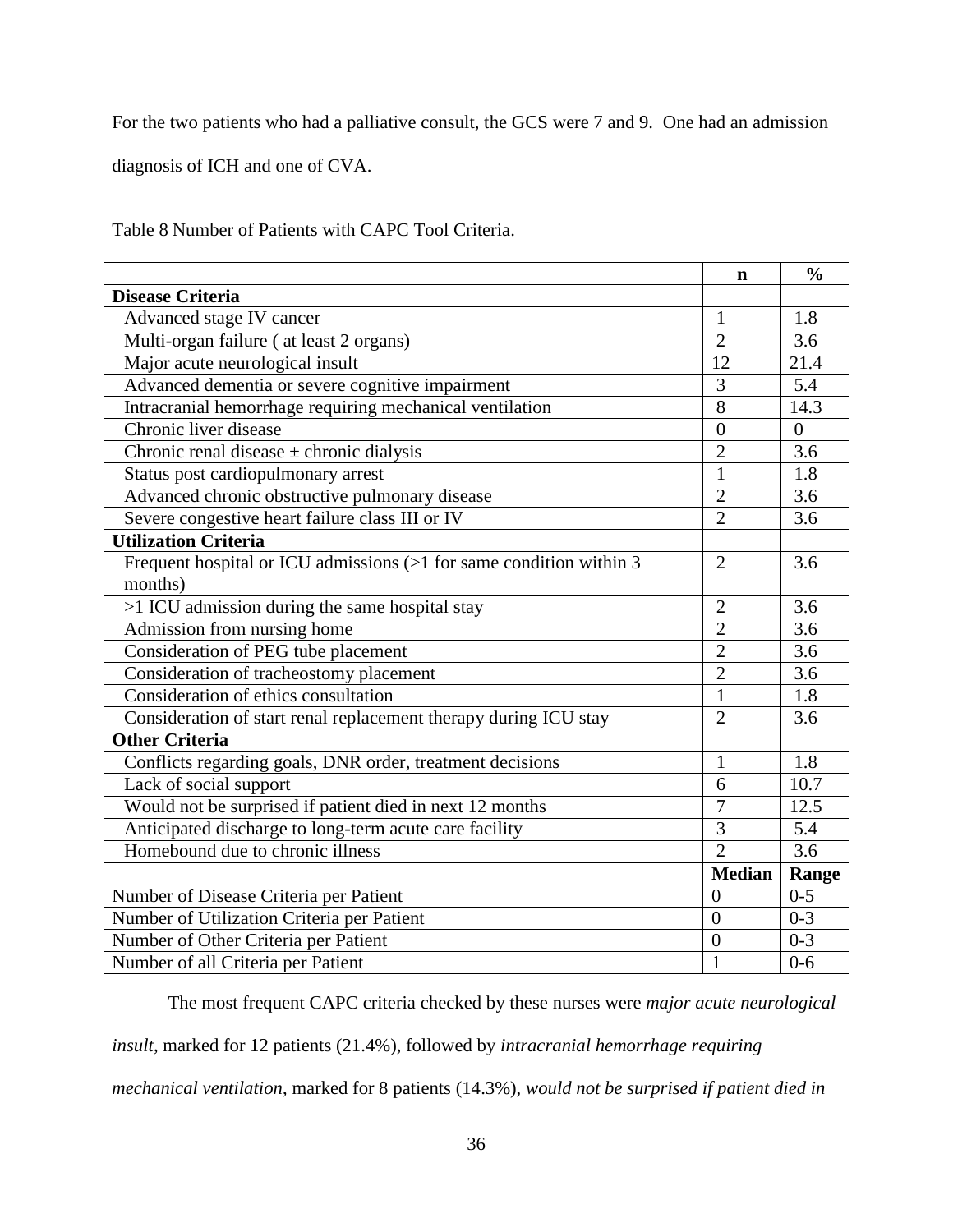For the two patients who had a palliative consult, the GCS were 7 and 9. One had an admission diagnosis of ICH and one of CVA.

Table 8 Number of Patients with CAPC Tool Criteria.

| | n | % |
|---|---|---|
| **Disease Criteria** | | |
| Advanced stage IV cancer | 1 | 1.8 |
| Multi-organ failure ( at least 2 organs) | 2 | 3.6 |
| Major acute neurological insult | 12 | 21.4 |
| Advanced dementia or severe cognitive impairment | 3 | 5.4 |
| Intracranial hemorrhage requiring mechanical ventilation | 8 | 14.3 |
| Chronic liver disease | 0 | 0 |
| Chronic renal disease ± chronic dialysis | 2 | 3.6 |
| Status post cardiopulmonary arrest | 1 | 1.8 |
| Advanced chronic obstructive pulmonary disease | 2 | 3.6 |
| Severe congestive heart failure class III or IV | 2 | 3.6 |
| **Utilization Criteria** | | |
| Frequent hospital or ICU admissions (>1 for same condition within 3 months) | 2 | 3.6 |
| >1 ICU admission during the same hospital stay | 2 | 3.6 |
| Admission from nursing home | 2 | 3.6 |
| Consideration of PEG tube placement | 2 | 3.6 |
| Consideration of tracheostomy placement | 2 | 3.6 |
| Consideration of ethics consultation | 1 | 1.8 |
| Consideration of start renal replacement therapy during ICU stay | 2 | 3.6 |
| **Other Criteria** | | |
| Conflicts regarding goals, DNR order, treatment decisions | 1 | 1.8 |
| Lack of social support | 6 | 10.7 |
| Would not be surprised if patient died in next 12 months | 7 | 12.5 |
| Anticipated discharge to long-term acute care facility | 3 | 5.4 |
| Homebound due to chronic illness | 2 | 3.6 |
| | **Median** | **Range** |
| Number of Disease Criteria per Patient | 0 | 0-5 |
| Number of Utilization Criteria per Patient | 0 | 0-3 |
| Number of Other Criteria per Patient | 0 | 0-3 |
| Number of all Criteria per Patient | 1 | 0-6 |

The most frequent CAPC criteria checked by these nurses were *major acute neurological insult*, marked for 12 patients (21.4%), followed by *intracranial hemorrhage requiring mechanical ventilation*, marked for 8 patients (14.3%), *would not be surprised if patient died in*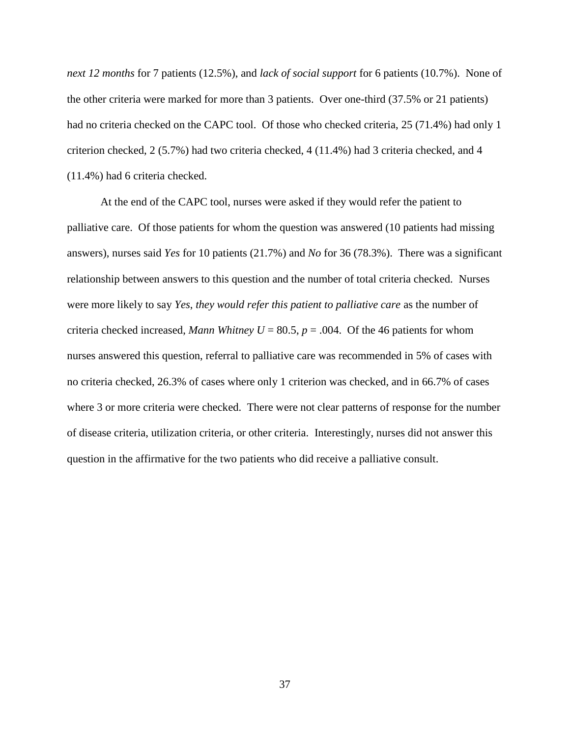*next 12 months* for 7 patients (12.5%), and *lack of social support* for 6 patients (10.7%). None of the other criteria were marked for more than 3 patients. Over one-third (37.5% or 21 patients) had no criteria checked on the CAPC tool. Of those who checked criteria, 25 (71.4%) had only 1 criterion checked, 2 (5.7%) had two criteria checked, 4 (11.4%) had 3 criteria checked, and 4 (11.4%) had 6 criteria checked.

At the end of the CAPC tool, nurses were asked if they would refer the patient to palliative care. Of those patients for whom the question was answered (10 patients had missing answers), nurses said *Yes* for 10 patients (21.7%) and *No* for 36 (78.3%). There was a significant relationship between answers to this question and the number of total criteria checked. Nurses were more likely to say *Yes, they would refer this patient to palliative care* as the number of criteria checked increased, *Mann Whitney* $U = 80.5$, $p = .004$. Of the 46 patients for whom nurses answered this question, referral to palliative care was recommended in 5% of cases with no criteria checked, 26.3% of cases where only 1 criterion was checked, and in 66.7% of cases where 3 or more criteria were checked. There were not clear patterns of response for the number of disease criteria, utilization criteria, or other criteria. Interestingly, nurses did not answer this question in the affirmative for the two patients who did receive a palliative consult.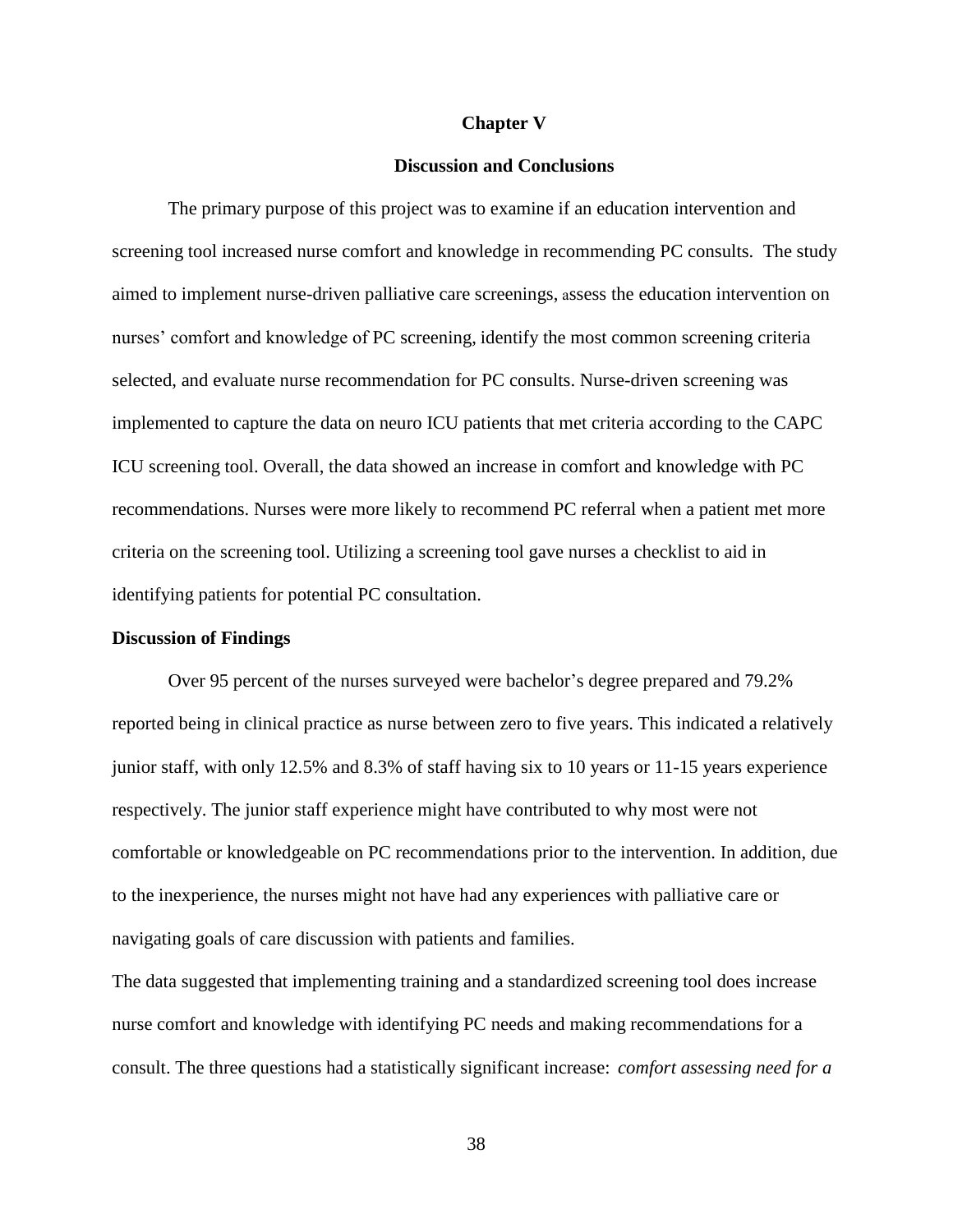# Chapter V

## Discussion and Conclusions

The primary purpose of this project was to examine if an education intervention and screening tool increased nurse comfort and knowledge in recommending PC consults. The study aimed to implement nurse-driven palliative care screenings, assess the education intervention on nurses' comfort and knowledge of PC screening, identify the most common screening criteria selected, and evaluate nurse recommendation for PC consults. Nurse-driven screening was implemented to capture the data on neuro ICU patients that met criteria according to the CAPC ICU screening tool. Overall, the data showed an increase in comfort and knowledge with PC recommendations. Nurses were more likely to recommend PC referral when a patient met more criteria on the screening tool. Utilizing a screening tool gave nurses a checklist to aid in identifying patients for potential PC consultation.

### Discussion of Findings

Over 95 percent of the nurses surveyed were bachelor's degree prepared and 79.2% reported being in clinical practice as nurse between zero to five years. This indicated a relatively junior staff, with only 12.5% and 8.3% of staff having six to 10 years or 11-15 years experience respectively. The junior staff experience might have contributed to why most were not comfortable or knowledgeable on PC recommendations prior to the intervention. In addition, due to the inexperience, the nurses might not have had any experiences with palliative care or navigating goals of care discussion with patients and families.

The data suggested that implementing training and a standardized screening tool does increase nurse comfort and knowledge with identifying PC needs and making recommendations for a consult. The three questions had a statistically significant increase: *comfort assessing need for a*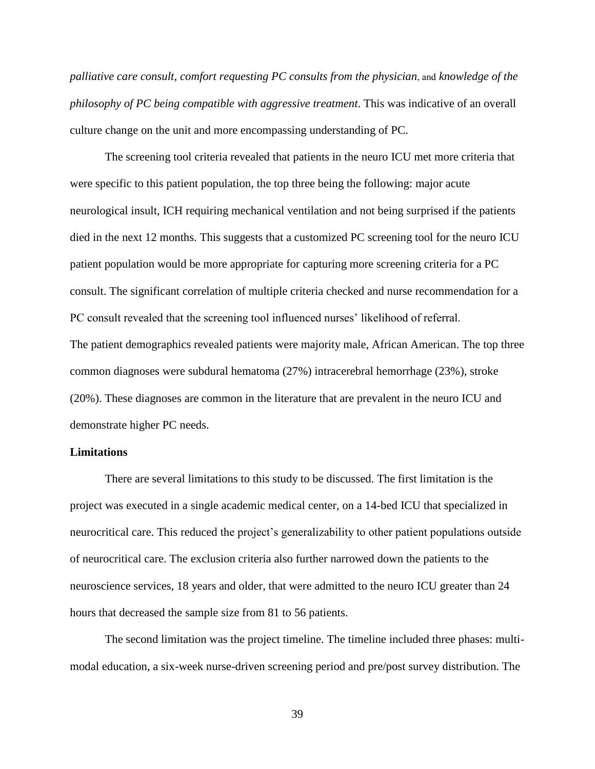*palliative care consult, comfort requesting PC consults from the physician*, and *knowledge of the philosophy of PC being compatible with aggressive treatment*. This was indicative of an overall culture change on the unit and more encompassing understanding of PC.

The screening tool criteria revealed that patients in the neuro ICU met more criteria that were specific to this patient population, the top three being the following: major acute neurological insult, ICH requiring mechanical ventilation and not being surprised if the patients died in the next 12 months. This suggests that a customized PC screening tool for the neuro ICU patient population would be more appropriate for capturing more screening criteria for a PC consult. The significant correlation of multiple criteria checked and nurse recommendation for a PC consult revealed that the screening tool influenced nurses' likelihood of referral.

The patient demographics revealed patients were majority male, African American. The top three common diagnoses were subdural hematoma (27%) intracerebral hemorrhage (23%), stroke (20%). These diagnoses are common in the literature that are prevalent in the neuro ICU and demonstrate higher PC needs.

**Limitations**

There are several limitations to this study to be discussed. The first limitation is the project was executed in a single academic medical center, on a 14-bed ICU that specialized in neurocritical care. This reduced the project's generalizability to other patient populations outside of neurocritical care. The exclusion criteria also further narrowed down the patients to the neuroscience services, 18 years and older, that were admitted to the neuro ICU greater than 24 hours that decreased the sample size from 81 to 56 patients.

The second limitation was the project timeline. The timeline included three phases: multi-modal education, a six-week nurse-driven screening period and pre/post survey distribution. The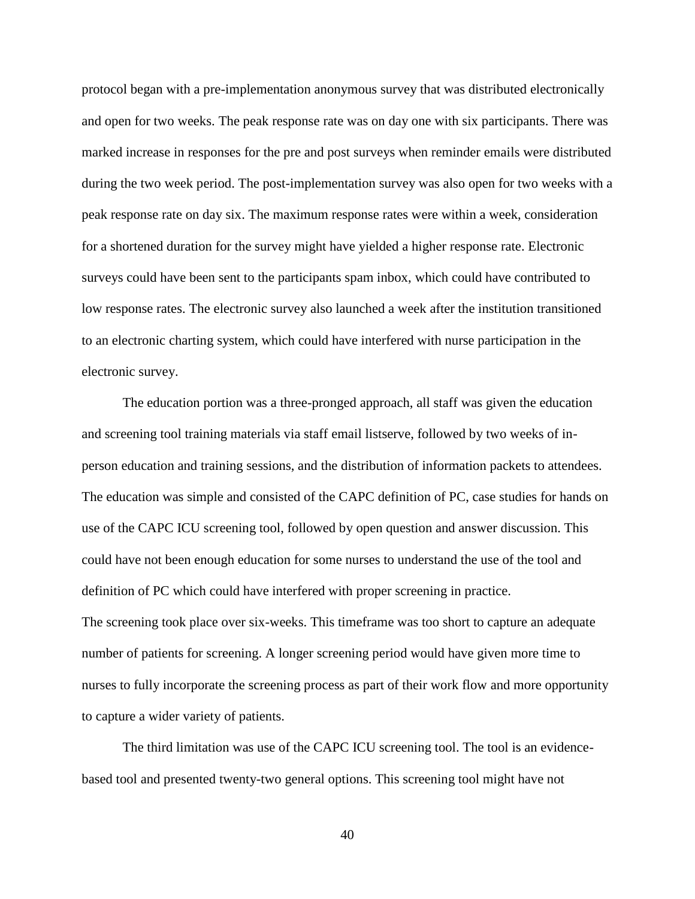protocol began with a pre-implementation anonymous survey that was distributed electronically and open for two weeks. The peak response rate was on day one with six participants. There was marked increase in responses for the pre and post surveys when reminder emails were distributed during the two week period. The post-implementation survey was also open for two weeks with a peak response rate on day six. The maximum response rates were within a week, consideration for a shortened duration for the survey might have yielded a higher response rate. Electronic surveys could have been sent to the participants spam inbox, which could have contributed to low response rates. The electronic survey also launched a week after the institution transitioned to an electronic charting system, which could have interfered with nurse participation in the electronic survey.

The education portion was a three-pronged approach, all staff was given the education and screening tool training materials via staff email listserve, followed by two weeks of in-person education and training sessions, and the distribution of information packets to attendees. The education was simple and consisted of the CAPC definition of PC, case studies for hands on use of the CAPC ICU screening tool, followed by open question and answer discussion. This could have not been enough education for some nurses to understand the use of the tool and definition of PC which could have interfered with proper screening in practice.

The screening took place over six-weeks. This timeframe was too short to capture an adequate number of patients for screening. A longer screening period would have given more time to nurses to fully incorporate the screening process as part of their work flow and more opportunity to capture a wider variety of patients.

The third limitation was use of the CAPC ICU screening tool. The tool is an evidence-based tool and presented twenty-two general options. This screening tool might have not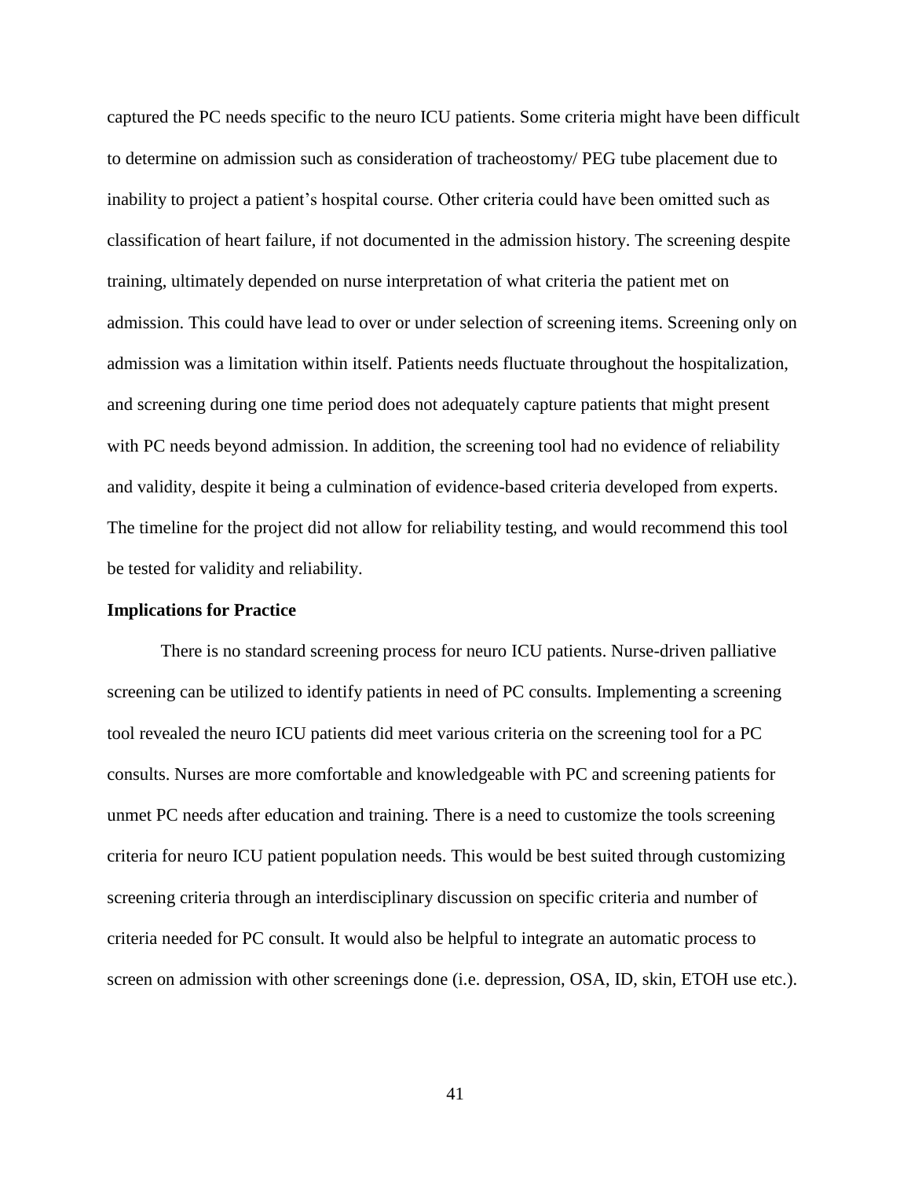captured the PC needs specific to the neuro ICU patients. Some criteria might have been difficult to determine on admission such as consideration of tracheostomy/ PEG tube placement due to inability to project a patient's hospital course. Other criteria could have been omitted such as classification of heart failure, if not documented in the admission history. The screening despite training, ultimately depended on nurse interpretation of what criteria the patient met on admission. This could have lead to over or under selection of screening items. Screening only on admission was a limitation within itself. Patients needs fluctuate throughout the hospitalization, and screening during one time period does not adequately capture patients that might present with PC needs beyond admission. In addition, the screening tool had no evidence of reliability and validity, despite it being a culmination of evidence-based criteria developed from experts. The timeline for the project did not allow for reliability testing, and would recommend this tool be tested for validity and reliability.

**Implications for Practice**

There is no standard screening process for neuro ICU patients. Nurse-driven palliative screening can be utilized to identify patients in need of PC consults. Implementing a screening tool revealed the neuro ICU patients did meet various criteria on the screening tool for a PC consults. Nurses are more comfortable and knowledgeable with PC and screening patients for unmet PC needs after education and training. There is a need to customize the tools screening criteria for neuro ICU patient population needs. This would be best suited through customizing screening criteria through an interdisciplinary discussion on specific criteria and number of criteria needed for PC consult. It would also be helpful to integrate an automatic process to screen on admission with other screenings done (i.e. depression, OSA, ID, skin, ETOH use etc.).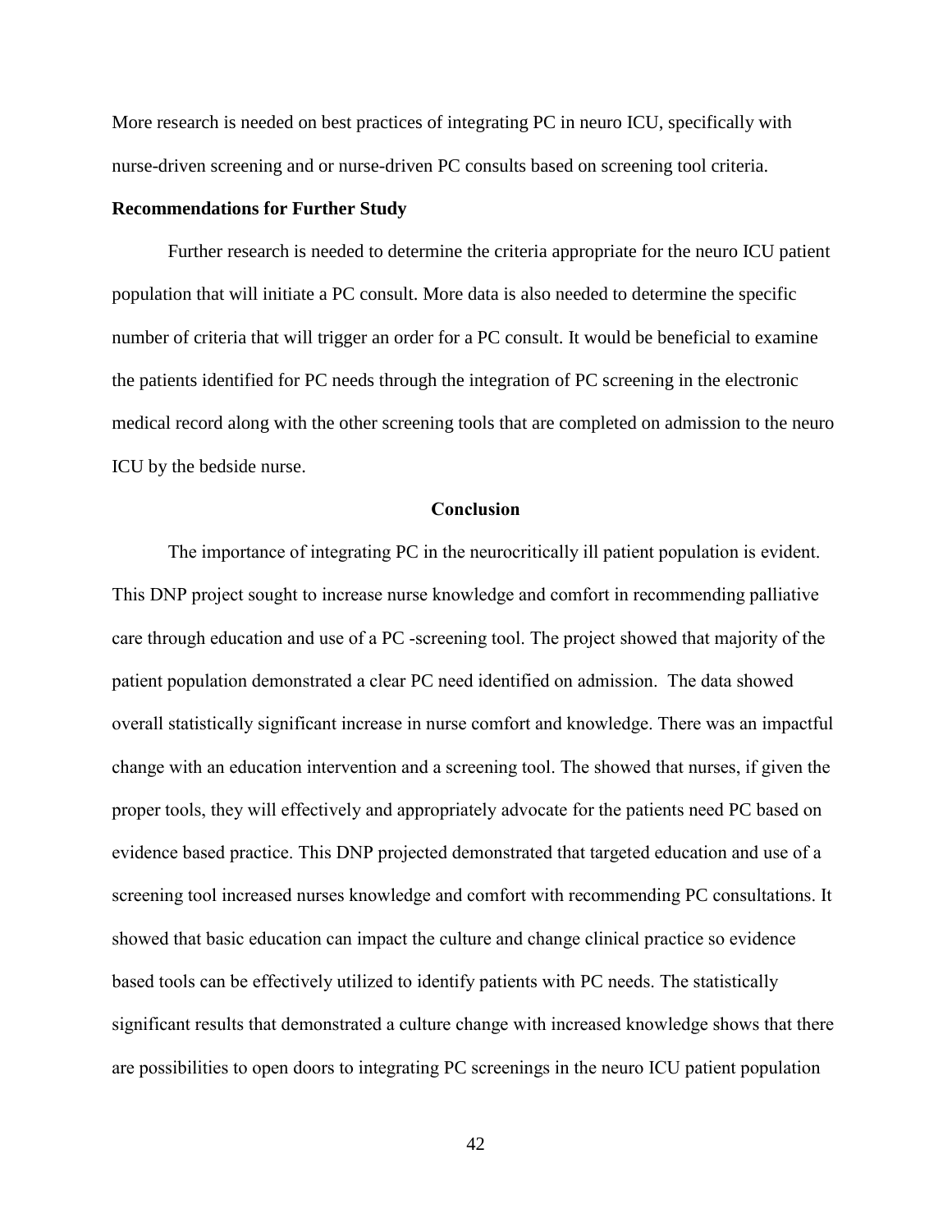More research is needed on best practices of integrating PC in neuro ICU, specifically with nurse-driven screening and or nurse-driven PC consults based on screening tool criteria.

**Recommendations for Further Study**

Further research is needed to determine the criteria appropriate for the neuro ICU patient population that will initiate a PC consult. More data is also needed to determine the specific number of criteria that will trigger an order for a PC consult. It would be beneficial to examine the patients identified for PC needs through the integration of PC screening in the electronic medical record along with the other screening tools that are completed on admission to the neuro ICU by the bedside nurse.

## Conclusion

The importance of integrating PC in the neurocritically ill patient population is evident. This DNP project sought to increase nurse knowledge and comfort in recommending palliative care through education and use of a PC -screening tool. The project showed that majority of the patient population demonstrated a clear PC need identified on admission. The data showed overall statistically significant increase in nurse comfort and knowledge. There was an impactful change with an education intervention and a screening tool. The showed that nurses, if given the proper tools, they will effectively and appropriately advocate for the patients need PC based on evidence based practice. This DNP projected demonstrated that targeted education and use of a screening tool increased nurses knowledge and comfort with recommending PC consultations. It showed that basic education can impact the culture and change clinical practice so evidence based tools can be effectively utilized to identify patients with PC needs. The statistically significant results that demonstrated a culture change with increased knowledge shows that there are possibilities to open doors to integrating PC screenings in the neuro ICU patient population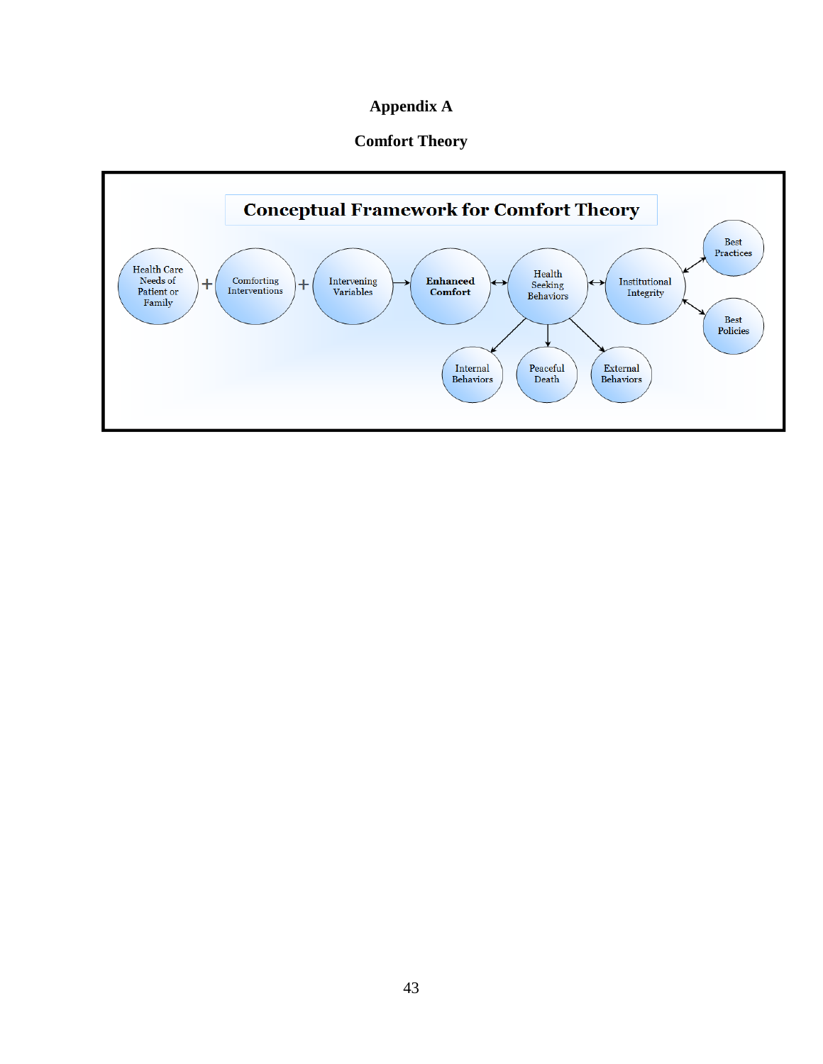# Appendix A

## Comfort Theory

**Conceptual Framework for Comfort Theory**

Health Care Needs of Patient or Family + Comforting Interventions + Intervening Variables → **Enhanced Comfort** ↔ Health Seeking Behaviors ↔ Institutional Integrity ↔ Best Practices / Best Policies

Health Seeking Behaviors → Internal Behaviors, Peaceful Death, External Behaviors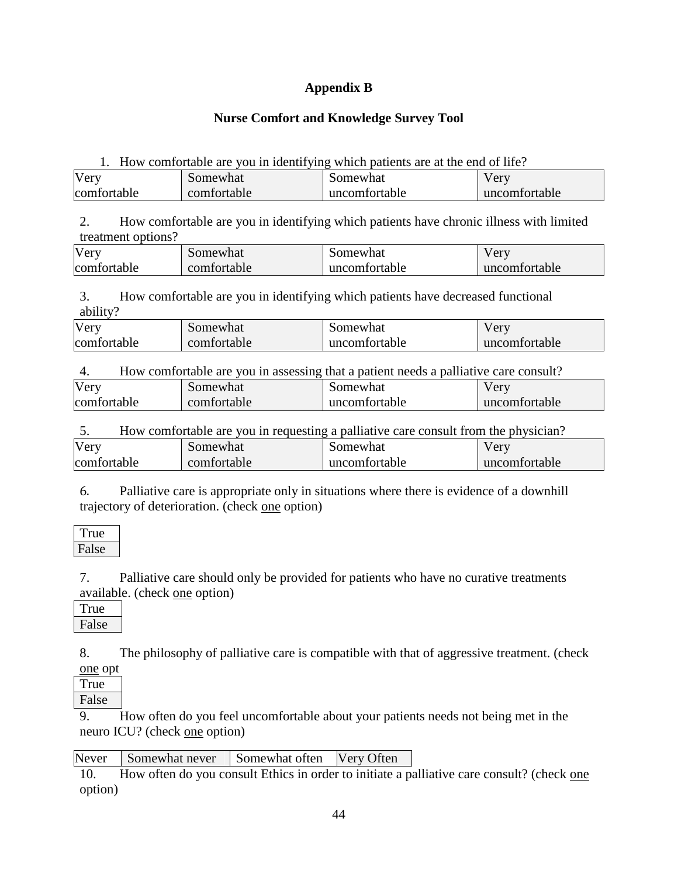# Appendix B

## Nurse Comfort and Knowledge Survey Tool

1. How comfortable are you in identifying which patients are at the end of life?

| Very comfortable | Somewhat comfortable | Somewhat uncomfortable | Very uncomfortable |
|---|---|---|---|

2. How comfortable are you in identifying which patients have chronic illness with limited treatment options?

| Very comfortable | Somewhat comfortable | Somewhat uncomfortable | Very uncomfortable |
|---|---|---|---|

3. How comfortable are you in identifying which patients have decreased functional ability?

| Very comfortable | Somewhat comfortable | Somewhat uncomfortable | Very uncomfortable |
|---|---|---|---|

4. How comfortable are you in assessing that a patient needs a palliative care consult?

| Very comfortable | Somewhat comfortable | Somewhat uncomfortable | Very uncomfortable |
|---|---|---|---|

5. How comfortable are you in requesting a palliative care consult from the physician?

| Very comfortable | Somewhat comfortable | Somewhat uncomfortable | Very uncomfortable |
|---|---|---|---|

6. Palliative care is appropriate only in situations where there is evidence of a downhill trajectory of deterioration. (check one option)

| True |
|---|
| False |

7. Palliative care should only be provided for patients who have no curative treatments available. (check one option)

| True |
|---|
| False |

8. The philosophy of palliative care is compatible with that of aggressive treatment. (check one opt

| True |
|---|
| False |

9. How often do you feel uncomfortable about your patients needs not being met in the neuro ICU? (check one option)

| Never | Somewhat never | Somewhat often | Very Often |
|---|---|---|---|

10. How often do you consult Ethics in order to initiate a palliative care consult? (check one option)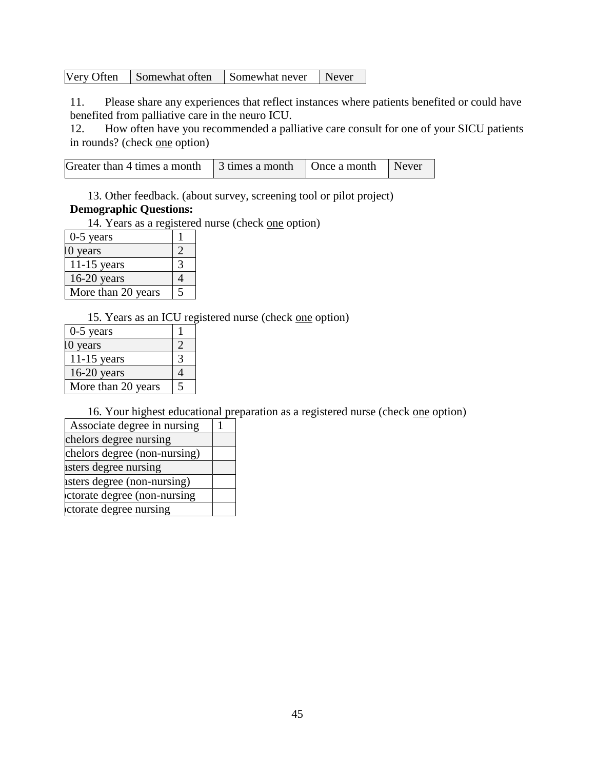| Very Often | Somewhat often | Somewhat never | Never |
|---|---|---|---|

11. Please share any experiences that reflect instances where patients benefited or could have benefited from palliative care in the neuro ICU.
12. How often have you recommended a palliative care consult for one of your SICU patients in rounds? (check one option)

| Greater than 4 times a month | 3 times a month | Once a month | Never |
|---|---|---|---|

13. Other feedback. (about survey, screening tool or pilot project)

**Demographic Questions:**

14. Years as a registered nurse (check one option)

| | |
|---|---|
| 0-5 years | 1 |
| l0 years | 2 |
| 11-15 years | 3 |
| 16-20 years | 4 |
| More than 20 years | 5 |

15. Years as an ICU registered nurse (check one option)

| | |
|---|---|
| 0-5 years | 1 |
| l0 years | 2 |
| 11-15 years | 3 |
| 16-20 years | 4 |
| More than 20 years | 5 |

16. Your highest educational preparation as a registered nurse (check one option)

| | |
|---|---|
| Associate degree in nursing | 1 |
| chelors degree nursing | |
| chelors degree (non-nursing) | |
| asters degree nursing | |
| asters degree (non-nursing) | |
| ctorate degree (non-nursing | |
| ctorate degree nursing | |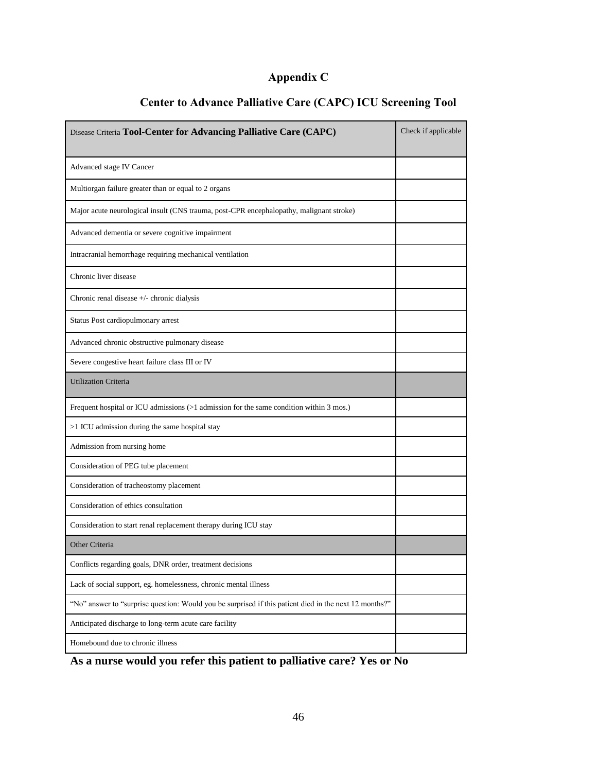## Appendix C

## Center to Advance Palliative Care (CAPC) ICU Screening Tool

| Disease Criteria **Tool-Center for Advancing Palliative Care (CAPC)** | Check if applicable |
|---|---|
| Advanced stage IV Cancer | |
| Multiorgan failure greater than or equal to 2 organs | |
| Major acute neurological insult (CNS trauma, post-CPR encephalopathy, malignant stroke) | |
| Advanced dementia or severe cognitive impairment | |
| Intracranial hemorrhage requiring mechanical ventilation | |
| Chronic liver disease | |
| Chronic renal disease +/- chronic dialysis | |
| Status Post cardiopulmonary arrest | |
| Advanced chronic obstructive pulmonary disease | |
| Severe congestive heart failure class III or IV | |
| Utilization Criteria | |
| Frequent hospital or ICU admissions (>1 admission for the same condition within 3 mos.) | |
| >1 ICU admission during the same hospital stay | |
| Admission from nursing home | |
| Consideration of PEG tube placement | |
| Consideration of tracheostomy placement | |
| Consideration of ethics consultation | |
| Consideration to start renal replacement therapy during ICU stay | |
| Other Criteria | |
| Conflicts regarding goals, DNR order, treatment decisions | |
| Lack of social support, eg. homelessness, chronic mental illness | |
| "No" answer to "surprise question: Would you be surprised if this patient died in the next 12 months?" | |
| Anticipated discharge to long-term acute care facility | |
| Homebound due to chronic illness | |

**As a nurse would you refer this patient to palliative care? Yes or No**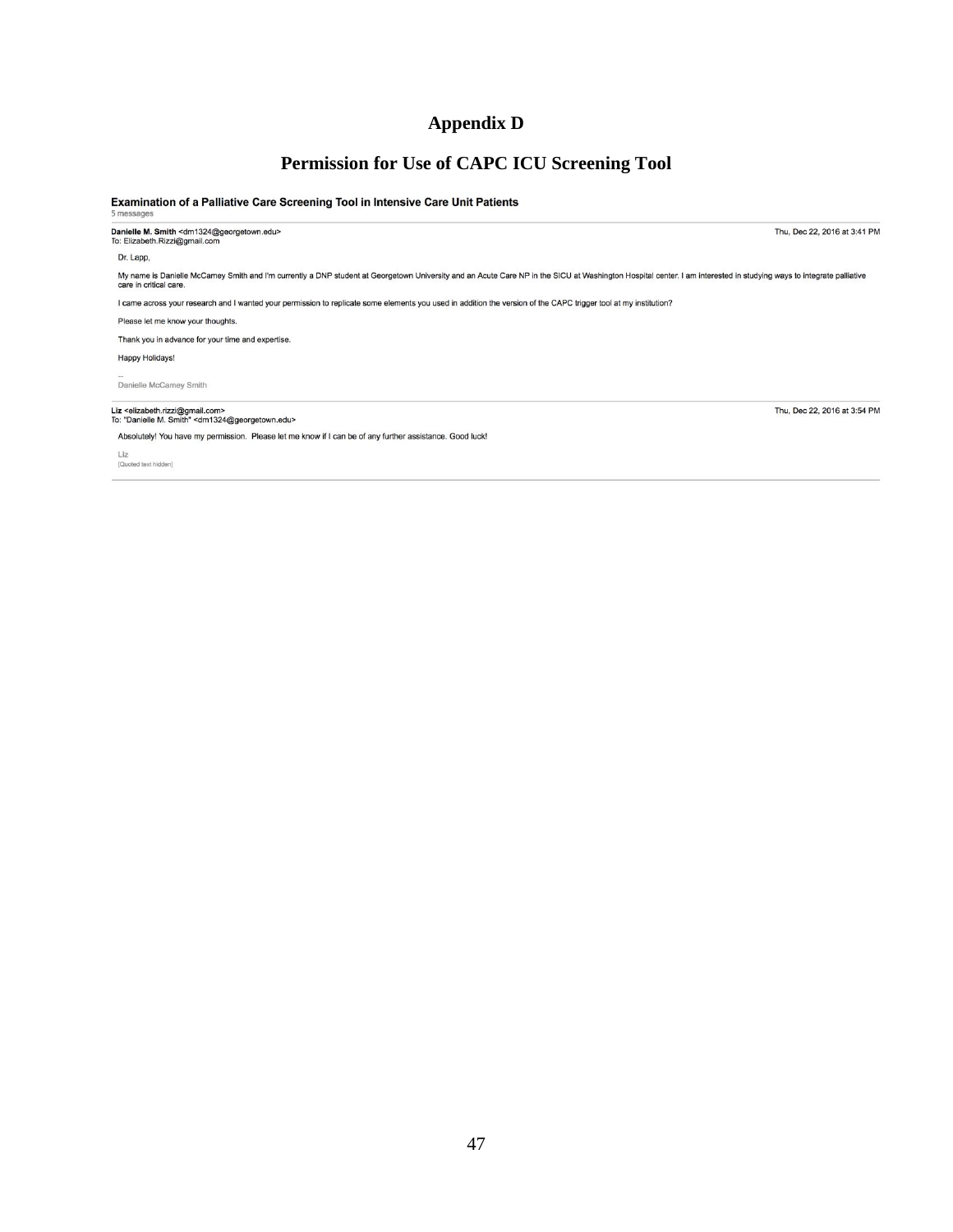# Appendix D

## Permission for Use of CAPC ICU Screening Tool

**Examination of a Palliative Care Screening Tool in Intensive Care Unit Patients**

5 messages

**Danielle M. Smith** <dm1324@georgetown.edu>
To: Elizabeth.Rizzi@gmail.com

Thu, Dec 22, 2016 at 3:41 PM

Dr. Lapp,

My name is Danielle McCamey Smith and I'm currently a DNP student at Georgetown University and an Acute Care NP in the SICU at Washington Hospital center. I am interested in studying ways to integrate palliative care in critical care.

I came across your research and I wanted your permission to replicate some elements you used in addition the version of the CAPC trigger tool at my institution?

Please let me know your thoughts.

Thank you in advance for your time and expertise.

Happy Holidays!

--
Danielle McCamey Smith

**Liz** <elizabeth.rizzi@gmail.com>
To: "Danielle M. Smith" <dm1324@georgetown.edu>

Thu, Dec 22, 2016 at 3:54 PM

Absolutely! You have my permission. Please let me know if I can be of any further assistance. Good luck!

Liz
[Quoted text hidden]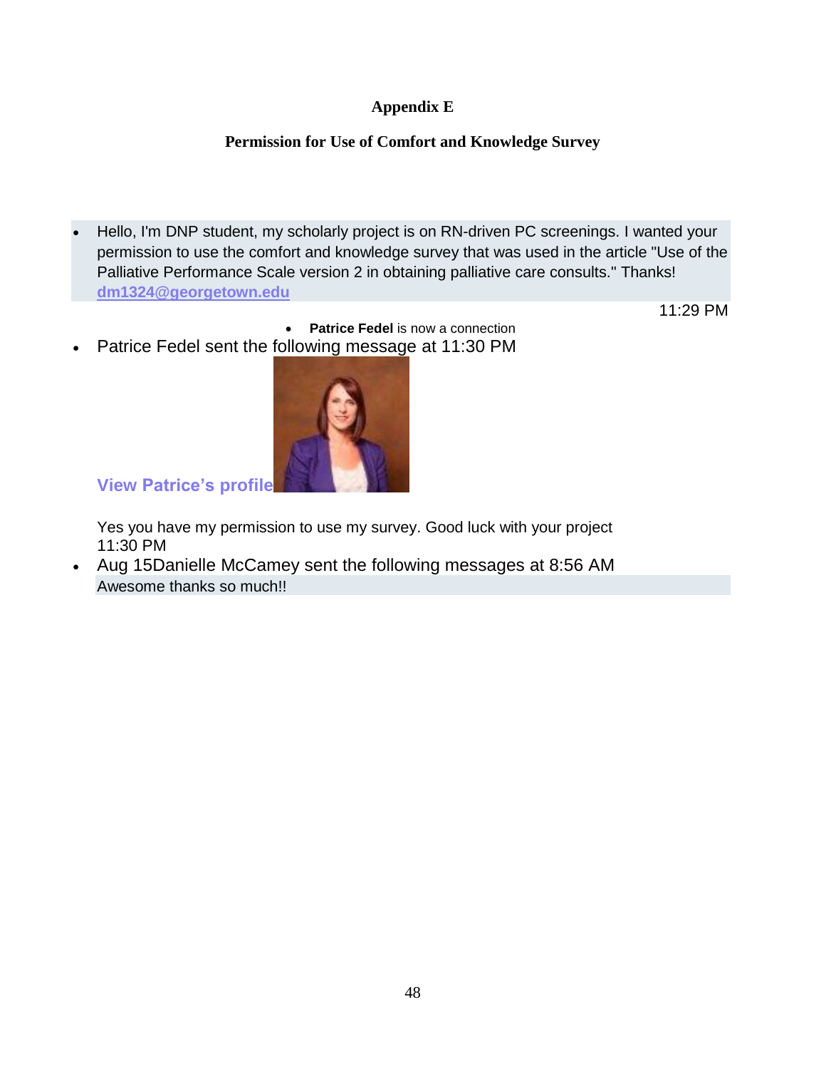# Appendix E

## Permission for Use of Comfort and Knowledge Survey

- Hello, I'm DNP student, my scholarly project is on RN-driven PC screenings. I wanted your permission to use the comfort and knowledge survey that was used in the article "Use of the Palliative Performance Scale version 2 in obtaining palliative care consults." Thanks! dm1324@georgetown.edu

11:29 PM

- **Patrice Fedel** is now a connection

- Patrice Fedel sent the following message at 11:30 PM

  View Patrice's profile

  Yes you have my permission to use my survey. Good luck with your project
  11:30 PM

- Aug 15Danielle McCamey sent the following messages at 8:56 AM
  Awesome thanks so much!!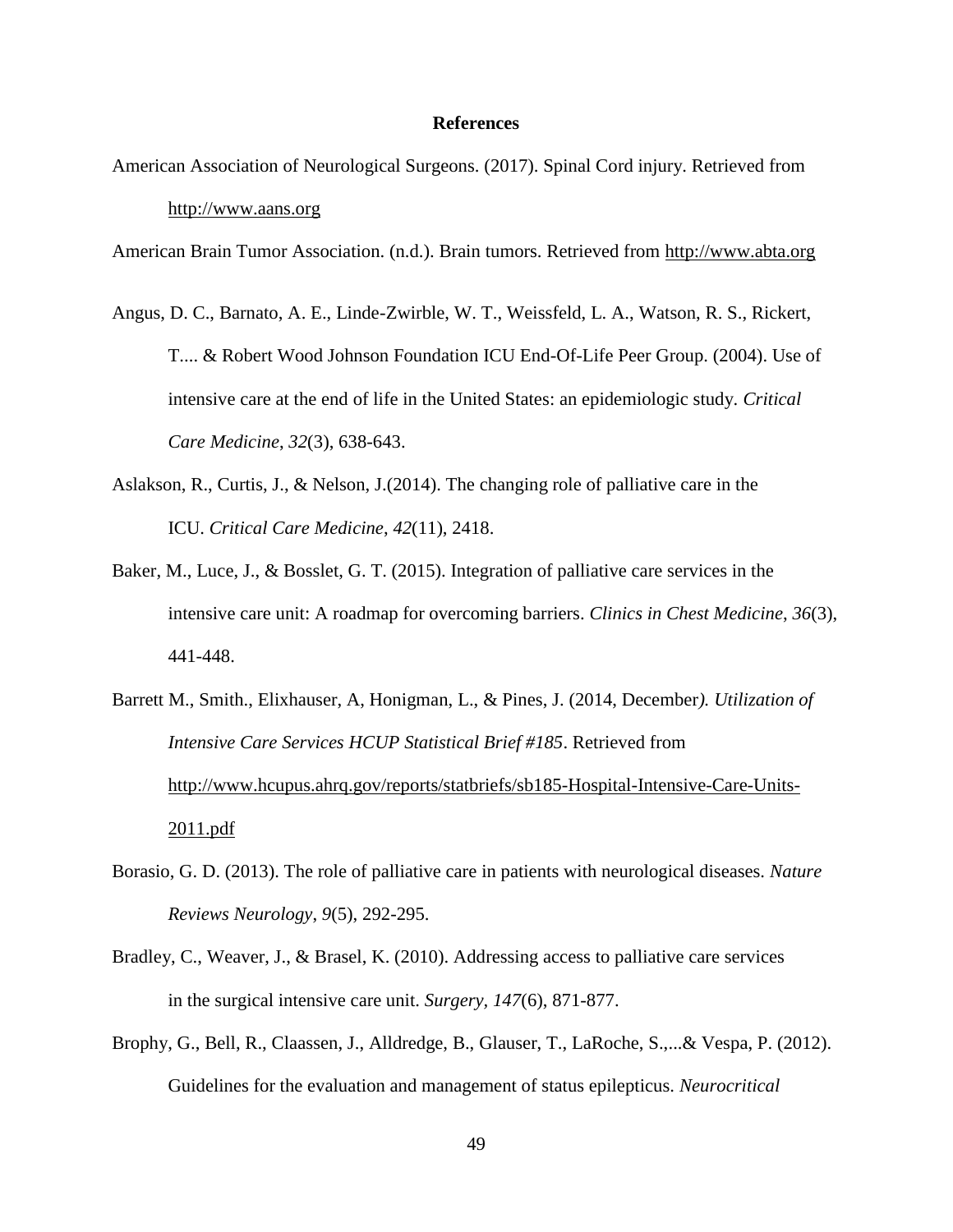# References

American Association of Neurological Surgeons. (2017). Spinal Cord injury. Retrieved from http://www.aans.org

American Brain Tumor Association. (n.d.). Brain tumors. Retrieved from http://www.abta.org

Angus, D. C., Barnato, A. E., Linde-Zwirble, W. T., Weissfeld, L. A., Watson, R. S., Rickert, T.... & Robert Wood Johnson Foundation ICU End-Of-Life Peer Group. (2004). Use of intensive care at the end of life in the United States: an epidemiologic study. *Critical Care Medicine*, *32*(3), 638-643.

Aslakson, R., Curtis, J., & Nelson, J.(2014). The changing role of palliative care in the ICU. *Critical Care Medicine*, *42*(11), 2418.

Baker, M., Luce, J., & Bosslet, G. T. (2015). Integration of palliative care services in the intensive care unit: A roadmap for overcoming barriers. *Clinics in Chest Medicine*, *36*(3), 441-448.

Barrett M., Smith., Elixhauser, A, Honigman, L., & Pines, J. (2014, December*). Utilization of Intensive Care Services HCUP Statistical Brief #185*. Retrieved from http://www.hcupus.ahrq.gov/reports/statbriefs/sb185-Hospital-Intensive-Care-Units-2011.pdf

Borasio, G. D. (2013). The role of palliative care in patients with neurological diseases. *Nature Reviews Neurology*, *9*(5), 292-295.

Bradley, C., Weaver, J., & Brasel, K. (2010). Addressing access to palliative care services in the surgical intensive care unit. *Surgery, 147*(6), 871-877.

Brophy, G., Bell, R., Claassen, J., Alldredge, B., Glauser, T., LaRoche, S.,...& Vespa, P. (2012). Guidelines for the evaluation and management of status epilepticus. *Neurocritical*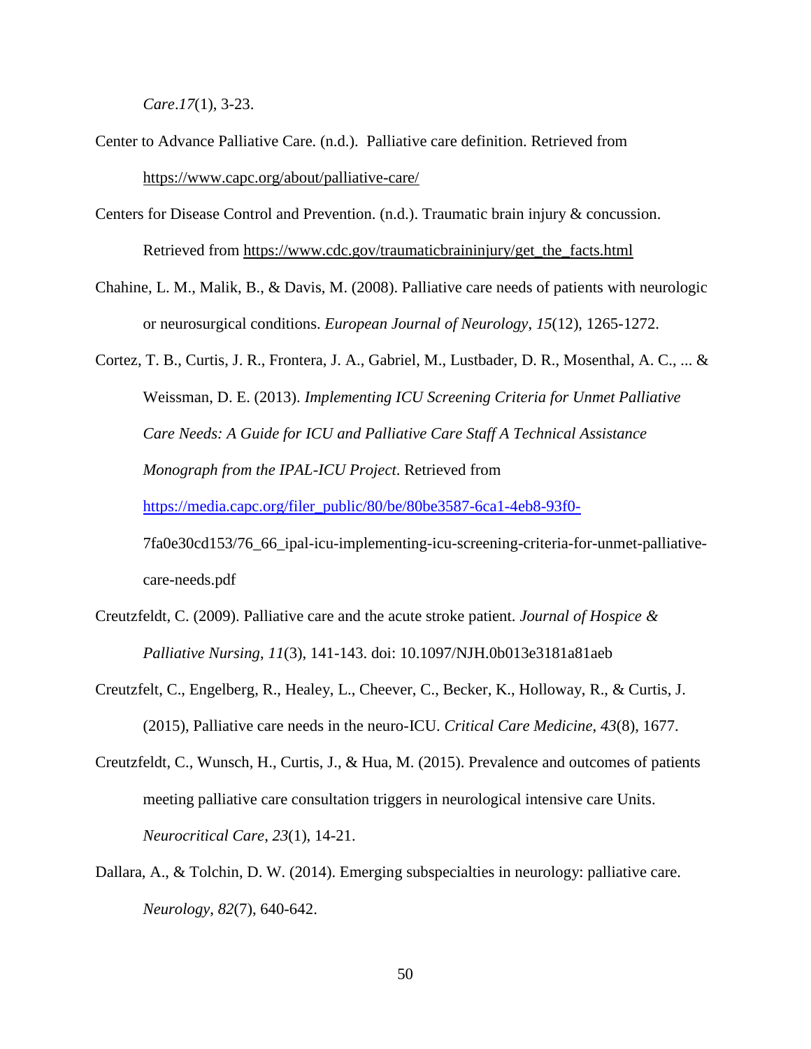*Care*.*17*(1), 3-23.

Center to Advance Palliative Care. (n.d.). Palliative care definition. Retrieved from https://www.capc.org/about/palliative-care/

Centers for Disease Control and Prevention. (n.d.). Traumatic brain injury & concussion. Retrieved from https://www.cdc.gov/traumaticbraininjury/get_the_facts.html

Chahine, L. M., Malik, B., & Davis, M. (2008). Palliative care needs of patients with neurologic or neurosurgical conditions. *European Journal of Neurology*, *15*(12), 1265-1272.

Cortez, T. B., Curtis, J. R., Frontera, J. A., Gabriel, M., Lustbader, D. R., Mosenthal, A. C., ... & Weissman, D. E. (2013). *Implementing ICU Screening Criteria for Unmet Palliative Care Needs: A Guide for ICU and Palliative Care Staff A Technical Assistance Monograph from the IPAL-ICU Project*. Retrieved from https://media.capc.org/filer_public/80/be/80be3587-6ca1-4eb8-93f0-7fa0e30cd153/76_66_ipal-icu-implementing-icu-screening-criteria-for-unmet-palliative-care-needs.pdf

Creutzfeldt, C. (2009). Palliative care and the acute stroke patient. *Journal of Hospice & Palliative Nursing*, *11*(3), 141-143. doi: 10.1097/NJH.0b013e3181a81aeb

Creutzfelt, C., Engelberg, R., Healey, L., Cheever, C., Becker, K., Holloway, R., & Curtis, J. (2015), Palliative care needs in the neuro-ICU. *Critical Care Medicine*, *43*(8), 1677.

Creutzfeldt, C., Wunsch, H., Curtis, J., & Hua, M. (2015). Prevalence and outcomes of patients meeting palliative care consultation triggers in neurological intensive care Units. *Neurocritical Care*, *23*(1), 14-21.

Dallara, A., & Tolchin, D. W. (2014). Emerging subspecialties in neurology: palliative care. *Neurology*, *82*(7), 640-642.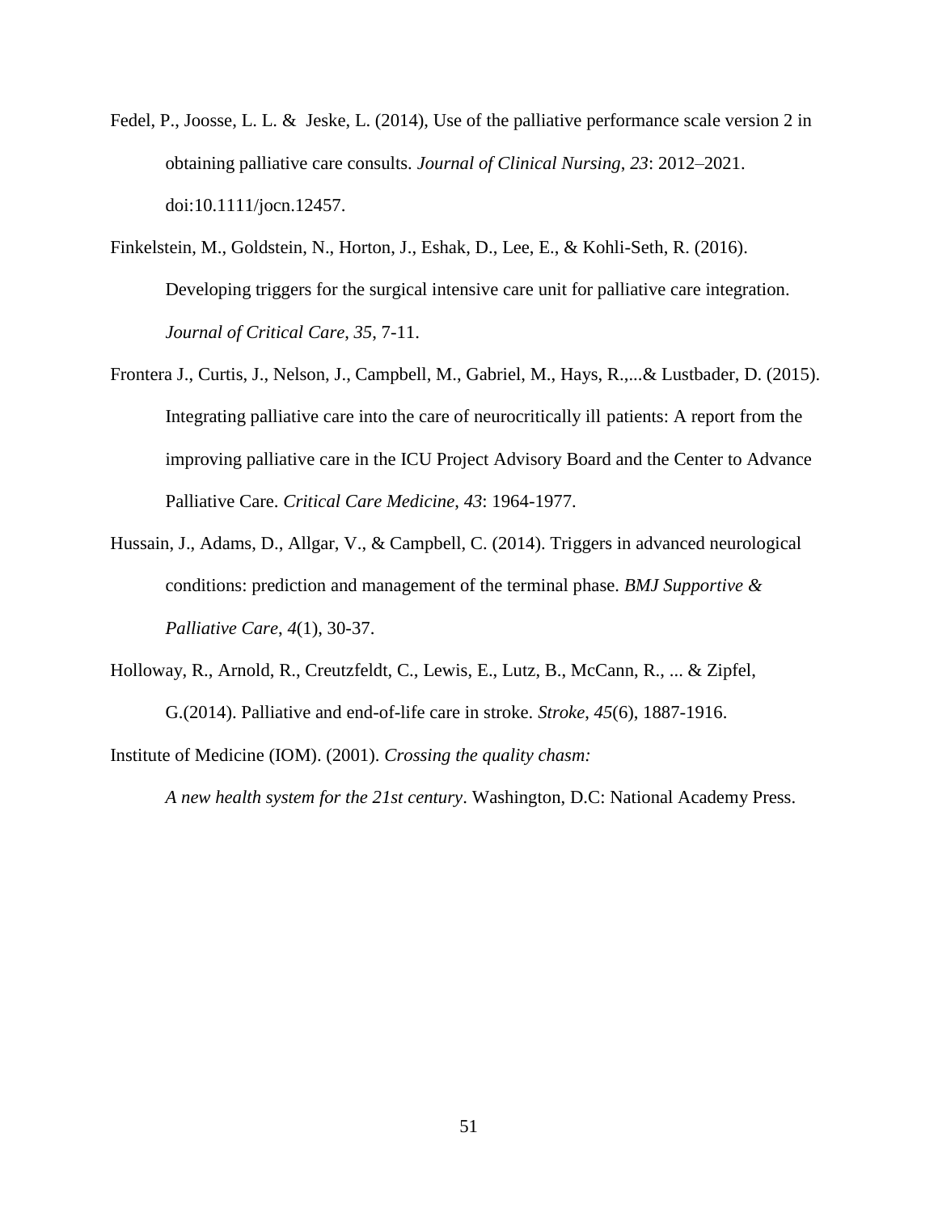Fedel, P., Joosse, L. L. & Jeske, L. (2014), Use of the palliative performance scale version 2 in obtaining palliative care consults. *Journal of Clinical Nursing*, *23*: 2012–2021. doi:10.1111/jocn.12457.

Finkelstein, M., Goldstein, N., Horton, J., Eshak, D., Lee, E., & Kohli-Seth, R. (2016). Developing triggers for the surgical intensive care unit for palliative care integration. *Journal of Critical Care*, *35*, 7-11.

Frontera J., Curtis, J., Nelson, J., Campbell, M., Gabriel, M., Hays, R.,...& Lustbader, D. (2015). Integrating palliative care into the care of neurocritically ill patients: A report from the improving palliative care in the ICU Project Advisory Board and the Center to Advance Palliative Care. *Critical Care Medicine*, *43*: 1964-1977.

Hussain, J., Adams, D., Allgar, V., & Campbell, C. (2014). Triggers in advanced neurological conditions: prediction and management of the terminal phase. *BMJ Supportive & Palliative Care*, *4*(1), 30-37.

Holloway, R., Arnold, R., Creutzfeldt, C., Lewis, E., Lutz, B., McCann, R., ... & Zipfel, G.(2014). Palliative and end-of-life care in stroke. *Stroke*, *45*(6), 1887-1916.

Institute of Medicine (IOM). (2001). *Crossing the quality chasm: A new health system for the 21st century*. Washington, D.C: National Academy Press.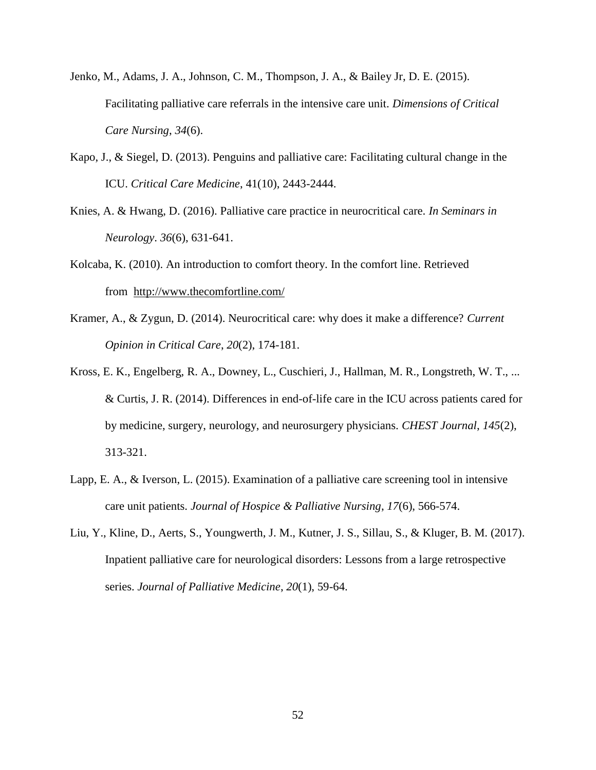Jenko, M., Adams, J. A., Johnson, C. M., Thompson, J. A., & Bailey Jr, D. E. (2015). Facilitating palliative care referrals in the intensive care unit. *Dimensions of Critical Care Nursing*, *34*(6).

Kapo, J., & Siegel, D. (2013). Penguins and palliative care: Facilitating cultural change in the ICU. *Critical Care Medicine*, 41(10), 2443-2444.

Knies, A. & Hwang, D. (2016). Palliative care practice in neurocritical care. *In Seminars in Neurology*. *36*(6), 631-641.

Kolcaba, K. (2010). An introduction to comfort theory. In the comfort line. Retrieved from http://www.thecomfortline.com/

Kramer, A., & Zygun, D. (2014). Neurocritical care: why does it make a difference? *Current Opinion in Critical Care*, *20*(2), 174-181.

Kross, E. K., Engelberg, R. A., Downey, L., Cuschieri, J., Hallman, M. R., Longstreth, W. T., ... & Curtis, J. R. (2014). Differences in end-of-life care in the ICU across patients cared for by medicine, surgery, neurology, and neurosurgery physicians. *CHEST Journal*, *145*(2), 313-321.

Lapp, E. A., & Iverson, L. (2015). Examination of a palliative care screening tool in intensive care unit patients. *Journal of Hospice & Palliative Nursing*, *17*(6), 566-574.

Liu, Y., Kline, D., Aerts, S., Youngwerth, J. M., Kutner, J. S., Sillau, S., & Kluger, B. M. (2017). Inpatient palliative care for neurological disorders: Lessons from a large retrospective series. *Journal of Palliative Medicine*, *20*(1), 59-64.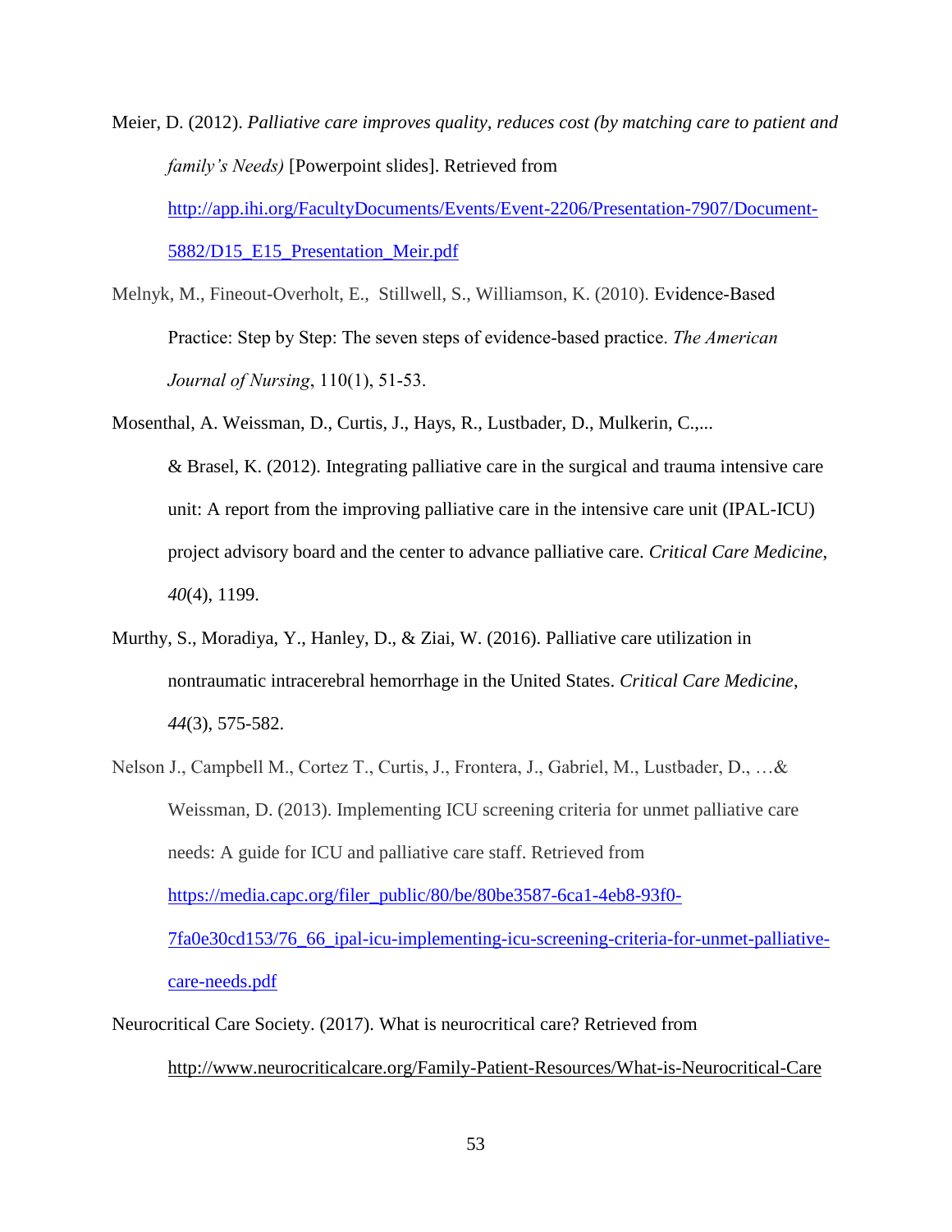Meier, D. (2012). *Palliative care improves quality, reduces cost (by matching care to patient and family's Needs)* [Powerpoint slides]. Retrieved from [http://app.ihi.org/FacultyDocuments/Events/Event-2206/Presentation-7907/Document-5882/D15_E15_Presentation_Meir.pdf](http://app.ihi.org/FacultyDocuments/Events/Event-2206/Presentation-7907/Document-5882/D15_E15_Presentation_Meir.pdf)

Melnyk, M., Fineout-Overholt, E., Stillwell, S., Williamson, K. (2010). Evidence-Based Practice: Step by Step: The seven steps of evidence-based practice. *The American Journal of Nursing*, 110(1), 51-53.

Mosenthal, A. Weissman, D., Curtis, J., Hays, R., Lustbader, D., Mulkerin, C.,... & Brasel, K. (2012). Integrating palliative care in the surgical and trauma intensive care unit: A report from the improving palliative care in the intensive care unit (IPAL-ICU) project advisory board and the center to advance palliative care. *Critical Care Medicine*, *40*(4), 1199.

Murthy, S., Moradiya, Y., Hanley, D., & Ziai, W. (2016). Palliative care utilization in nontraumatic intracerebral hemorrhage in the United States. *Critical Care Medicine*, *44*(3), 575-582.

Nelson J., Campbell M., Cortez T., Curtis, J., Frontera, J., Gabriel, M., Lustbader, D., …& Weissman, D. (2013). Implementing ICU screening criteria for unmet palliative care needs: A guide for ICU and palliative care staff. Retrieved from [https://media.capc.org/filer_public/80/be/80be3587-6ca1-4eb8-93f0-7fa0e30cd153/76_66_ipal-icu-implementing-icu-screening-criteria-for-unmet-palliative-care-needs.pdf](https://media.capc.org/filer_public/80/be/80be3587-6ca1-4eb8-93f0-7fa0e30cd153/76_66_ipal-icu-implementing-icu-screening-criteria-for-unmet-palliative-care-needs.pdf)

Neurocritical Care Society. (2017). What is neurocritical care? Retrieved from http://www.neurocriticalcare.org/Family-Patient-Resources/What-is-Neurocritical-Care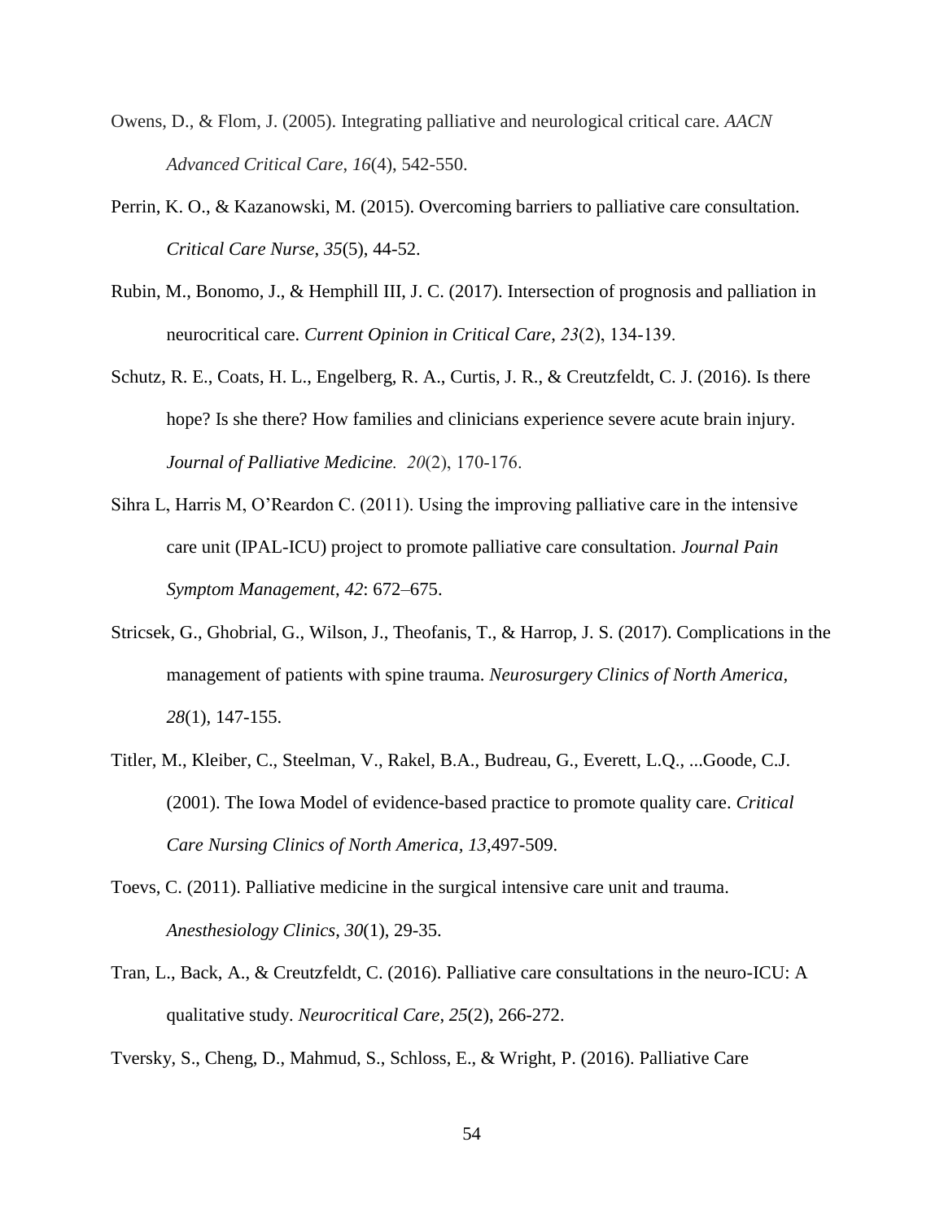Owens, D., & Flom, J. (2005). Integrating palliative and neurological critical care. *AACN Advanced Critical Care*, *16*(4), 542-550.

Perrin, K. O., & Kazanowski, M. (2015). Overcoming barriers to palliative care consultation. *Critical Care Nurse*, *35*(5), 44-52.

Rubin, M., Bonomo, J., & Hemphill III, J. C. (2017). Intersection of prognosis and palliation in neurocritical care. *Current Opinion in Critical Care*, *23*(2), 134-139.

Schutz, R. E., Coats, H. L., Engelberg, R. A., Curtis, J. R., & Creutzfeldt, C. J. (2016). Is there hope? Is she there? How families and clinicians experience severe acute brain injury. *Journal of Palliative Medicine. 20*(2), 170-176.

Sihra L, Harris M, O'Reardon C. (2011). Using the improving palliative care in the intensive care unit (IPAL-ICU) project to promote palliative care consultation. *Journal Pain Symptom Management*, *42*: 672–675.

Stricsek, G., Ghobrial, G., Wilson, J., Theofanis, T., & Harrop, J. S. (2017). Complications in the management of patients with spine trauma. *Neurosurgery Clinics of North America, 28*(1), 147-155.

Titler, M., Kleiber, C., Steelman, V., Rakel, B.A., Budreau, G., Everett, L.Q., ...Goode, C.J. (2001). The Iowa Model of evidence-based practice to promote quality care. *Critical Care Nursing Clinics of North America*, *13*,497-509.

Toevs, C. (2011). Palliative medicine in the surgical intensive care unit and trauma. *Anesthesiology Clinics*, *30*(1), 29-35.

Tran, L., Back, A., & Creutzfeldt, C. (2016). Palliative care consultations in the neuro-ICU: A qualitative study. *Neurocritical Care*, *25*(2), 266-272.

Tversky, S., Cheng, D., Mahmud, S., Schloss, E., & Wright, P. (2016). Palliative Care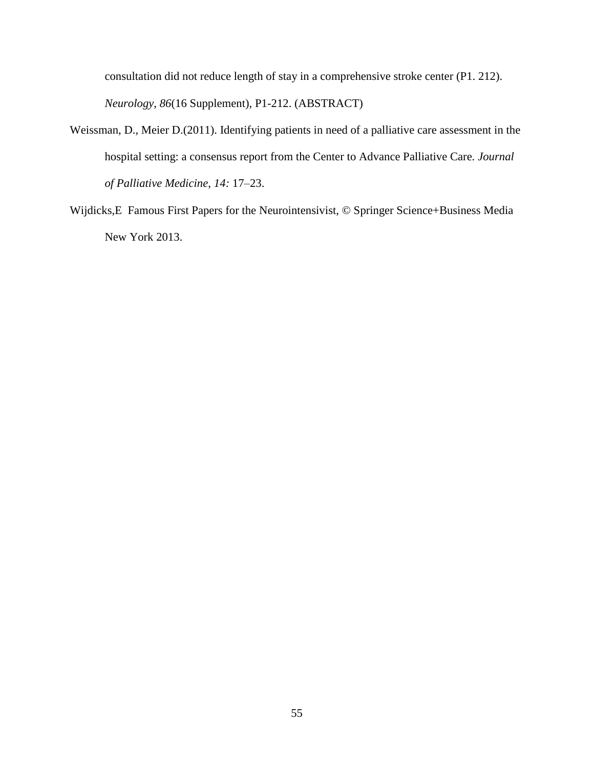consultation did not reduce length of stay in a comprehensive stroke center (P1. 212). *Neurology, 86*(16 Supplement), P1-212. (ABSTRACT)

Weissman, D., Meier D.(2011). Identifying patients in need of a palliative care assessment in the hospital setting: a consensus report from the Center to Advance Palliative Care. *Journal of Palliative Medicine, 14:* 17–23.

Wijdicks,E  Famous First Papers for the Neurointensivist, © Springer Science+Business Media New York 2013.